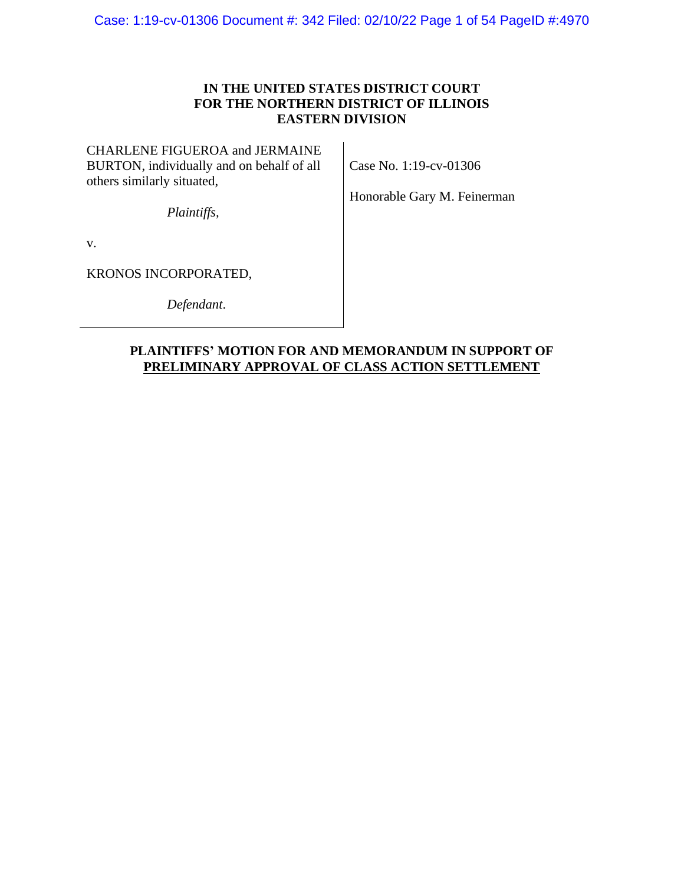**IN THE UNITED STATES DISTRICT COURT**
**FOR THE NORTHERN DISTRICT OF ILLINOIS**
**EASTERN DIVISION**

CHARLENE FIGUEROA and JERMAINE BURTON, individually and on behalf of all others similarly situated,

*Plaintiffs*,

v.

KRONOS INCORPORATED,

*Defendant*.

Case No. 1:19-cv-01306

Honorable Gary M. Feinerman

**PLAINTIFFS' MOTION FOR AND MEMORANDUM IN SUPPORT OF PRELIMINARY APPROVAL OF CLASS ACTION SETTLEMENT**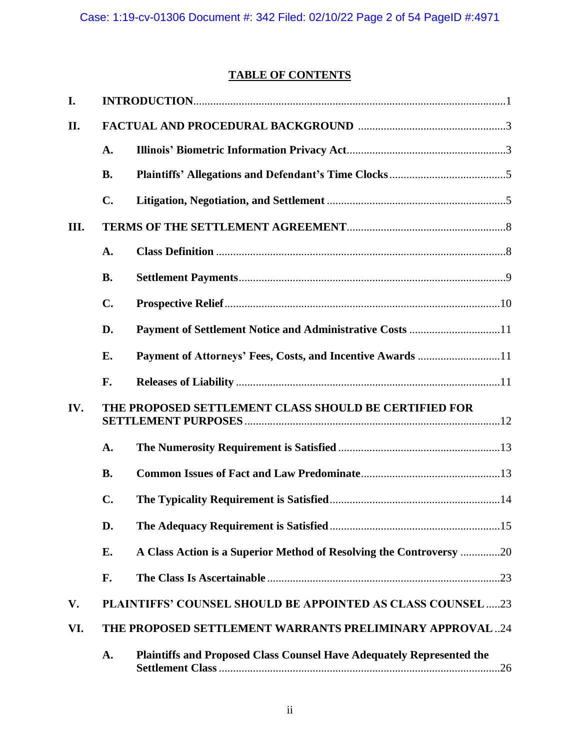## TABLE OF CONTENTS

I. **INTRODUCTION** ......... 1

II. **FACTUAL AND PROCEDURAL BACKGROUND** ......... 3

- A. **Illinois' Biometric Information Privacy Act** ......... 3
- B. **Plaintiffs' Allegations and Defendant's Time Clocks** ......... 5
- C. **Litigation, Negotiation, and Settlement** ......... 5

III. **TERMS OF THE SETTLEMENT AGREEMENT** ......... 8

- A. **Class Definition** ......... 8
- B. **Settlement Payments** ......... 9
- C. **Prospective Relief** ......... 10
- D. **Payment of Settlement Notice and Administrative Costs** ......... 11
- E. **Payment of Attorneys' Fees, Costs, and Incentive Awards** ......... 11
- F. **Releases of Liability** ......... 11

IV. **THE PROPOSED SETTLEMENT CLASS SHOULD BE CERTIFIED FOR SETTLEMENT PURPOSES** ......... 12

- A. **The Numerosity Requirement is Satisfied** ......... 13
- B. **Common Issues of Fact and Law Predominate** ......... 13
- C. **The Typicality Requirement is Satisfied** ......... 14
- D. **The Adequacy Requirement is Satisfied** ......... 15
- E. **A Class Action is a Superior Method of Resolving the Controversy** ......... 20
- F. **The Class Is Ascertainable** ......... 23

V. **PLAINTIFFS' COUNSEL SHOULD BE APPOINTED AS CLASS COUNSEL** ......... 23

VI. **THE PROPOSED SETTLEMENT WARRANTS PRELIMINARY APPROVAL** ......... 24

- A. **Plaintiffs and Proposed Class Counsel Have Adequately Represented the Settlement Class** ......... 26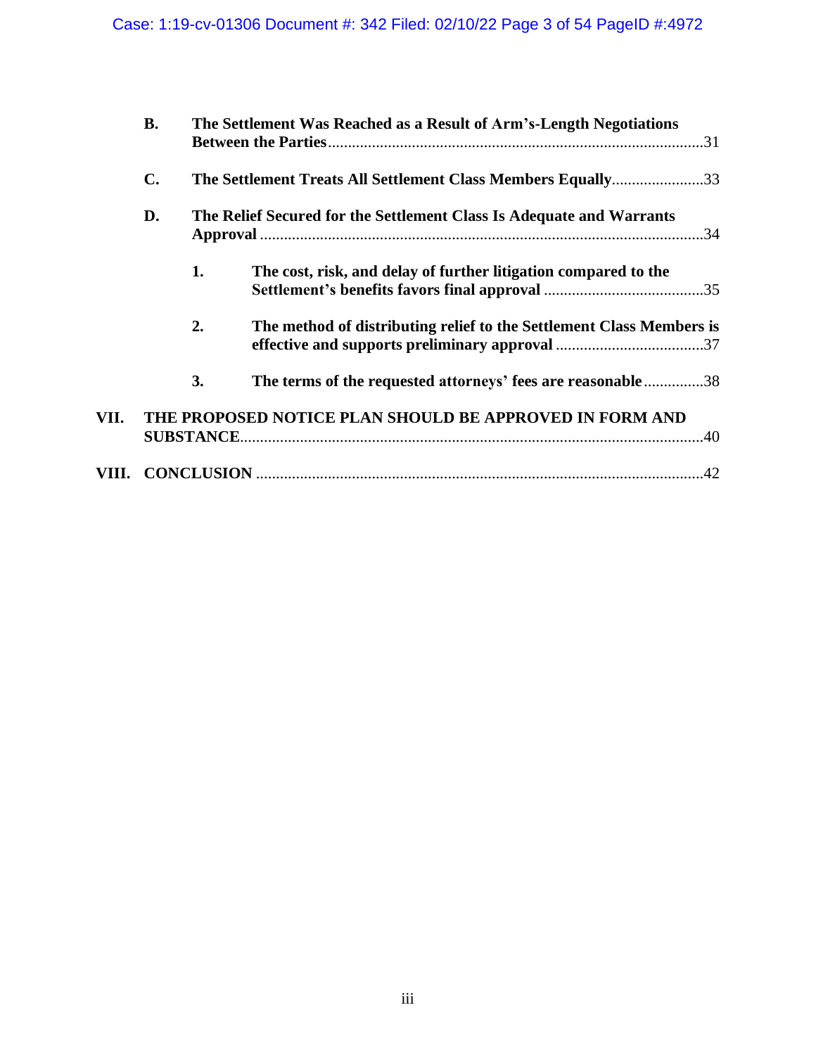**B. The Settlement Was Reached as a Result of Arm's-Length Negotiations Between the Parties** .....31

**C. The Settlement Treats All Settlement Class Members Equally** .....33

**D. The Relief Secured for the Settlement Class Is Adequate and Warrants Approval** .....34

**1. The cost, risk, and delay of further litigation compared to the Settlement's benefits favors final approval** .....35

**2. The method of distributing relief to the Settlement Class Members is effective and supports preliminary approval** .....37

**3. The terms of the requested attorneys' fees are reasonable** .....38

**VII. THE PROPOSED NOTICE PLAN SHOULD BE APPROVED IN FORM AND SUBSTANCE** .....40

**VIII. CONCLUSION** .....42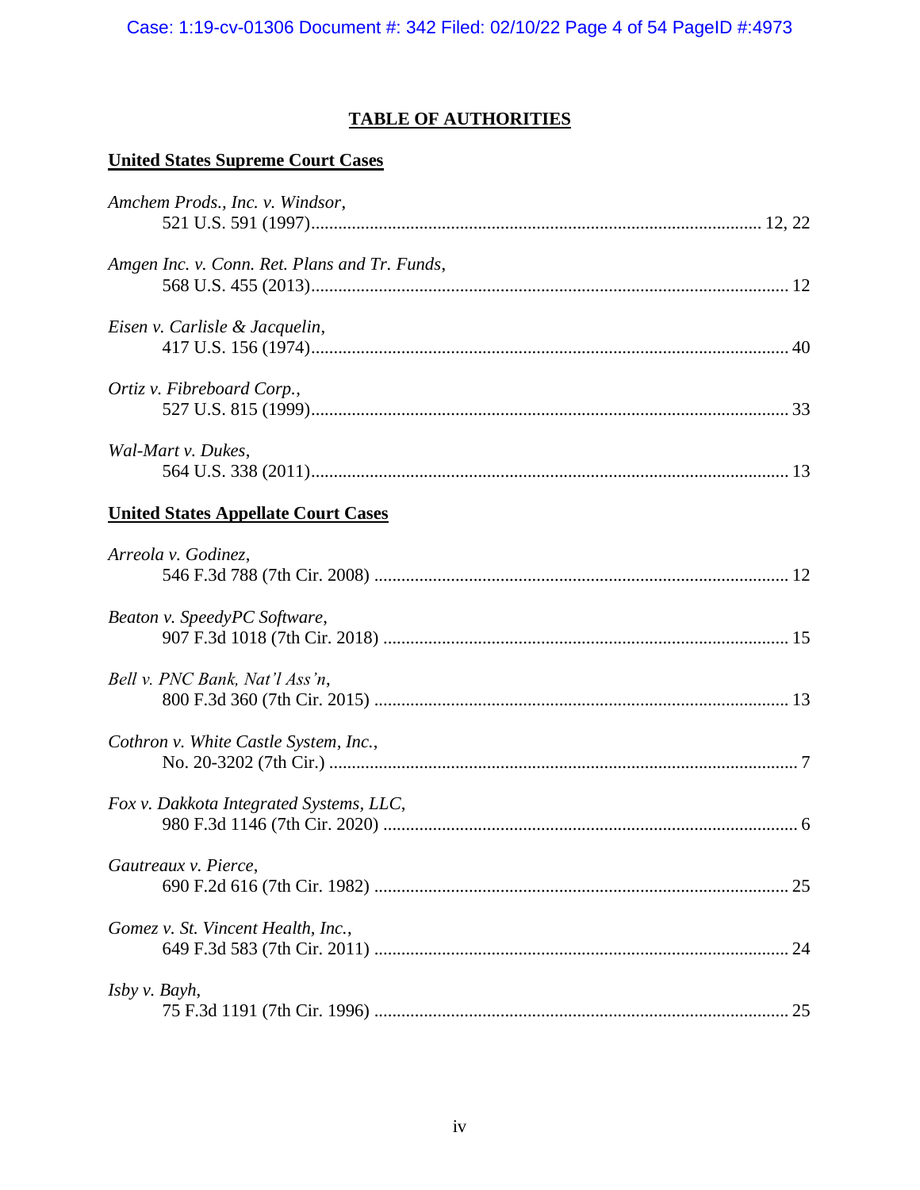# TABLE OF AUTHORITIES

## United States Supreme Court Cases

*Amchem Prods., Inc. v. Windsor*,
521 U.S. 591 (1997) .......... 12, 22

*Amgen Inc. v. Conn. Ret. Plans and Tr. Funds*,
568 U.S. 455 (2013) .......... 12

*Eisen v. Carlisle & Jacquelin*,
417 U.S. 156 (1974) .......... 40

*Ortiz v. Fibreboard Corp.*,
527 U.S. 815 (1999) .......... 33

*Wal-Mart v. Dukes*,
564 U.S. 338 (2011) .......... 13

## United States Appellate Court Cases

*Arreola v. Godinez*,
546 F.3d 788 (7th Cir. 2008) .......... 12

*Beaton v. SpeedyPC Software*,
907 F.3d 1018 (7th Cir. 2018) .......... 15

*Bell v. PNC Bank, Nat'l Ass'n*,
800 F.3d 360 (7th Cir. 2015) .......... 13

*Cothron v. White Castle System, Inc.*,
No. 20-3202 (7th Cir.) .......... 7

*Fox v. Dakkota Integrated Systems, LLC*,
980 F.3d 1146 (7th Cir. 2020) .......... 6

*Gautreaux v. Pierce*,
690 F.2d 616 (7th Cir. 1982) .......... 25

*Gomez v. St. Vincent Health, Inc.*,
649 F.3d 583 (7th Cir. 2011) .......... 24

*Isby v. Bayh*,
75 F.3d 1191 (7th Cir. 1996) .......... 25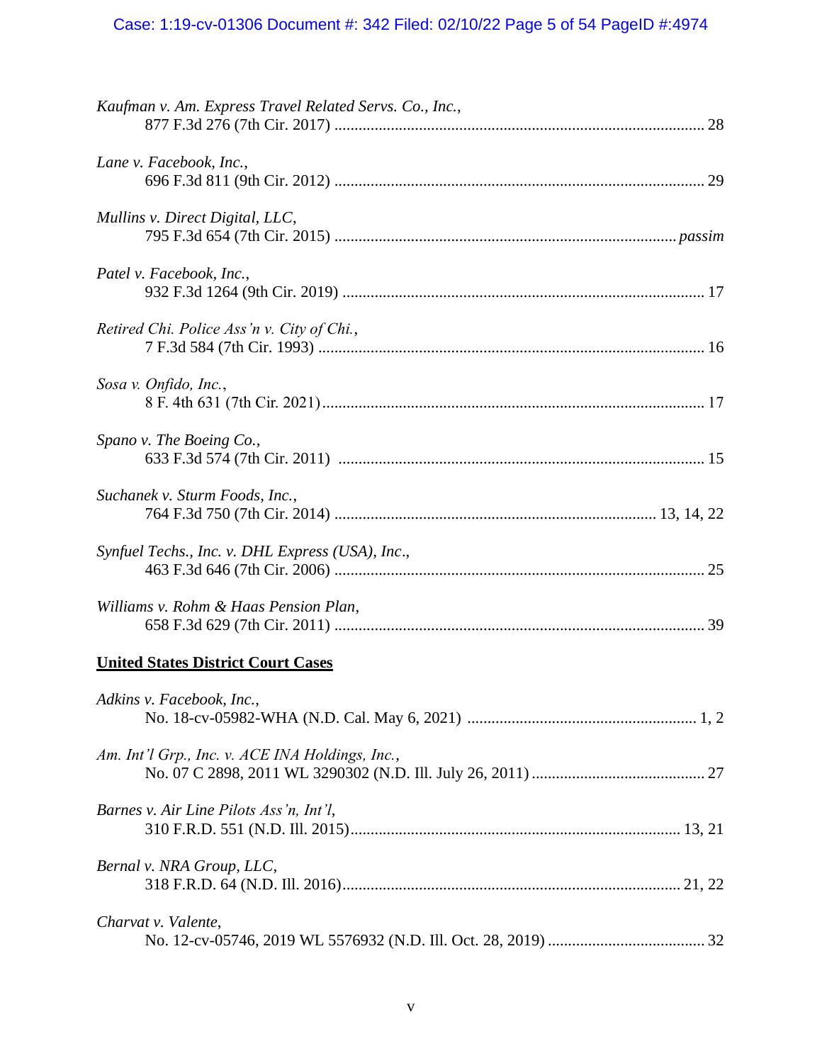*Kaufman v. Am. Express Travel Related Servs. Co., Inc.*,
877 F.3d 276 (7th Cir. 2017) ........................................................................................ 28

*Lane v. Facebook, Inc.*,
696 F.3d 811 (9th Cir. 2012) ........................................................................................ 29

*Mullins v. Direct Digital, LLC*,
795 F.3d 654 (7th Cir. 2015) ................................................................................. *passim*

*Patel v. Facebook, Inc.*,
932 F.3d 1264 (9th Cir. 2019) ...................................................................................... 17

*Retired Chi. Police Ass'n v. City of Chi.*,
7 F.3d 584 (7th Cir. 1993) ............................................................................................ 16

*Sosa v. Onfido, Inc.*,
8 F. 4th 631 (7th Cir. 2021) ........................................................................................... 17

*Spano v. The Boeing Co.*,
633 F.3d 574 (7th Cir. 2011) ........................................................................................ 15

*Suchanek v. Sturm Foods, Inc.*,
764 F.3d 750 (7th Cir. 2014) ............................................................................ 13, 14, 22

*Synfuel Techs., Inc. v. DHL Express (USA), Inc*.,
463 F.3d 646 (7th Cir. 2006) ........................................................................................ 25

*Williams v. Rohm & Haas Pension Plan*,
658 F.3d 629 (7th Cir. 2011) ........................................................................................ 39

**United States District Court Cases**

*Adkins v. Facebook, Inc.*,
No. 18-cv-05982-WHA (N.D. Cal. May 6, 2021) ...................................................... 1, 2

*Am. Int'l Grp., Inc. v. ACE INA Holdings, Inc.*,
No. 07 C 2898, 2011 WL 3290302 (N.D. Ill. July 26, 2011) ......................................... 27

*Barnes v. Air Line Pilots Ass'n, Int'l*,
310 F.R.D. 551 (N.D. Ill. 2015) ............................................................................... 13, 21

*Bernal v. NRA Group, LLC*,
318 F.R.D. 64 (N.D. Ill. 2016) ................................................................................. 21, 22

*Charvat v. Valente*,
No. 12-cv-05746, 2019 WL 5576932 (N.D. Ill. Oct. 28, 2019) ..................................... 32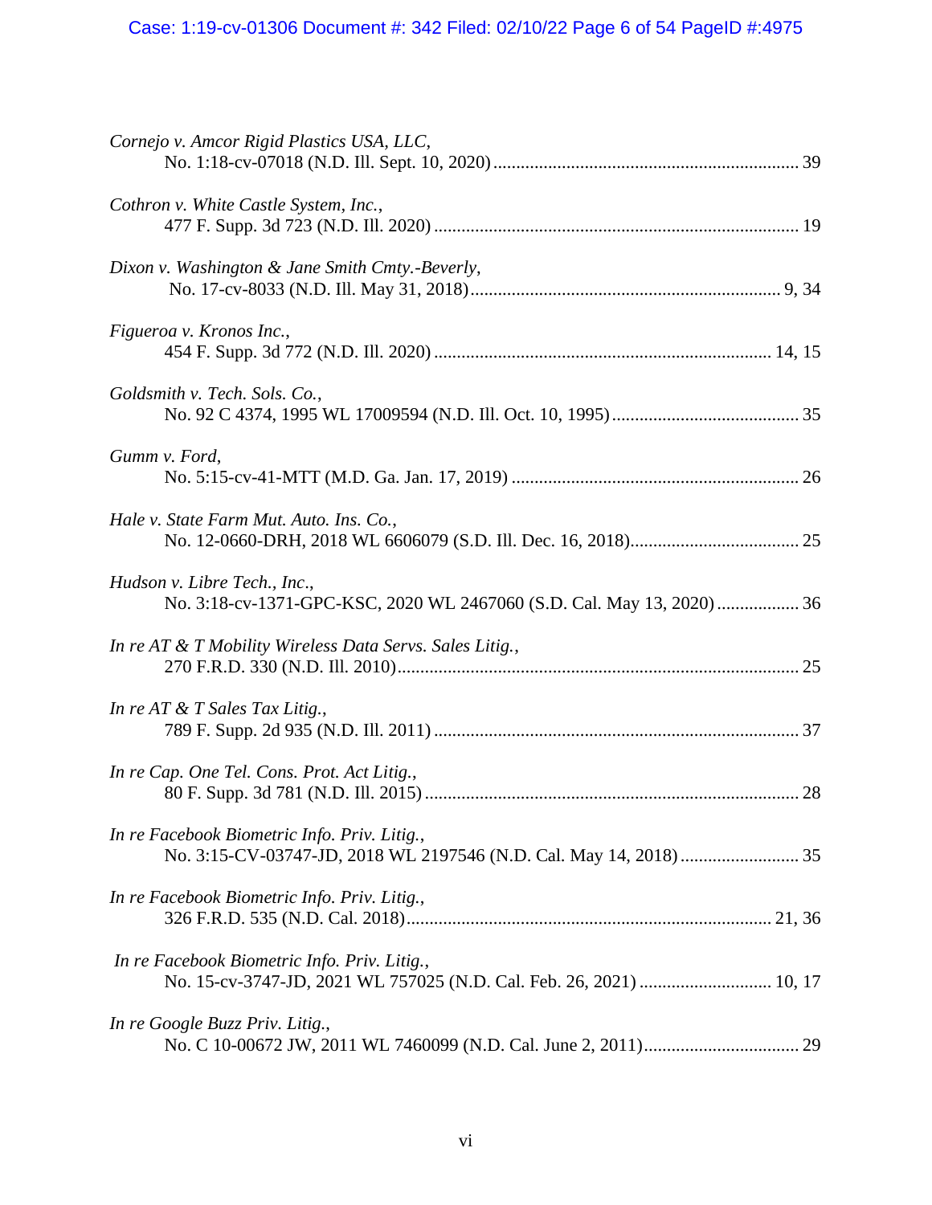*Cornejo v. Amcor Rigid Plastics USA, LLC*,
No. 1:18-cv-07018 (N.D. Ill. Sept. 10, 2020) .................................................................. 39

*Cothron v. White Castle System, Inc.*,
477 F. Supp. 3d 723 (N.D. Ill. 2020) ............................................................................... 19

*Dixon v. Washington & Jane Smith Cmty.-Beverly*,
No. 17-cv-8033 (N.D. Ill. May 31, 2018) ................................................................... 9, 34

*Figueroa v. Kronos Inc.*,
454 F. Supp. 3d 772 (N.D. Ill. 2020) ........................................................................ 14, 15

*Goldsmith v. Tech. Sols. Co.*,
No. 92 C 4374, 1995 WL 17009594 (N.D. Ill. Oct. 10, 1995) ......................................... 35

*Gumm v. Ford*,
No. 5:15-cv-41-MTT (M.D. Ga. Jan. 17, 2019) .............................................................. 26

*Hale v. State Farm Mut. Auto. Ins. Co.*,
No. 12-0660-DRH, 2018 WL 6606079 (S.D. Ill. Dec. 16, 2018) ..................................... 25

*Hudson v. Libre Tech., Inc.*,
No. 3:18-cv-1371-GPC-KSC, 2020 WL 2467060 (S.D. Cal. May 13, 2020) .................. 36

*In re AT & T Mobility Wireless Data Servs. Sales Litig.*,
270 F.R.D. 330 (N.D. Ill. 2010) ....................................................................................... 25

*In re AT & T Sales Tax Litig.*,
789 F. Supp. 2d 935 (N.D. Ill. 2011) ............................................................................... 37

*In re Cap. One Tel. Cons. Prot. Act Litig.*,
80 F. Supp. 3d 781 (N.D. Ill. 2015) ................................................................................. 28

*In re Facebook Biometric Info. Priv. Litig.*,
No. 3:15-CV-03747-JD, 2018 WL 2197546 (N.D. Cal. May 14, 2018) .......................... 35

*In re Facebook Biometric Info. Priv. Litig.*,
326 F.R.D. 535 (N.D. Cal. 2018) ............................................................................... 21, 36

*In re Facebook Biometric Info. Priv. Litig.*,
No. 15-cv-3747-JD, 2021 WL 757025 (N.D. Cal. Feb. 26, 2021) ............................ 10, 17

*In re Google Buzz Priv. Litig.*,
No. C 10-00672 JW, 2011 WL 7460099 (N.D. Cal. June 2, 2011) .................................. 29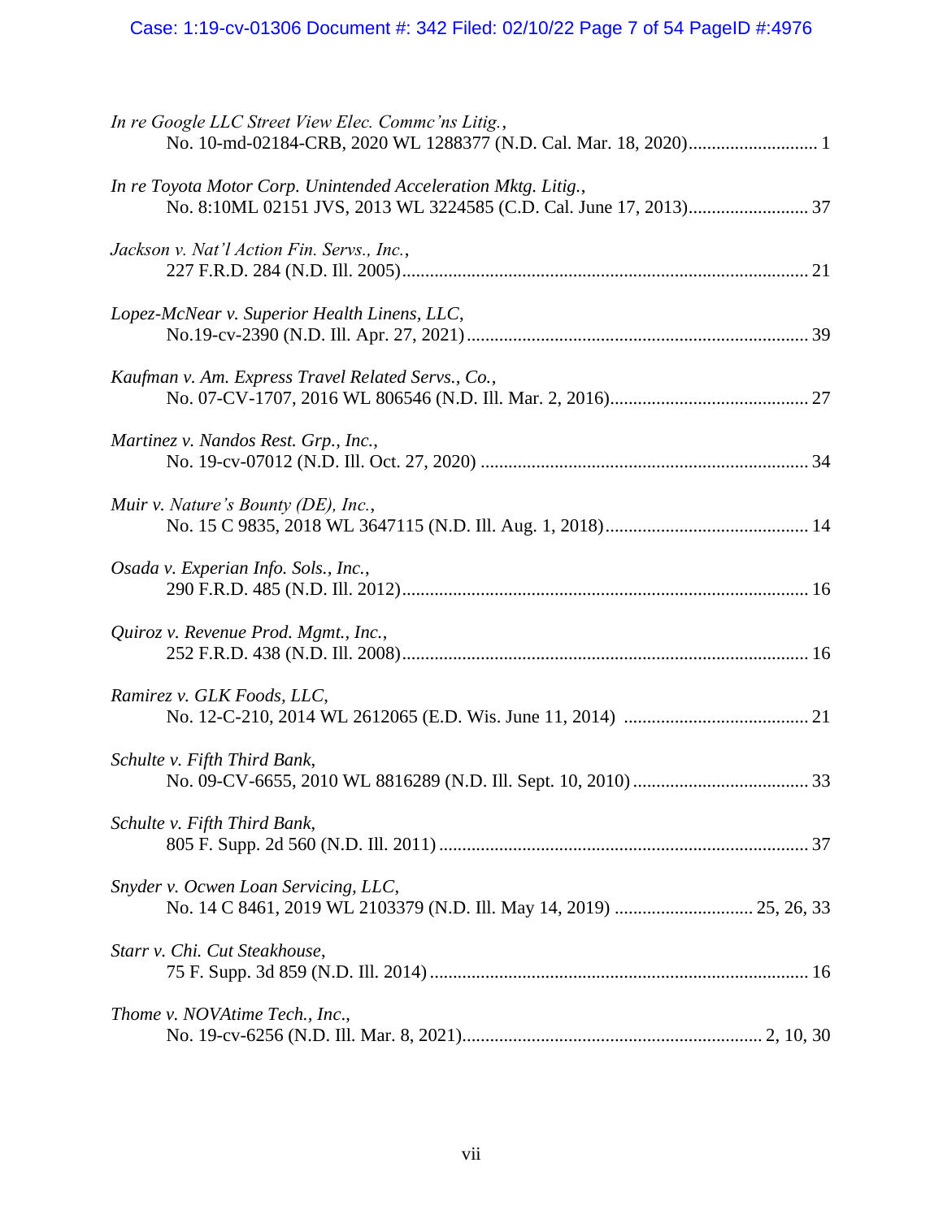*In re Google LLC Street View Elec. Commc'ns Litig.*,
No. 10-md-02184-CRB, 2020 WL 1288377 (N.D. Cal. Mar. 18, 2020)............................ 1

*In re Toyota Motor Corp. Unintended Acceleration Mktg. Litig.*,
No. 8:10ML 02151 JVS, 2013 WL 3224585 (C.D. Cal. June 17, 2013).......................... 37

*Jackson v. Nat'l Action Fin. Servs., Inc.*,
227 F.R.D. 284 (N.D. Ill. 2005)...................................................................................... 21

*Lopez-McNear v. Superior Health Linens, LLC*,
No.19-cv-2390 (N.D. Ill. Apr. 27, 2021)......................................................................... 39

*Kaufman v. Am. Express Travel Related Servs., Co.*,
No. 07-CV-1707, 2016 WL 806546 (N.D. Ill. Mar. 2, 2016)........................................... 27

*Martinez v. Nandos Rest. Grp., Inc.*,
No. 19-cv-07012 (N.D. Ill. Oct. 27, 2020) ...................................................................... 34

*Muir v. Nature's Bounty (DE), Inc.*,
No. 15 C 9835, 2018 WL 3647115 (N.D. Ill. Aug. 1, 2018)............................................ 14

*Osada v. Experian Info. Sols., Inc.*,
290 F.R.D. 485 (N.D. Ill. 2012)...................................................................................... 16

*Quiroz v. Revenue Prod. Mgmt., Inc.*,
252 F.R.D. 438 (N.D. Ill. 2008)...................................................................................... 16

*Ramirez v. GLK Foods, LLC*,
No. 12-C-210, 2014 WL 2612065 (E.D. Wis. June 11, 2014) ........................................ 21

*Schulte v. Fifth Third Bank*,
No. 09-CV-6655, 2010 WL 8816289 (N.D. Ill. Sept. 10, 2010)...................................... 33

*Schulte v. Fifth Third Bank*,
805 F. Supp. 2d 560 (N.D. Ill. 2011) ............................................................................... 37

*Snyder v. Ocwen Loan Servicing, LLC*,
No. 14 C 8461, 2019 WL 2103379 (N.D. Ill. May 14, 2019) ............................. 25, 26, 33

*Starr v. Chi. Cut Steakhouse*,
75 F. Supp. 3d 859 (N.D. Ill. 2014) ................................................................................. 16

*Thome v. NOVAtime Tech., Inc.*,
No. 19-cv-6256 (N.D. Ill. Mar. 8, 2021)................................................................ 2, 10, 30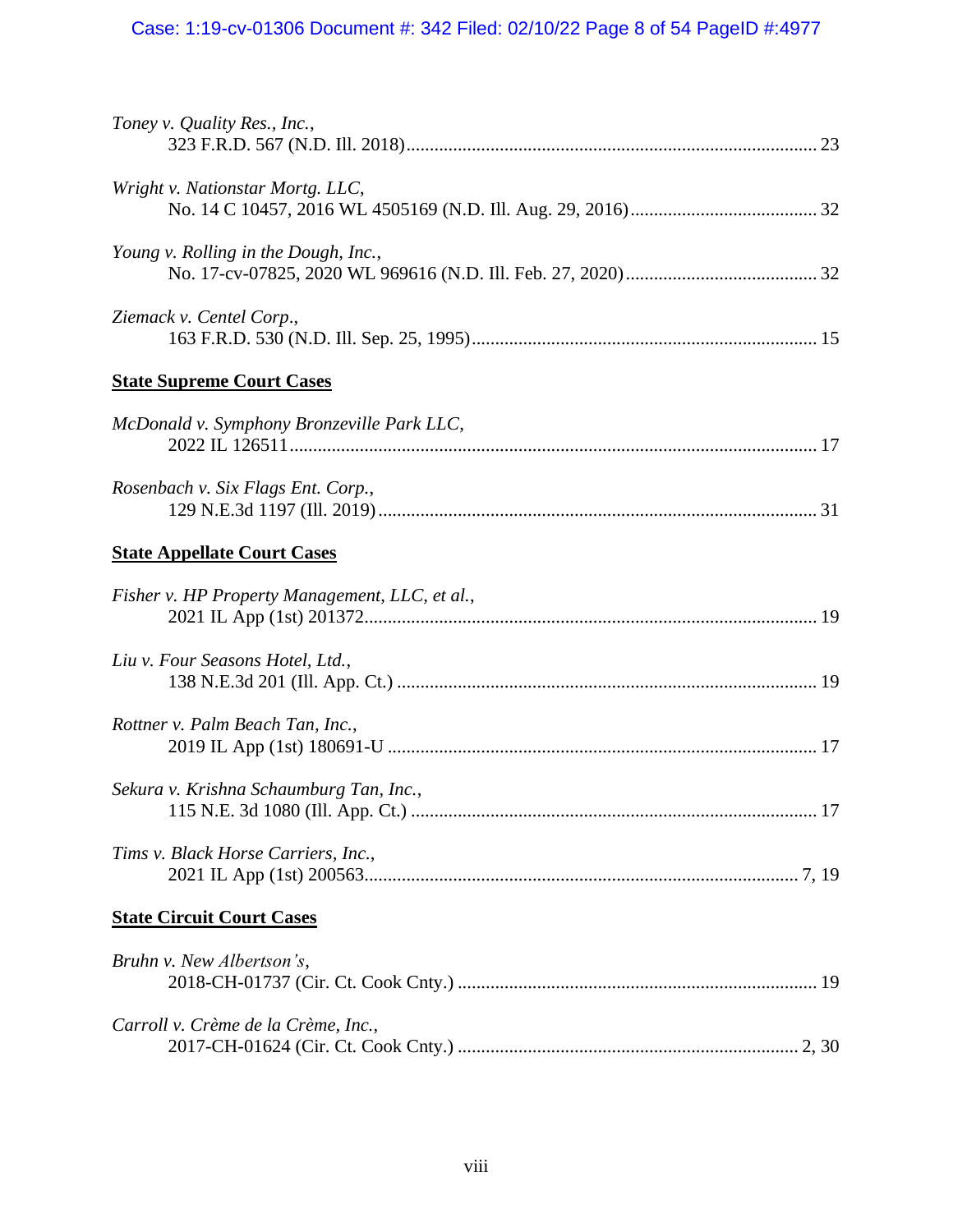*Toney v. Quality Res., Inc.*,
323 F.R.D. 567 (N.D. Ill. 2018)........................................................................................ 23

*Wright v. Nationstar Mortg. LLC*,
No. 14 C 10457, 2016 WL 4505169 (N.D. Ill. Aug. 29, 2016)........................................ 32

*Young v. Rolling in the Dough, Inc.*,
No. 17-cv-07825, 2020 WL 969616 (N.D. Ill. Feb. 27, 2020)......................................... 32

*Ziemack v. Centel Corp*.,
163 F.R.D. 530 (N.D. Ill. Sep. 25, 1995)......................................................................... 15

**State Supreme Court Cases**

*McDonald v. Symphony Bronzeville Park LLC*,
2022 IL 126511................................................................................................................ 17

*Rosenbach v. Six Flags Ent. Corp.*,
129 N.E.3d 1197 (Ill. 2019)............................................................................................. 31

**State Appellate Court Cases**

*Fisher v. HP Property Management, LLC, et al.*,
2021 IL App (1st) 201372................................................................................................ 19

*Liu v. Four Seasons Hotel, Ltd.*,
138 N.E.3d 201 (Ill. App. Ct.) ......................................................................................... 19

*Rottner v. Palm Beach Tan, Inc.*,
2019 IL App (1st) 180691-U ........................................................................................... 17

*Sekura v. Krishna Schaumburg Tan, Inc.*,
115 N.E. 3d 1080 (Ill. App. Ct.) ...................................................................................... 17

*Tims v. Black Horse Carriers, Inc.*,
2021 IL App (1st) 200563............................................................................................ 7, 19

**State Circuit Court Cases**

*Bruhn v. New Albertson's*,
2018-CH-01737 (Cir. Ct. Cook Cnty.) ............................................................................ 19

*Carroll v. Crème de la Crème, Inc.*,
2017-CH-01624 (Cir. Ct. Cook Cnty.) ........................................................................ 2, 30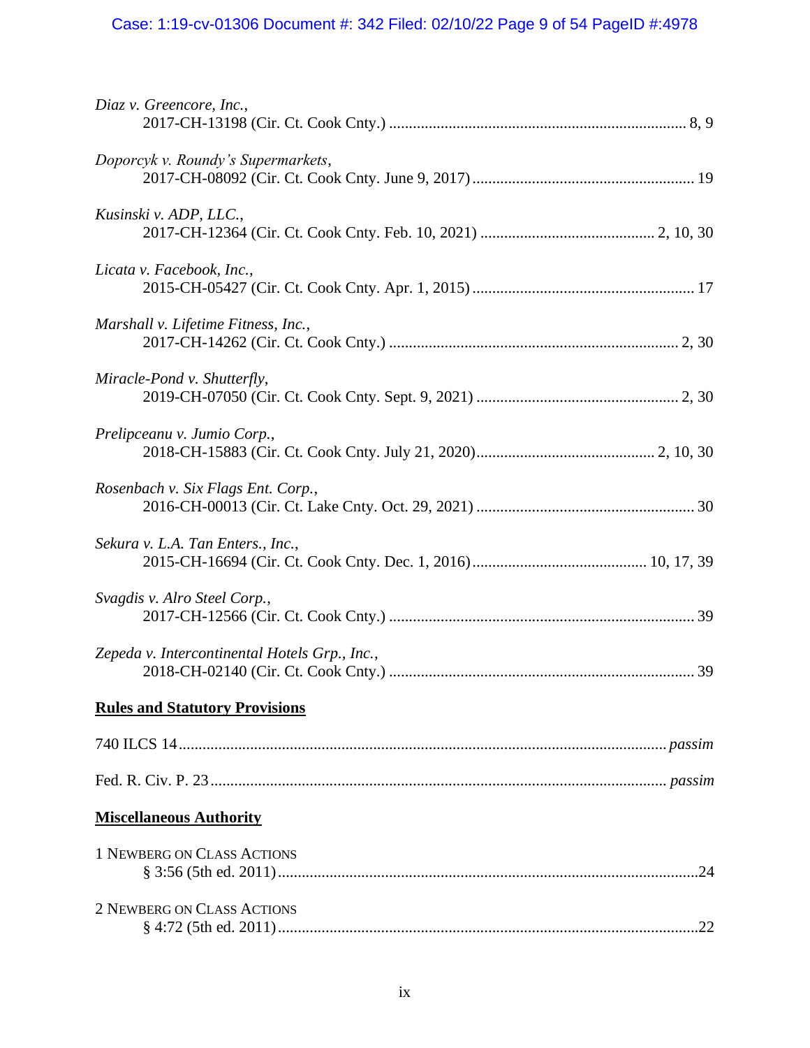*Diaz v. Greencore, Inc.*,
2017-CH-13198 (Cir. Ct. Cook Cnty.) ........................................................................... 8, 9

*Doporcyk v. Roundy's Supermarkets*,
2017-CH-08092 (Cir. Ct. Cook Cnty. June 9, 2017) ....................................................... 19

*Kusinski v. ADP, LLC.*,
2017-CH-12364 (Cir. Ct. Cook Cnty. Feb. 10, 2021) ........................................... 2, 10, 30

*Licata v. Facebook, Inc.*,
2015-CH-05427 (Cir. Ct. Cook Cnty. Apr. 1, 2015) ....................................................... 17

*Marshall v. Lifetime Fitness, Inc.*,
2017-CH-14262 (Cir. Ct. Cook Cnty.) ........................................................................ 2, 30

*Miracle-Pond v. Shutterfly*,
2019-CH-07050 (Cir. Ct. Cook Cnty. Sept. 9, 2021) ................................................... 2, 30

*Prelipceanu v. Jumio Corp.*,
2018-CH-15883 (Cir. Ct. Cook Cnty. July 21, 2020) ............................................ 2, 10, 30

*Rosenbach v. Six Flags Ent. Corp.*,
2016-CH-00013 (Cir. Ct. Lake Cnty. Oct. 29, 2021) ...................................................... 30

*Sekura v. L.A. Tan Enters., Inc.*,
2015-CH-16694 (Cir. Ct. Cook Cnty. Dec. 1, 2016) ........................................... 10, 17, 39

*Svagdis v. Alro Steel Corp.*,
2017-CH-12566 (Cir. Ct. Cook Cnty.) ............................................................................ 39

*Zepeda v. Intercontinental Hotels Grp., Inc.*,
2018-CH-02140 (Cir. Ct. Cook Cnty.) ............................................................................ 39

**Rules and Statutory Provisions**

740 ILCS 14 ......................................................................................................................... *passim*

Fed. R. Civ. P. 23 ................................................................................................................. *passim*

**Miscellaneous Authority**

1 NEWBERG ON CLASS ACTIONS
§ 3:56 (5th ed. 2011) .........................................................................................................24

2 NEWBERG ON CLASS ACTIONS
§ 4:72 (5th ed. 2011) .........................................................................................................22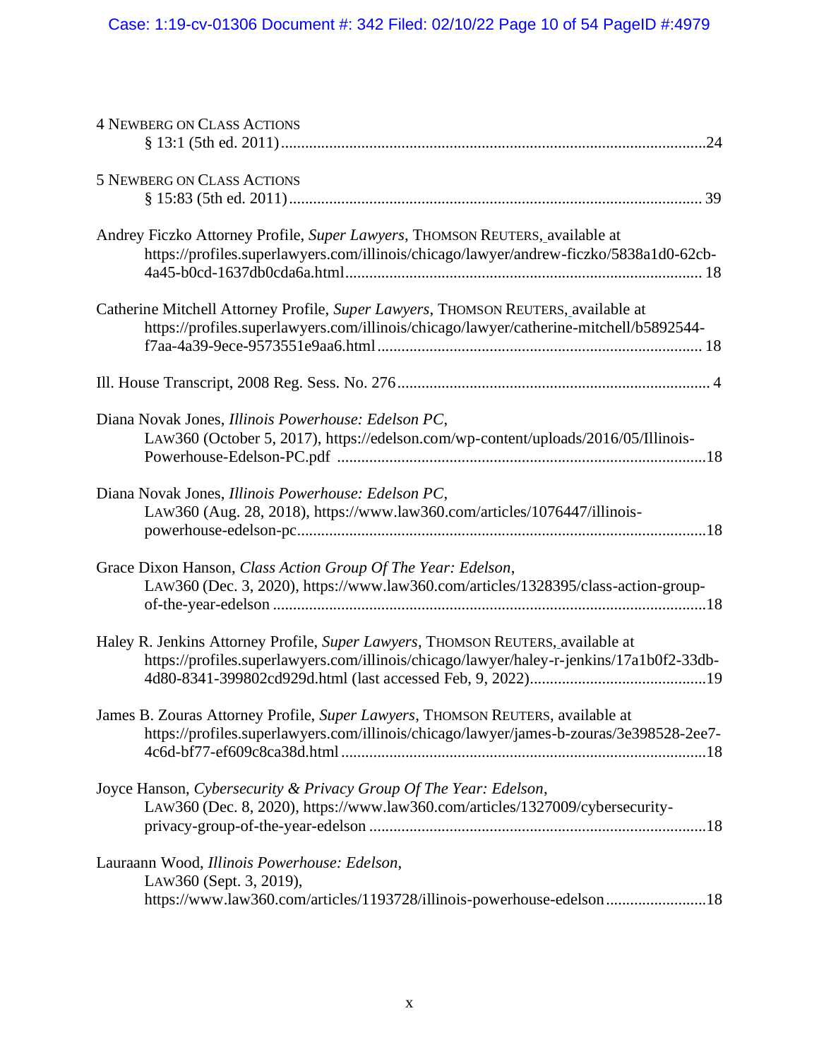4 NEWBERG ON CLASS ACTIONS
§ 13:1 (5th ed. 2011) ........................................................................................................24

5 NEWBERG ON CLASS ACTIONS
§ 15:83 (5th ed. 2011) ...................................................................................................... 39

Andrey Ficzko Attorney Profile, *Super Lawyers*, THOMSON REUTERS, available at
https://profiles.superlawyers.com/illinois/chicago/lawyer/andrew-ficzko/5838a1d0-62cb-4a45-b0cd-1637db0cda6a.html......................................................................................... 18

Catherine Mitchell Attorney Profile, *Super Lawyers*, THOMSON REUTERS, available at
https://profiles.superlawyers.com/illinois/chicago/lawyer/catherine-mitchell/b5892544-f7aa-4a39-9ece-9573551e9aa6.html ................................................................................ 18

Ill. House Transcript, 2008 Reg. Sess. No. 276 ............................................................................. 4

Diana Novak Jones, *Illinois Powerhouse: Edelson PC*,
LAW360 (October 5, 2017), https://edelson.com/wp-content/uploads/2016/05/Illinois-Powerhouse-Edelson-PC.pdf ...........................................................................................18

Diana Novak Jones, *Illinois Powerhouse: Edelson PC*,
LAW360 (Aug. 28, 2018), https://www.law360.com/articles/1076447/illinois-powerhouse-edelson-pc......................................................................................................18

Grace Dixon Hanson, *Class Action Group Of The Year: Edelson*,
LAW360 (Dec. 3, 2020), https://www.law360.com/articles/1328395/class-action-group-of-the-year-edelson ...........................................................................................................18

Haley R. Jenkins Attorney Profile, *Super Lawyers*, THOMSON REUTERS, available at
https://profiles.superlawyers.com/illinois/chicago/lawyer/haley-r-jenkins/17a1b0f2-33db-4d80-8341-399802cd929d.html (last accessed Feb, 9, 2022)............................................19

James B. Zouras Attorney Profile, *Super Lawyers*, THOMSON REUTERS, available at
https://profiles.superlawyers.com/illinois/chicago/lawyer/james-b-zouras/3e398528-2ee7-4c6d-bf77-ef609c8ca38d.html ..........................................................................................18

Joyce Hanson, *Cybersecurity & Privacy Group Of The Year: Edelson*,
LAW360 (Dec. 8, 2020), https://www.law360.com/articles/1327009/cybersecurity-privacy-group-of-the-year-edelson ....................................................................................18

Lauraann Wood, *Illinois Powerhouse: Edelson*,
LAW360 (Sept. 3, 2019),
https://www.law360.com/articles/1193728/illinois-powerhouse-edelson .........................18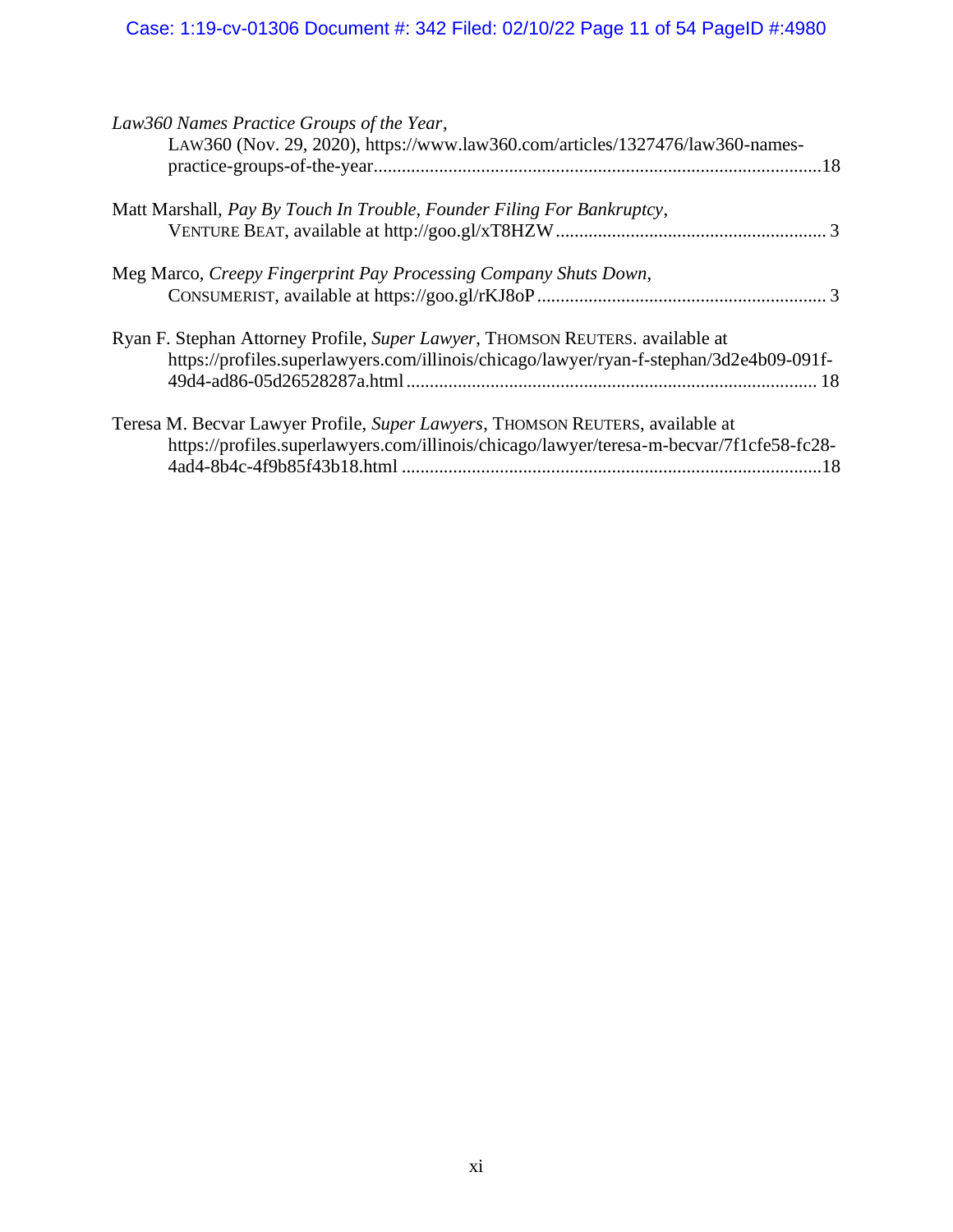*Law360 Names Practice Groups of the Year*,
LAW360 (Nov. 29, 2020), https://www.law360.com/articles/1327476/law360-names-practice-groups-of-the-year................................................................................................18

Matt Marshall, *Pay By Touch In Trouble, Founder Filing For Bankruptcy*,
VENTURE BEAT, available at http://goo.gl/xT8HZW........................................................... 3

Meg Marco, *Creepy Fingerprint Pay Processing Company Shuts Down*,
CONSUMERIST, available at https://goo.gl/rKJ8oP.............................................................. 3

Ryan F. Stephan Attorney Profile, *Super Lawyer*, THOMSON REUTERS. available at
https://profiles.superlawyers.com/illinois/chicago/lawyer/ryan-f-stephan/3d2e4b09-091f-49d4-ad86-05d26528287a.html......................................................................................... 18

Teresa M. Becvar Lawyer Profile, *Super Lawyers*, THOMSON REUTERS, available at
https://profiles.superlawyers.com/illinois/chicago/lawyer/teresa-m-becvar/7f1cfe58-fc28-4ad4-8b4c-4f9b85f43b18.html ..........................................................................................18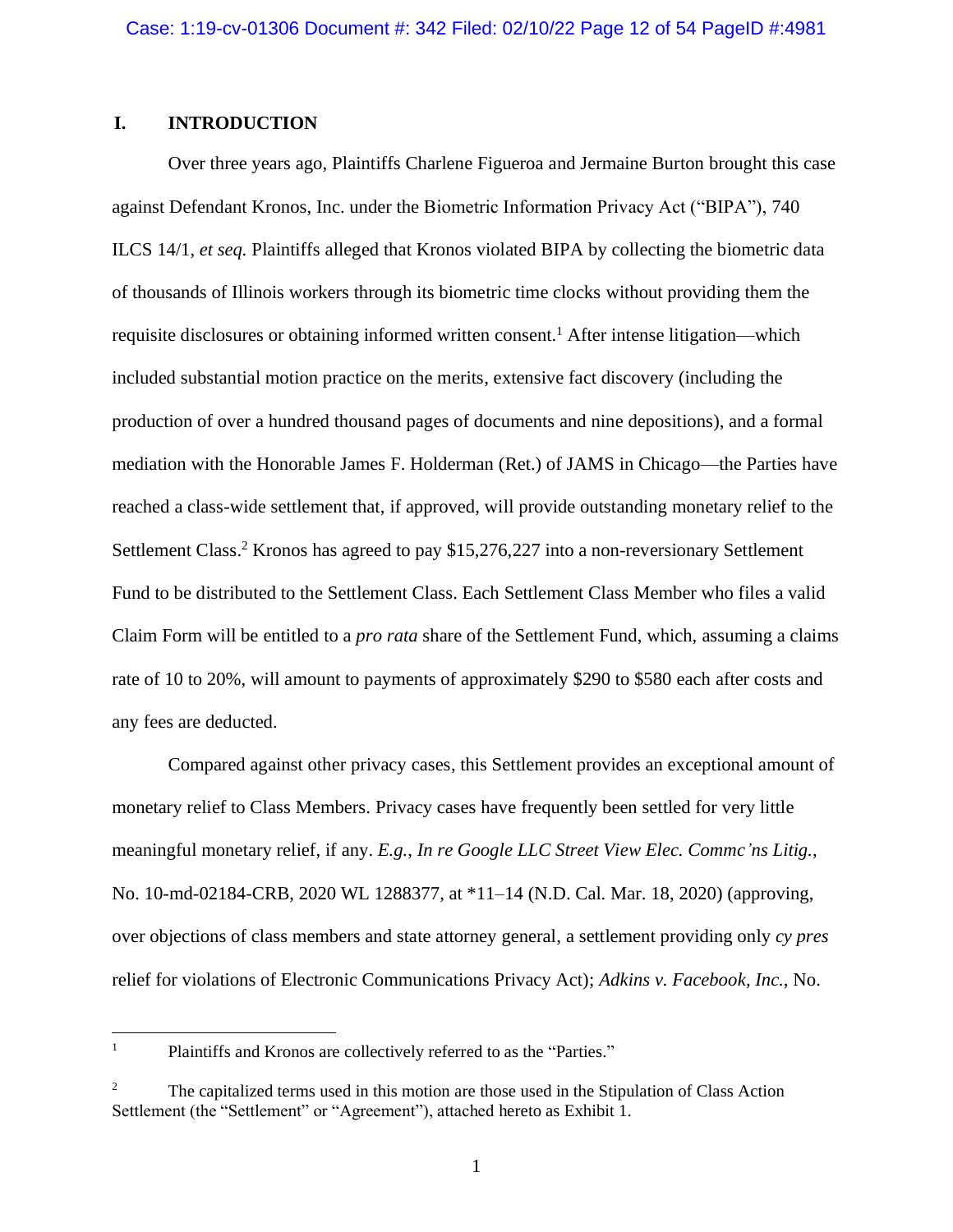## I. INTRODUCTION

Over three years ago, Plaintiffs Charlene Figueroa and Jermaine Burton brought this case against Defendant Kronos, Inc. under the Biometric Information Privacy Act ("BIPA"), 740 ILCS 14/1, *et seq.* Plaintiffs alleged that Kronos violated BIPA by collecting the biometric data of thousands of Illinois workers through its biometric time clocks without providing them the requisite disclosures or obtaining informed written consent.[1] After intense litigation—which included substantial motion practice on the merits, extensive fact discovery (including the production of over a hundred thousand pages of documents and nine depositions), and a formal mediation with the Honorable James F. Holderman (Ret.) of JAMS in Chicago—the Parties have reached a class-wide settlement that, if approved, will provide outstanding monetary relief to the Settlement Class.[2] Kronos has agreed to pay $15,276,227 into a non-reversionary Settlement Fund to be distributed to the Settlement Class. Each Settlement Class Member who files a valid Claim Form will be entitled to a *pro rata* share of the Settlement Fund, which, assuming a claims rate of 10 to 20%, will amount to payments of approximately $290 to $580 each after costs and any fees are deducted.

Compared against other privacy cases, this Settlement provides an exceptional amount of monetary relief to Class Members. Privacy cases have frequently been settled for very little meaningful monetary relief, if any. *E.g.*, *In re Google LLC Street View Elec. Commc'ns Litig.*, No. 10-md-02184-CRB, 2020 WL 1288377, at *11–14 (N.D. Cal. Mar. 18, 2020) (approving, over objections of class members and state attorney general, a settlement providing only *cy pres* relief for violations of Electronic Communications Privacy Act); *Adkins v. Facebook, Inc.*, No.

---

[1] Plaintiffs and Kronos are collectively referred to as the "Parties."

[2] The capitalized terms used in this motion are those used in the Stipulation of Class Action Settlement (the "Settlement" or "Agreement"), attached hereto as Exhibit 1.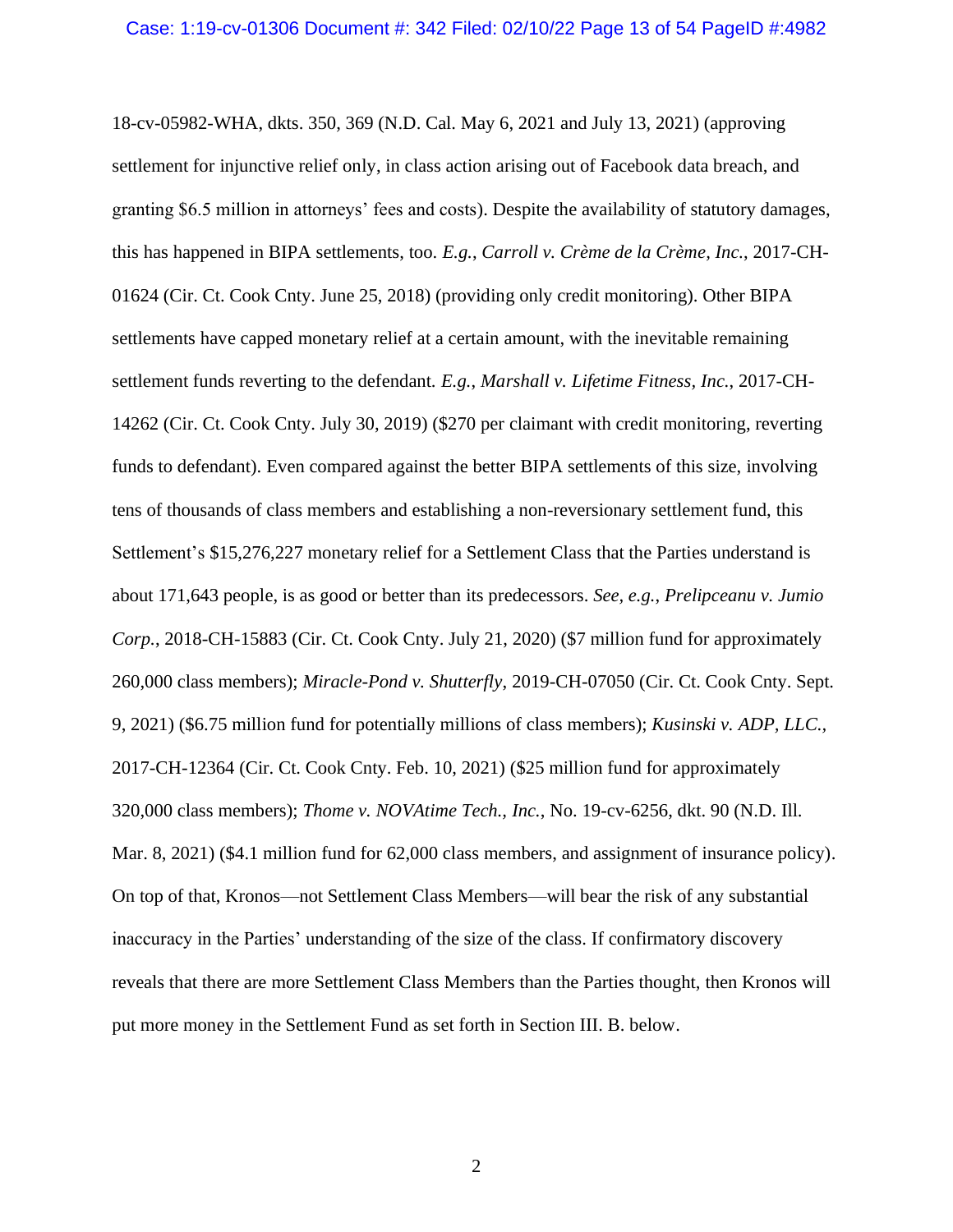18-cv-05982-WHA, dkts. 350, 369 (N.D. Cal. May 6, 2021 and July 13, 2021) (approving settlement for injunctive relief only, in class action arising out of Facebook data breach, and granting $6.5 million in attorneys' fees and costs). Despite the availability of statutory damages, this has happened in BIPA settlements, too. *E.g.*, *Carroll v. Crème de la Crème, Inc.*, 2017-CH-01624 (Cir. Ct. Cook Cnty. June 25, 2018) (providing only credit monitoring). Other BIPA settlements have capped monetary relief at a certain amount, with the inevitable remaining settlement funds reverting to the defendant. *E.g.*, *Marshall v. Lifetime Fitness*, *Inc.*, 2017-CH-14262 (Cir. Ct. Cook Cnty. July 30, 2019) ($270 per claimant with credit monitoring, reverting funds to defendant). Even compared against the better BIPA settlements of this size, involving tens of thousands of class members and establishing a non-reversionary settlement fund, this Settlement's $15,276,227 monetary relief for a Settlement Class that the Parties understand is about 171,643 people, is as good or better than its predecessors. *See, e.g.*, *Prelipceanu v. Jumio Corp.*, 2018-CH-15883 (Cir. Ct. Cook Cnty. July 21, 2020) ($7 million fund for approximately 260,000 class members); *Miracle-Pond v. Shutterfly*, 2019-CH-07050 (Cir. Ct. Cook Cnty. Sept. 9, 2021) ($6.75 million fund for potentially millions of class members); *Kusinski v. ADP*, *LLC.*, 2017-CH-12364 (Cir. Ct. Cook Cnty. Feb. 10, 2021) ($25 million fund for approximately 320,000 class members); *Thome v. NOVAtime Tech.*, *Inc.*, No. 19-cv-6256, dkt. 90 (N.D. Ill. Mar. 8, 2021) ($4.1 million fund for 62,000 class members, and assignment of insurance policy). On top of that, Kronos—not Settlement Class Members—will bear the risk of any substantial inaccuracy in the Parties' understanding of the size of the class. If confirmatory discovery reveals that there are more Settlement Class Members than the Parties thought, then Kronos will put more money in the Settlement Fund as set forth in Section III. B. below.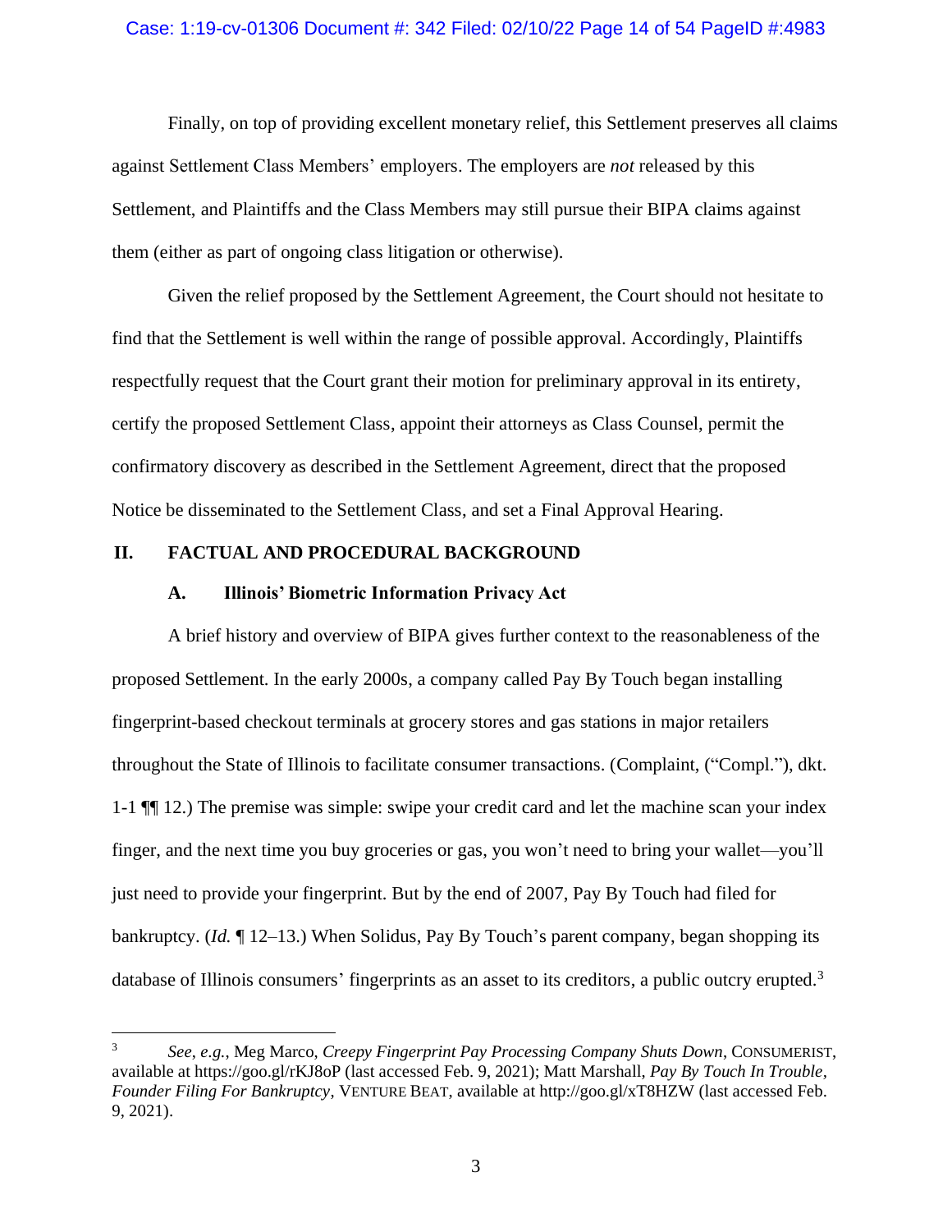Finally, on top of providing excellent monetary relief, this Settlement preserves all claims against Settlement Class Members' employers. The employers are *not* released by this Settlement, and Plaintiffs and the Class Members may still pursue their BIPA claims against them (either as part of ongoing class litigation or otherwise).

Given the relief proposed by the Settlement Agreement, the Court should not hesitate to find that the Settlement is well within the range of possible approval. Accordingly, Plaintiffs respectfully request that the Court grant their motion for preliminary approval in its entirety, certify the proposed Settlement Class, appoint their attorneys as Class Counsel, permit the confirmatory discovery as described in the Settlement Agreement, direct that the proposed Notice be disseminated to the Settlement Class, and set a Final Approval Hearing.

## II. FACTUAL AND PROCEDURAL BACKGROUND

### A. Illinois' Biometric Information Privacy Act

A brief history and overview of BIPA gives further context to the reasonableness of the proposed Settlement. In the early 2000s, a company called Pay By Touch began installing fingerprint-based checkout terminals at grocery stores and gas stations in major retailers throughout the State of Illinois to facilitate consumer transactions. (Complaint, ("Compl."), dkt. 1-1 ¶¶ 12.) The premise was simple: swipe your credit card and let the machine scan your index finger, and the next time you buy groceries or gas, you won't need to bring your wallet—you'll just need to provide your fingerprint. But by the end of 2007, Pay By Touch had filed for bankruptcy. (*Id.* ¶ 12–13.) When Solidus, Pay By Touch's parent company, began shopping its database of Illinois consumers' fingerprints as an asset to its creditors, a public outcry erupted.[3]

---

[3] *See*, *e.g.*, Meg Marco, *Creepy Fingerprint Pay Processing Company Shuts Down*, CONSUMERIST, available at https://goo.gl/rKJ8oP (last accessed Feb. 9, 2021); Matt Marshall, *Pay By Touch In Trouble, Founder Filing For Bankruptcy*, VENTURE BEAT, available at http://goo.gl/xT8HZW (last accessed Feb. 9, 2021).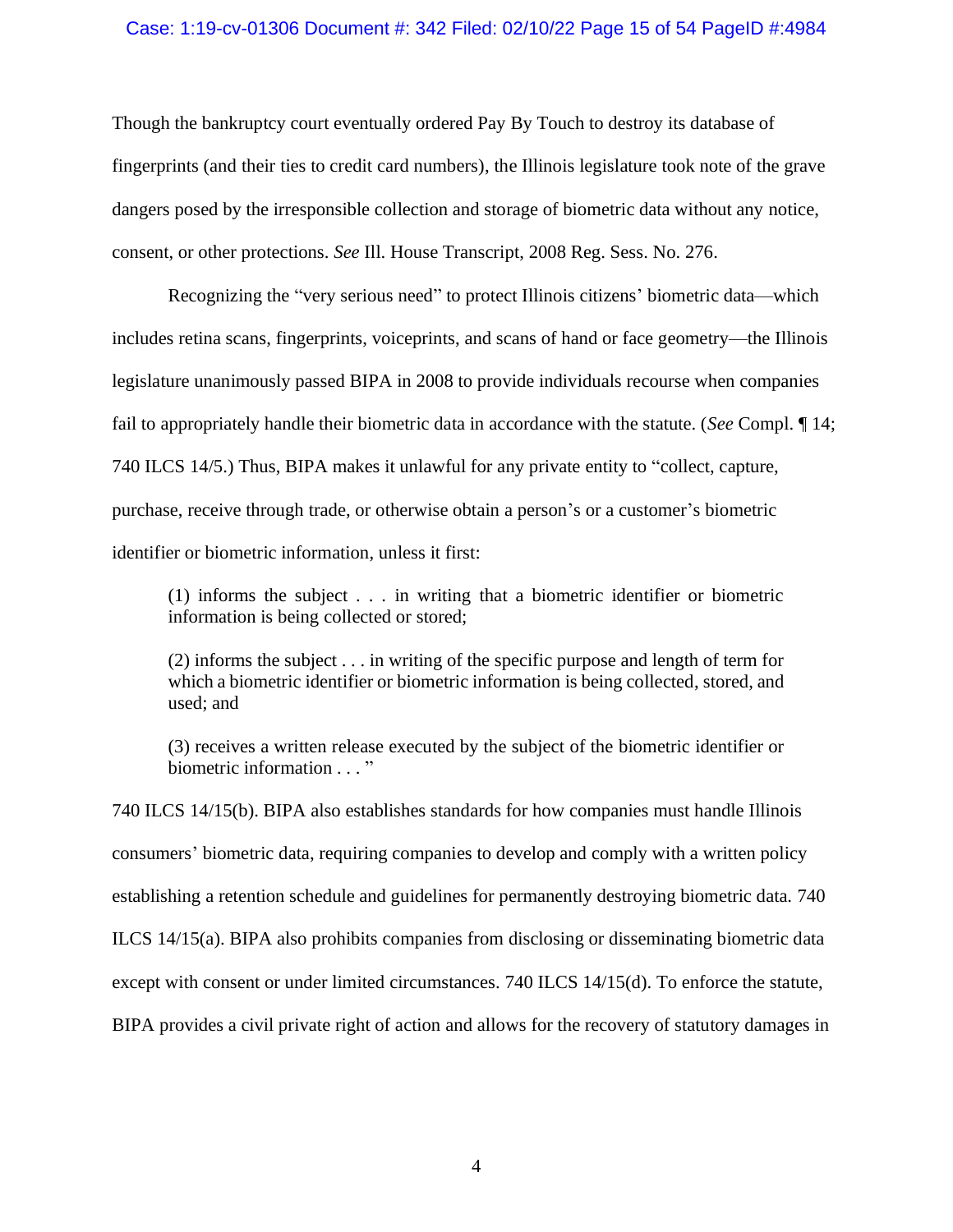Though the bankruptcy court eventually ordered Pay By Touch to destroy its database of fingerprints (and their ties to credit card numbers), the Illinois legislature took note of the grave dangers posed by the irresponsible collection and storage of biometric data without any notice, consent, or other protections. *See* Ill. House Transcript, 2008 Reg. Sess. No. 276.

Recognizing the "very serious need" to protect Illinois citizens' biometric data—which includes retina scans, fingerprints, voiceprints, and scans of hand or face geometry—the Illinois legislature unanimously passed BIPA in 2008 to provide individuals recourse when companies fail to appropriately handle their biometric data in accordance with the statute. (*See* Compl. ¶ 14; 740 ILCS 14/5.) Thus, BIPA makes it unlawful for any private entity to "collect, capture, purchase, receive through trade, or otherwise obtain a person's or a customer's biometric identifier or biometric information, unless it first:

> (1) informs the subject . . . in writing that a biometric identifier or biometric information is being collected or stored;
>
> (2) informs the subject . . . in writing of the specific purpose and length of term for which a biometric identifier or biometric information is being collected, stored, and used; and
>
> (3) receives a written release executed by the subject of the biometric identifier or biometric information . . . "

740 ILCS 14/15(b). BIPA also establishes standards for how companies must handle Illinois consumers' biometric data, requiring companies to develop and comply with a written policy establishing a retention schedule and guidelines for permanently destroying biometric data. 740 ILCS 14/15(a). BIPA also prohibits companies from disclosing or disseminating biometric data except with consent or under limited circumstances. 740 ILCS 14/15(d). To enforce the statute, BIPA provides a civil private right of action and allows for the recovery of statutory damages in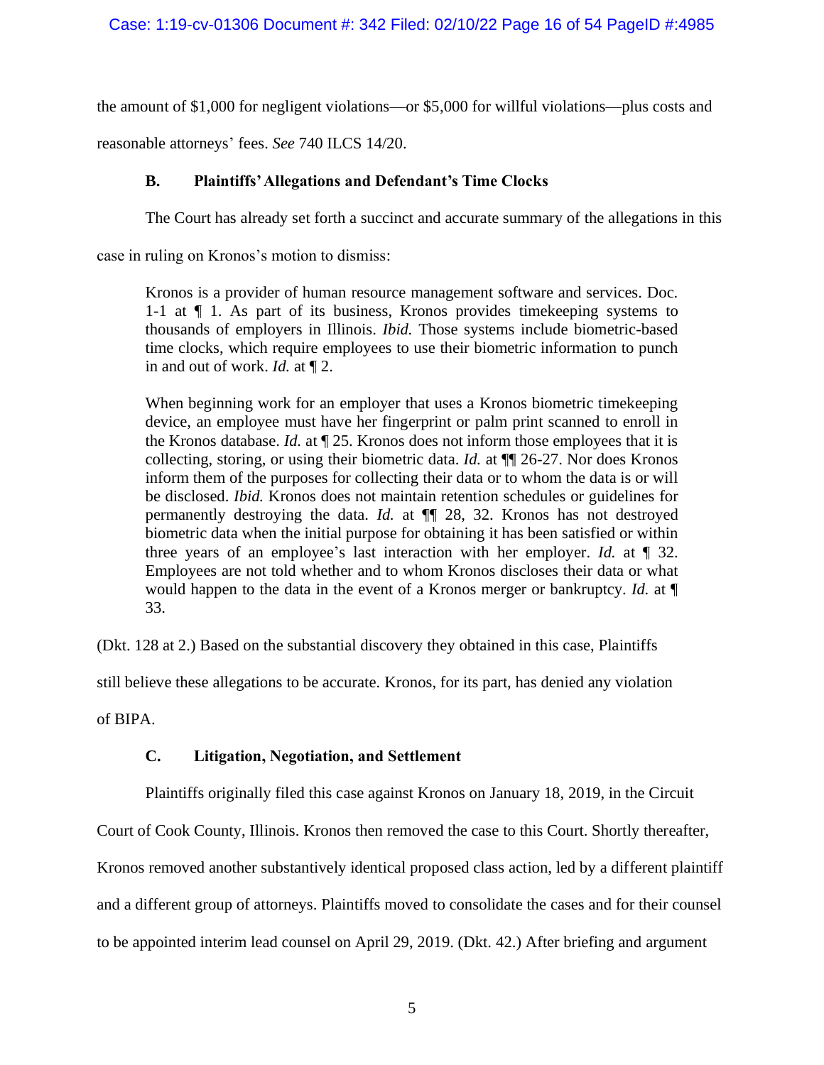the amount of $1,000 for negligent violations—or $5,000 for willful violations—plus costs and reasonable attorneys' fees. *See* 740 ILCS 14/20.

### B. Plaintiffs' Allegations and Defendant's Time Clocks

The Court has already set forth a succinct and accurate summary of the allegations in this case in ruling on Kronos's motion to dismiss:

> Kronos is a provider of human resource management software and services. Doc. 1-1 at ¶ 1. As part of its business, Kronos provides timekeeping systems to thousands of employers in Illinois. *Ibid.* Those systems include biometric-based time clocks, which require employees to use their biometric information to punch in and out of work. *Id.* at ¶ 2.
>
> When beginning work for an employer that uses a Kronos biometric timekeeping device, an employee must have her fingerprint or palm print scanned to enroll in the Kronos database. *Id.* at ¶ 25. Kronos does not inform those employees that it is collecting, storing, or using their biometric data. *Id.* at ¶¶ 26-27. Nor does Kronos inform them of the purposes for collecting their data or to whom the data is or will be disclosed. *Ibid.* Kronos does not maintain retention schedules or guidelines for permanently destroying the data. *Id.* at ¶¶ 28, 32. Kronos has not destroyed biometric data when the initial purpose for obtaining it has been satisfied or within three years of an employee's last interaction with her employer. *Id.* at ¶ 32. Employees are not told whether and to whom Kronos discloses their data or what would happen to the data in the event of a Kronos merger or bankruptcy. *Id.* at ¶ 33.

(Dkt. 128 at 2.) Based on the substantial discovery they obtained in this case, Plaintiffs still believe these allegations to be accurate. Kronos, for its part, has denied any violation of BIPA.

### C. Litigation, Negotiation, and Settlement

Plaintiffs originally filed this case against Kronos on January 18, 2019, in the Circuit Court of Cook County, Illinois. Kronos then removed the case to this Court. Shortly thereafter, Kronos removed another substantively identical proposed class action, led by a different plaintiff and a different group of attorneys. Plaintiffs moved to consolidate the cases and for their counsel to be appointed interim lead counsel on April 29, 2019. (Dkt. 42.) After briefing and argument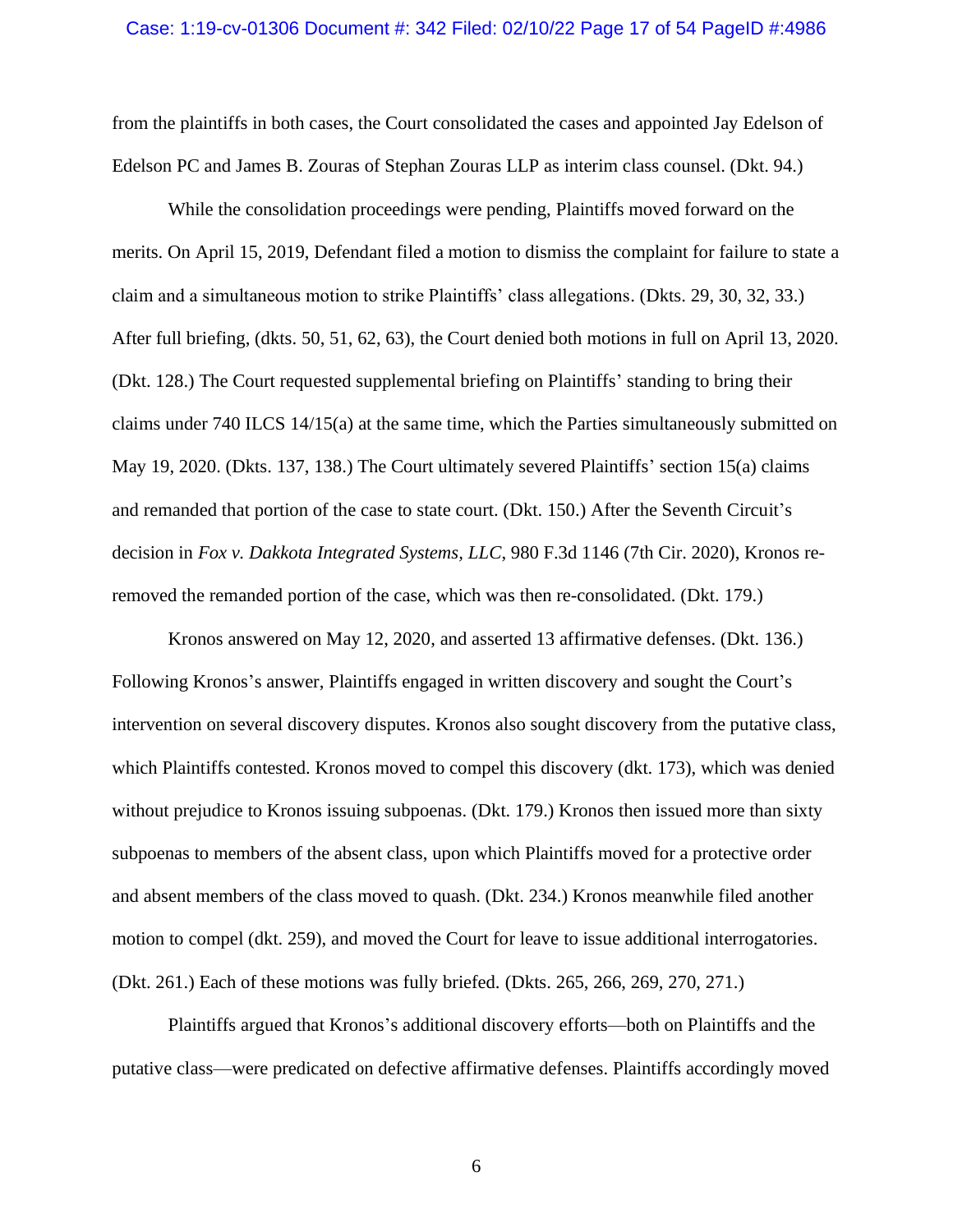from the plaintiffs in both cases, the Court consolidated the cases and appointed Jay Edelson of Edelson PC and James B. Zouras of Stephan Zouras LLP as interim class counsel. (Dkt. 94.)

While the consolidation proceedings were pending, Plaintiffs moved forward on the merits. On April 15, 2019, Defendant filed a motion to dismiss the complaint for failure to state a claim and a simultaneous motion to strike Plaintiffs' class allegations. (Dkts. 29, 30, 32, 33.) After full briefing, (dkts. 50, 51, 62, 63), the Court denied both motions in full on April 13, 2020. (Dkt. 128.) The Court requested supplemental briefing on Plaintiffs' standing to bring their claims under 740 ILCS 14/15(a) at the same time, which the Parties simultaneously submitted on May 19, 2020. (Dkts. 137, 138.) The Court ultimately severed Plaintiffs' section 15(a) claims and remanded that portion of the case to state court. (Dkt. 150.) After the Seventh Circuit's decision in *Fox v. Dakkota Integrated Systems, LLC*, 980 F.3d 1146 (7th Cir. 2020), Kronos re-removed the remanded portion of the case, which was then re-consolidated. (Dkt. 179.)

Kronos answered on May 12, 2020, and asserted 13 affirmative defenses. (Dkt. 136.) Following Kronos's answer, Plaintiffs engaged in written discovery and sought the Court's intervention on several discovery disputes. Kronos also sought discovery from the putative class, which Plaintiffs contested. Kronos moved to compel this discovery (dkt. 173), which was denied without prejudice to Kronos issuing subpoenas. (Dkt. 179.) Kronos then issued more than sixty subpoenas to members of the absent class, upon which Plaintiffs moved for a protective order and absent members of the class moved to quash. (Dkt. 234.) Kronos meanwhile filed another motion to compel (dkt. 259), and moved the Court for leave to issue additional interrogatories. (Dkt. 261.) Each of these motions was fully briefed. (Dkts. 265, 266, 269, 270, 271.)

Plaintiffs argued that Kronos's additional discovery efforts—both on Plaintiffs and the putative class—were predicated on defective affirmative defenses. Plaintiffs accordingly moved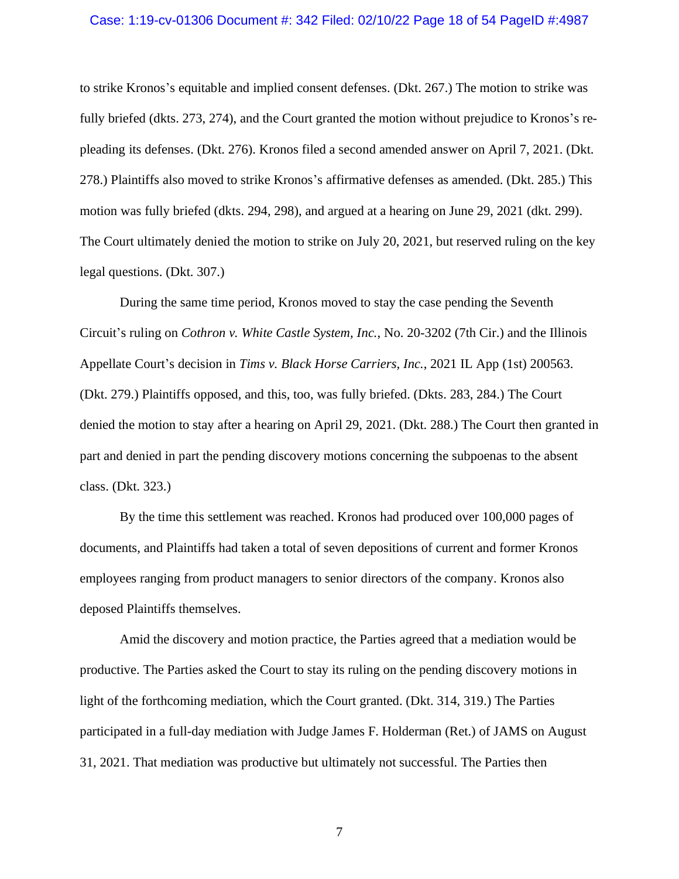to strike Kronos's equitable and implied consent defenses. (Dkt. 267.) The motion to strike was fully briefed (dkts. 273, 274), and the Court granted the motion without prejudice to Kronos's re-pleading its defenses. (Dkt. 276). Kronos filed a second amended answer on April 7, 2021. (Dkt. 278.) Plaintiffs also moved to strike Kronos's affirmative defenses as amended. (Dkt. 285.) This motion was fully briefed (dkts. 294, 298), and argued at a hearing on June 29, 2021 (dkt. 299). The Court ultimately denied the motion to strike on July 20, 2021, but reserved ruling on the key legal questions. (Dkt. 307.)

During the same time period, Kronos moved to stay the case pending the Seventh Circuit's ruling on *Cothron v. White Castle System, Inc.*, No. 20-3202 (7th Cir.) and the Illinois Appellate Court's decision in *Tims v. Black Horse Carriers, Inc.*, 2021 IL App (1st) 200563. (Dkt. 279.) Plaintiffs opposed, and this, too, was fully briefed. (Dkts. 283, 284.) The Court denied the motion to stay after a hearing on April 29, 2021. (Dkt. 288.) The Court then granted in part and denied in part the pending discovery motions concerning the subpoenas to the absent class. (Dkt. 323.)

By the time this settlement was reached. Kronos had produced over 100,000 pages of documents, and Plaintiffs had taken a total of seven depositions of current and former Kronos employees ranging from product managers to senior directors of the company. Kronos also deposed Plaintiffs themselves.

Amid the discovery and motion practice, the Parties agreed that a mediation would be productive. The Parties asked the Court to stay its ruling on the pending discovery motions in light of the forthcoming mediation, which the Court granted. (Dkt. 314, 319.) The Parties participated in a full-day mediation with Judge James F. Holderman (Ret.) of JAMS on August 31, 2021. That mediation was productive but ultimately not successful. The Parties then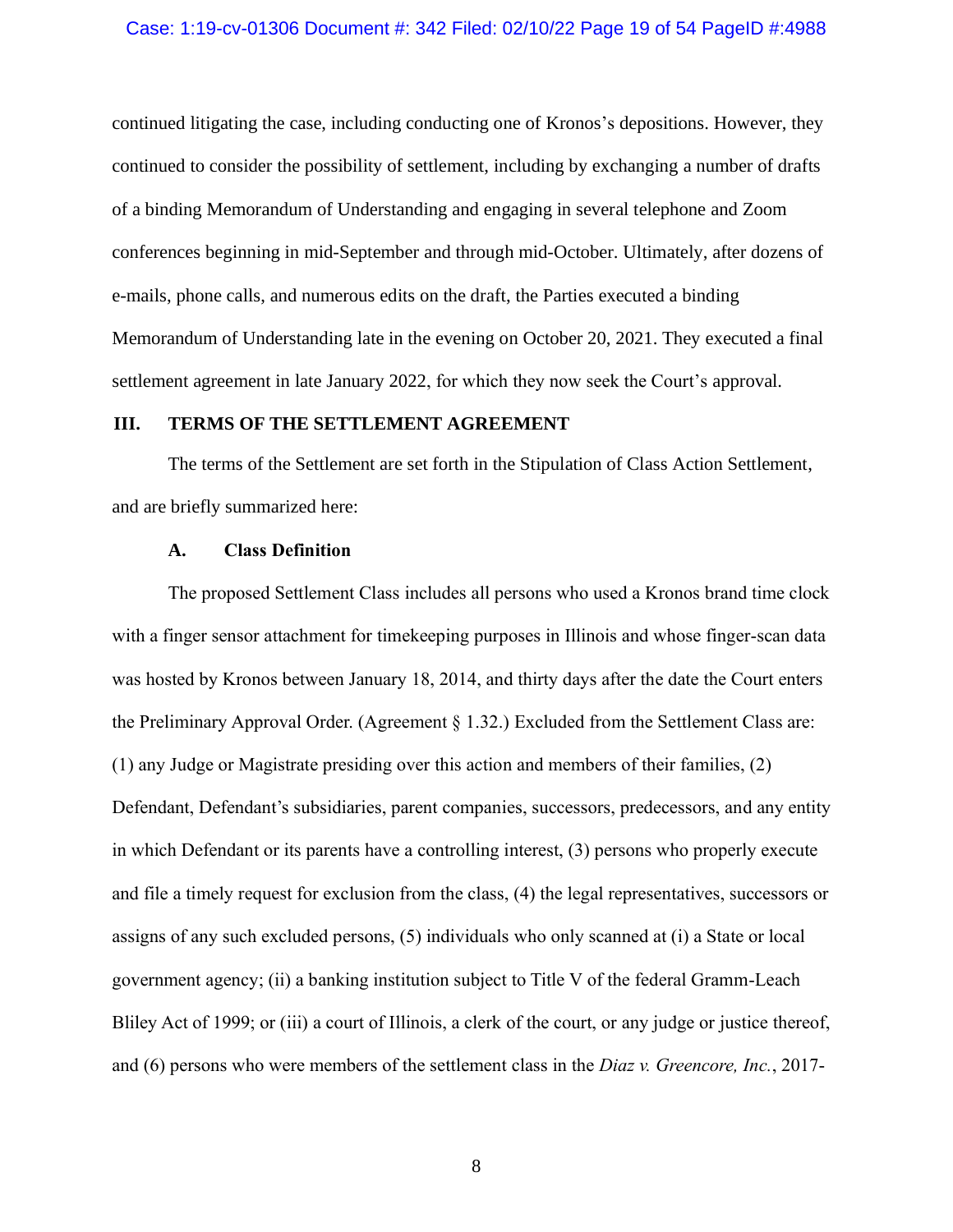continued litigating the case, including conducting one of Kronos's depositions. However, they continued to consider the possibility of settlement, including by exchanging a number of drafts of a binding Memorandum of Understanding and engaging in several telephone and Zoom conferences beginning in mid-September and through mid-October. Ultimately, after dozens of e-mails, phone calls, and numerous edits on the draft, the Parties executed a binding Memorandum of Understanding late in the evening on October 20, 2021. They executed a final settlement agreement in late January 2022, for which they now seek the Court's approval.

## III. TERMS OF THE SETTLEMENT AGREEMENT

The terms of the Settlement are set forth in the Stipulation of Class Action Settlement, and are briefly summarized here:

### A. Class Definition

The proposed Settlement Class includes all persons who used a Kronos brand time clock with a finger sensor attachment for timekeeping purposes in Illinois and whose finger-scan data was hosted by Kronos between January 18, 2014, and thirty days after the date the Court enters the Preliminary Approval Order. (Agreement § 1.32.) Excluded from the Settlement Class are: (1) any Judge or Magistrate presiding over this action and members of their families, (2) Defendant, Defendant's subsidiaries, parent companies, successors, predecessors, and any entity in which Defendant or its parents have a controlling interest, (3) persons who properly execute and file a timely request for exclusion from the class, (4) the legal representatives, successors or assigns of any such excluded persons, (5) individuals who only scanned at (i) a State or local government agency; (ii) a banking institution subject to Title V of the federal Gramm-Leach Bliley Act of 1999; or (iii) a court of Illinois, a clerk of the court, or any judge or justice thereof, and (6) persons who were members of the settlement class in the *Diaz v. Greencore, Inc.*, 2017-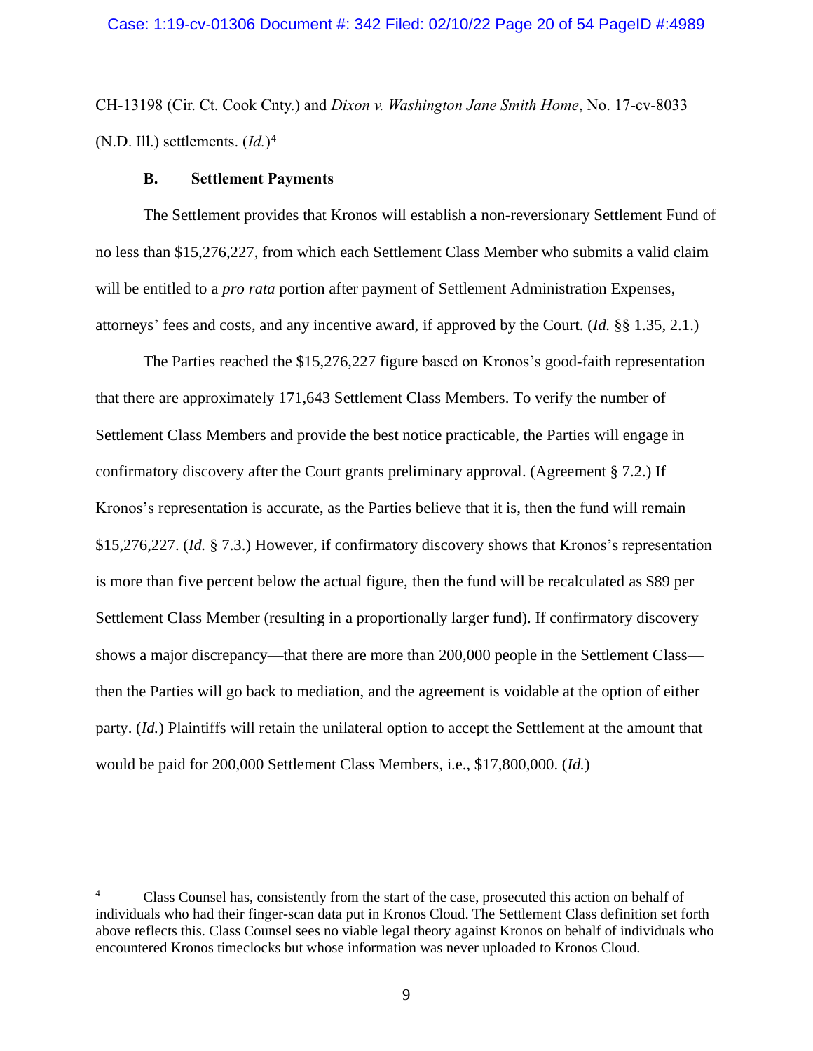CH-13198 (Cir. Ct. Cook Cnty.) and *Dixon v. Washington Jane Smith Home*, No. 17-cv-8033 (N.D. Ill.) settlements. (*Id.*)[4]

### B. Settlement Payments

The Settlement provides that Kronos will establish a non-reversionary Settlement Fund of no less than $15,276,227, from which each Settlement Class Member who submits a valid claim will be entitled to a *pro rata* portion after payment of Settlement Administration Expenses, attorneys' fees and costs, and any incentive award, if approved by the Court. (*Id.* §§ 1.35, 2.1.)

The Parties reached the $15,276,227 figure based on Kronos's good-faith representation that there are approximately 171,643 Settlement Class Members. To verify the number of Settlement Class Members and provide the best notice practicable, the Parties will engage in confirmatory discovery after the Court grants preliminary approval. (Agreement § 7.2.) If Kronos's representation is accurate, as the Parties believe that it is, then the fund will remain $15,276,227. (*Id.* § 7.3.) However, if confirmatory discovery shows that Kronos's representation is more than five percent below the actual figure, then the fund will be recalculated as $89 per Settlement Class Member (resulting in a proportionally larger fund). If confirmatory discovery shows a major discrepancy—that there are more than 200,000 people in the Settlement Class—then the Parties will go back to mediation, and the agreement is voidable at the option of either party. (*Id.*) Plaintiffs will retain the unilateral option to accept the Settlement at the amount that would be paid for 200,000 Settlement Class Members, i.e., $17,800,000. (*Id.*)

---

[4] Class Counsel has, consistently from the start of the case, prosecuted this action on behalf of individuals who had their finger-scan data put in Kronos Cloud. The Settlement Class definition set forth above reflects this. Class Counsel sees no viable legal theory against Kronos on behalf of individuals who encountered Kronos timeclocks but whose information was never uploaded to Kronos Cloud.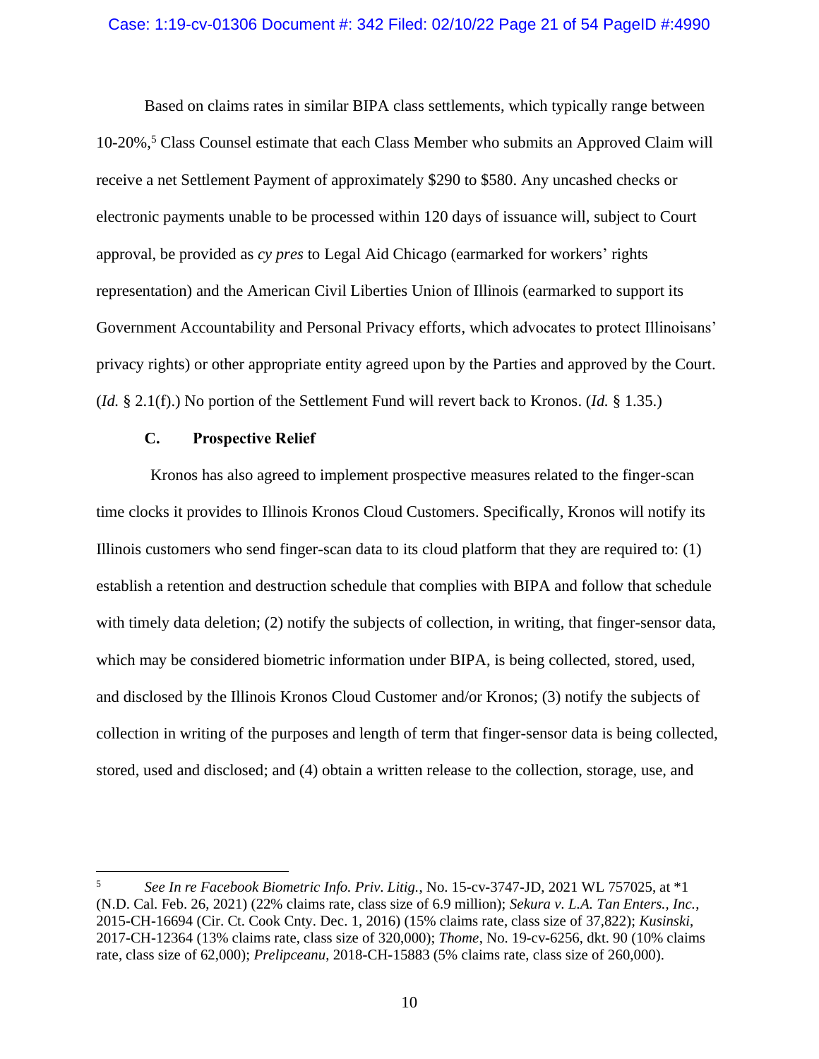Based on claims rates in similar BIPA class settlements, which typically range between 10-20%,[5] Class Counsel estimate that each Class Member who submits an Approved Claim will receive a net Settlement Payment of approximately $290 to $580. Any uncashed checks or electronic payments unable to be processed within 120 days of issuance will, subject to Court approval, be provided as *cy pres* to Legal Aid Chicago (earmarked for workers' rights representation) and the American Civil Liberties Union of Illinois (earmarked to support its Government Accountability and Personal Privacy efforts, which advocates to protect Illinoisans' privacy rights) or other appropriate entity agreed upon by the Parties and approved by the Court. (*Id.* § 2.1(f).) No portion of the Settlement Fund will revert back to Kronos. (*Id.* § 1.35.)

### C. Prospective Relief

Kronos has also agreed to implement prospective measures related to the finger-scan time clocks it provides to Illinois Kronos Cloud Customers. Specifically, Kronos will notify its Illinois customers who send finger-scan data to its cloud platform that they are required to: (1) establish a retention and destruction schedule that complies with BIPA and follow that schedule with timely data deletion; (2) notify the subjects of collection, in writing, that finger-sensor data, which may be considered biometric information under BIPA, is being collected, stored, used, and disclosed by the Illinois Kronos Cloud Customer and/or Kronos; (3) notify the subjects of collection in writing of the purposes and length of term that finger-sensor data is being collected, stored, used and disclosed; and (4) obtain a written release to the collection, storage, use, and

---

[5] *See In re Facebook Biometric Info. Priv. Litig.*, No. 15-cv-3747-JD, 2021 WL 757025, at *1 (N.D. Cal. Feb. 26, 2021) (22% claims rate, class size of 6.9 million); *Sekura v. L.A. Tan Enters., Inc.*, 2015-CH-16694 (Cir. Ct. Cook Cnty. Dec. 1, 2016) (15% claims rate, class size of 37,822); *Kusinski*, 2017-CH-12364 (13% claims rate, class size of 320,000); *Thome*, No. 19-cv-6256, dkt. 90 (10% claims rate, class size of 62,000); *Prelipceanu*, 2018-CH-15883 (5% claims rate, class size of 260,000).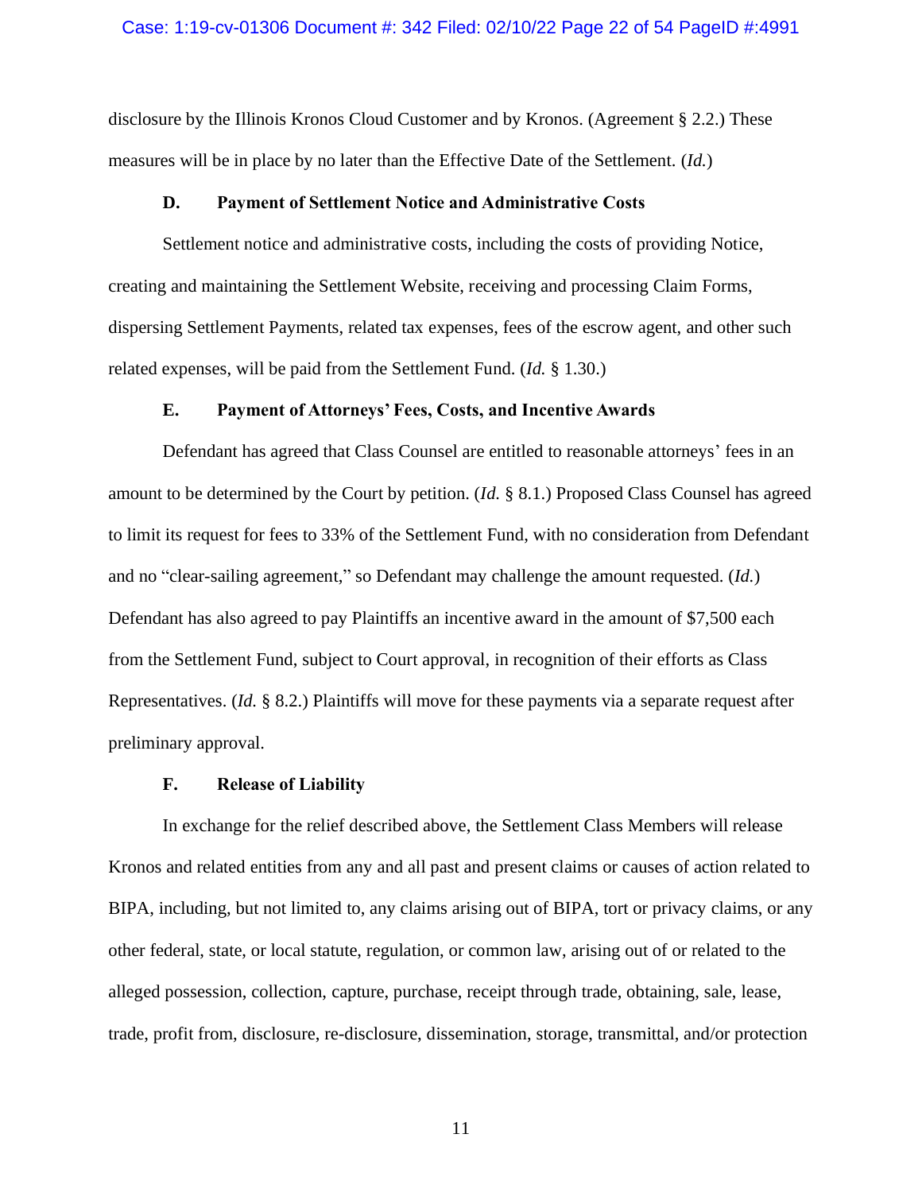disclosure by the Illinois Kronos Cloud Customer and by Kronos. (Agreement § 2.2.) These measures will be in place by no later than the Effective Date of the Settlement. (*Id.*)

### D. Payment of Settlement Notice and Administrative Costs

Settlement notice and administrative costs, including the costs of providing Notice, creating and maintaining the Settlement Website, receiving and processing Claim Forms, dispersing Settlement Payments, related tax expenses, fees of the escrow agent, and other such related expenses, will be paid from the Settlement Fund. (*Id.* § 1.30.)

### E. Payment of Attorneys' Fees, Costs, and Incentive Awards

Defendant has agreed that Class Counsel are entitled to reasonable attorneys' fees in an amount to be determined by the Court by petition. (*Id.* § 8.1.) Proposed Class Counsel has agreed to limit its request for fees to 33% of the Settlement Fund, with no consideration from Defendant and no "clear-sailing agreement," so Defendant may challenge the amount requested. (*Id.*) Defendant has also agreed to pay Plaintiffs an incentive award in the amount of $7,500 each from the Settlement Fund, subject to Court approval, in recognition of their efforts as Class Representatives. (*Id.* § 8.2.) Plaintiffs will move for these payments via a separate request after preliminary approval.

### F. Release of Liability

In exchange for the relief described above, the Settlement Class Members will release Kronos and related entities from any and all past and present claims or causes of action related to BIPA, including, but not limited to, any claims arising out of BIPA, tort or privacy claims, or any other federal, state, or local statute, regulation, or common law, arising out of or related to the alleged possession, collection, capture, purchase, receipt through trade, obtaining, sale, lease, trade, profit from, disclosure, re-disclosure, dissemination, storage, transmittal, and/or protection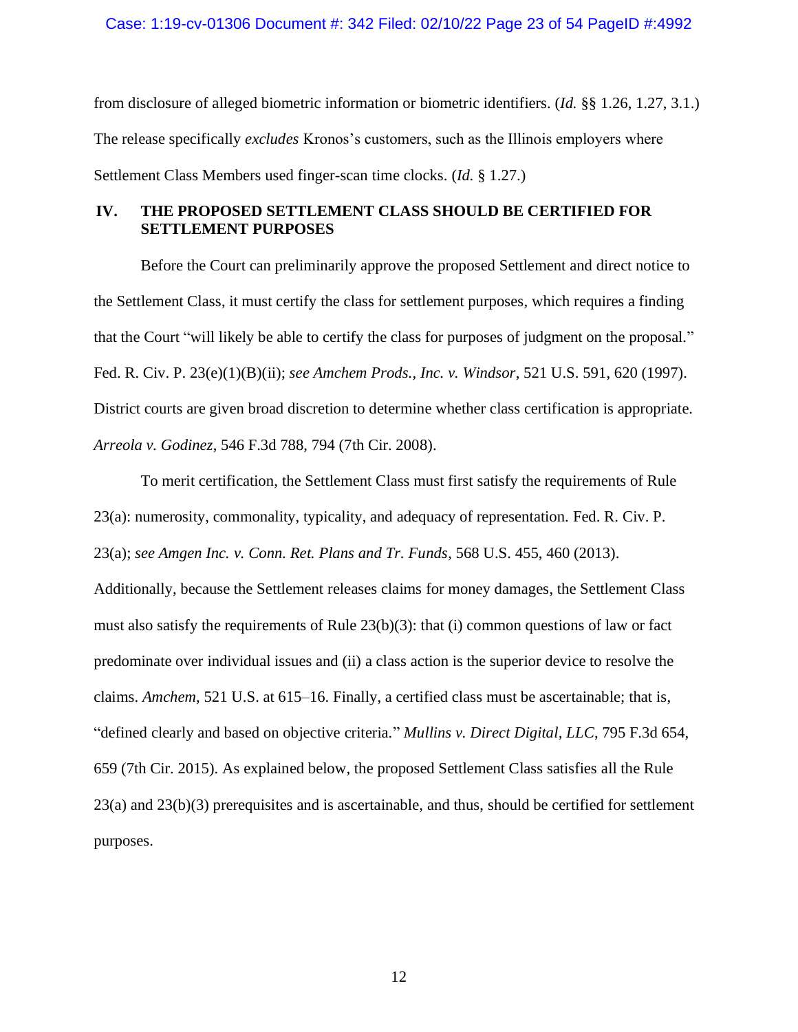from disclosure of alleged biometric information or biometric identifiers. (*Id.* §§ 1.26, 1.27, 3.1.) The release specifically *excludes* Kronos's customers, such as the Illinois employers where Settlement Class Members used finger-scan time clocks. (*Id.* § 1.27.)

## IV. THE PROPOSED SETTLEMENT CLASS SHOULD BE CERTIFIED FOR SETTLEMENT PURPOSES

Before the Court can preliminarily approve the proposed Settlement and direct notice to the Settlement Class, it must certify the class for settlement purposes, which requires a finding that the Court "will likely be able to certify the class for purposes of judgment on the proposal." Fed. R. Civ. P. 23(e)(1)(B)(ii); *see Amchem Prods., Inc. v. Windsor*, 521 U.S. 591, 620 (1997). District courts are given broad discretion to determine whether class certification is appropriate. *Arreola v. Godinez*, 546 F.3d 788, 794 (7th Cir. 2008).

To merit certification, the Settlement Class must first satisfy the requirements of Rule 23(a): numerosity, commonality, typicality, and adequacy of representation. Fed. R. Civ. P. 23(a); *see Amgen Inc. v. Conn. Ret. Plans and Tr. Funds*, 568 U.S. 455, 460 (2013). Additionally, because the Settlement releases claims for money damages, the Settlement Class must also satisfy the requirements of Rule 23(b)(3): that (i) common questions of law or fact predominate over individual issues and (ii) a class action is the superior device to resolve the claims. *Amchem*, 521 U.S. at 615–16. Finally, a certified class must be ascertainable; that is, "defined clearly and based on objective criteria." *Mullins v. Direct Digital, LLC*, 795 F.3d 654, 659 (7th Cir. 2015). As explained below, the proposed Settlement Class satisfies all the Rule 23(a) and 23(b)(3) prerequisites and is ascertainable, and thus, should be certified for settlement purposes.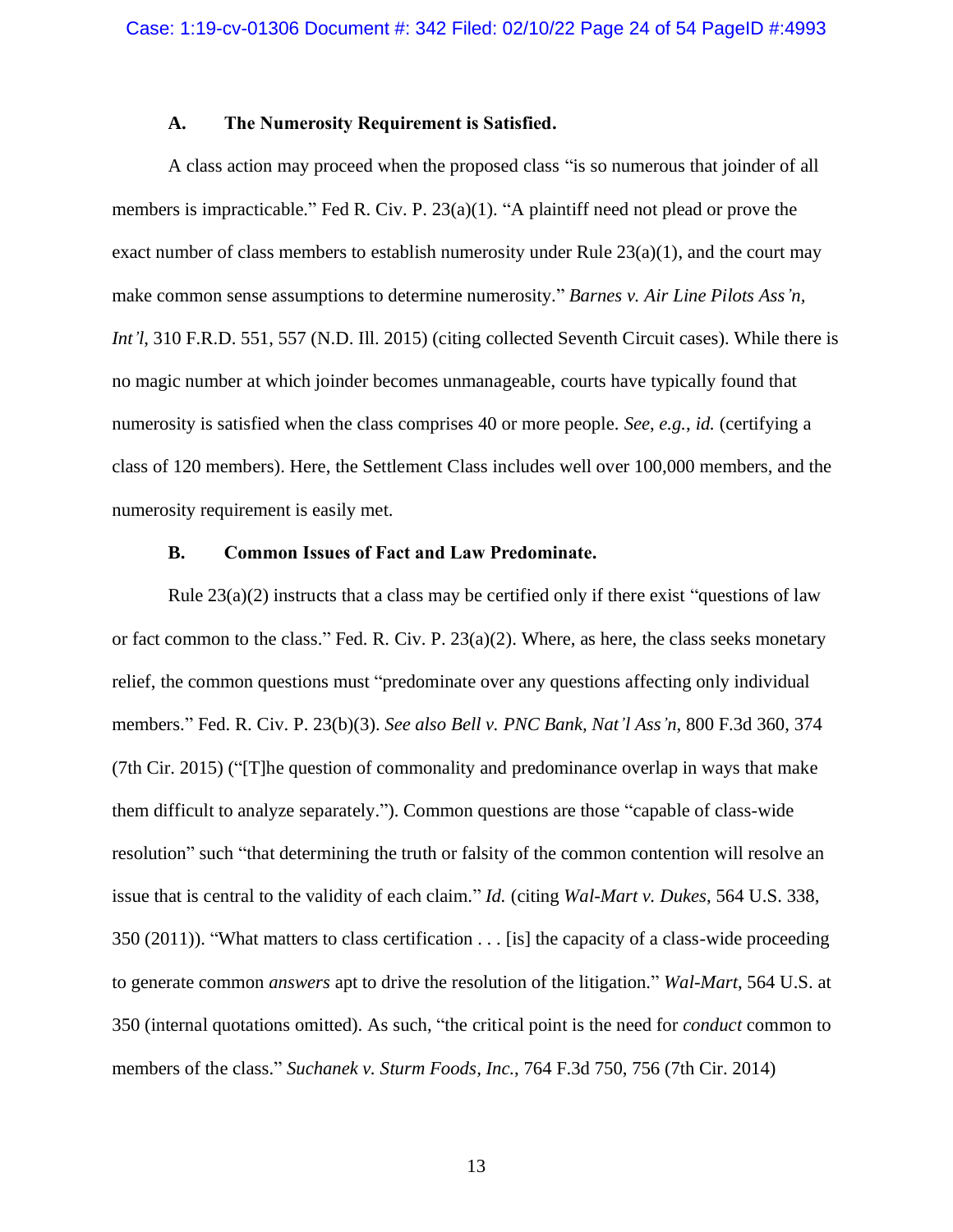### A. The Numerosity Requirement is Satisfied.

A class action may proceed when the proposed class "is so numerous that joinder of all members is impracticable." Fed R. Civ. P. 23(a)(1). "A plaintiff need not plead or prove the exact number of class members to establish numerosity under Rule 23(a)(1), and the court may make common sense assumptions to determine numerosity." *Barnes v. Air Line Pilots Ass'n, Int'l*, 310 F.R.D. 551, 557 (N.D. Ill. 2015) (citing collected Seventh Circuit cases). While there is no magic number at which joinder becomes unmanageable, courts have typically found that numerosity is satisfied when the class comprises 40 or more people. *See, e.g.*, *id.* (certifying a class of 120 members). Here, the Settlement Class includes well over 100,000 members, and the numerosity requirement is easily met.

### B. Common Issues of Fact and Law Predominate.

Rule 23(a)(2) instructs that a class may be certified only if there exist "questions of law or fact common to the class." Fed. R. Civ. P. 23(a)(2). Where, as here, the class seeks monetary relief, the common questions must "predominate over any questions affecting only individual members." Fed. R. Civ. P. 23(b)(3). *See also Bell v. PNC Bank, Nat'l Ass'n*, 800 F.3d 360, 374 (7th Cir. 2015) ("[T]he question of commonality and predominance overlap in ways that make them difficult to analyze separately."). Common questions are those "capable of class-wide resolution" such "that determining the truth or falsity of the common contention will resolve an issue that is central to the validity of each claim." *Id.* (citing *Wal-Mart v. Dukes*, 564 U.S. 338, 350 (2011)). "What matters to class certification . . . [is] the capacity of a class-wide proceeding to generate common *answers* apt to drive the resolution of the litigation." *Wal-Mart*, 564 U.S. at 350 (internal quotations omitted). As such, "the critical point is the need for *conduct* common to members of the class." *Suchanek v. Sturm Foods, Inc.*, 764 F.3d 750, 756 (7th Cir. 2014)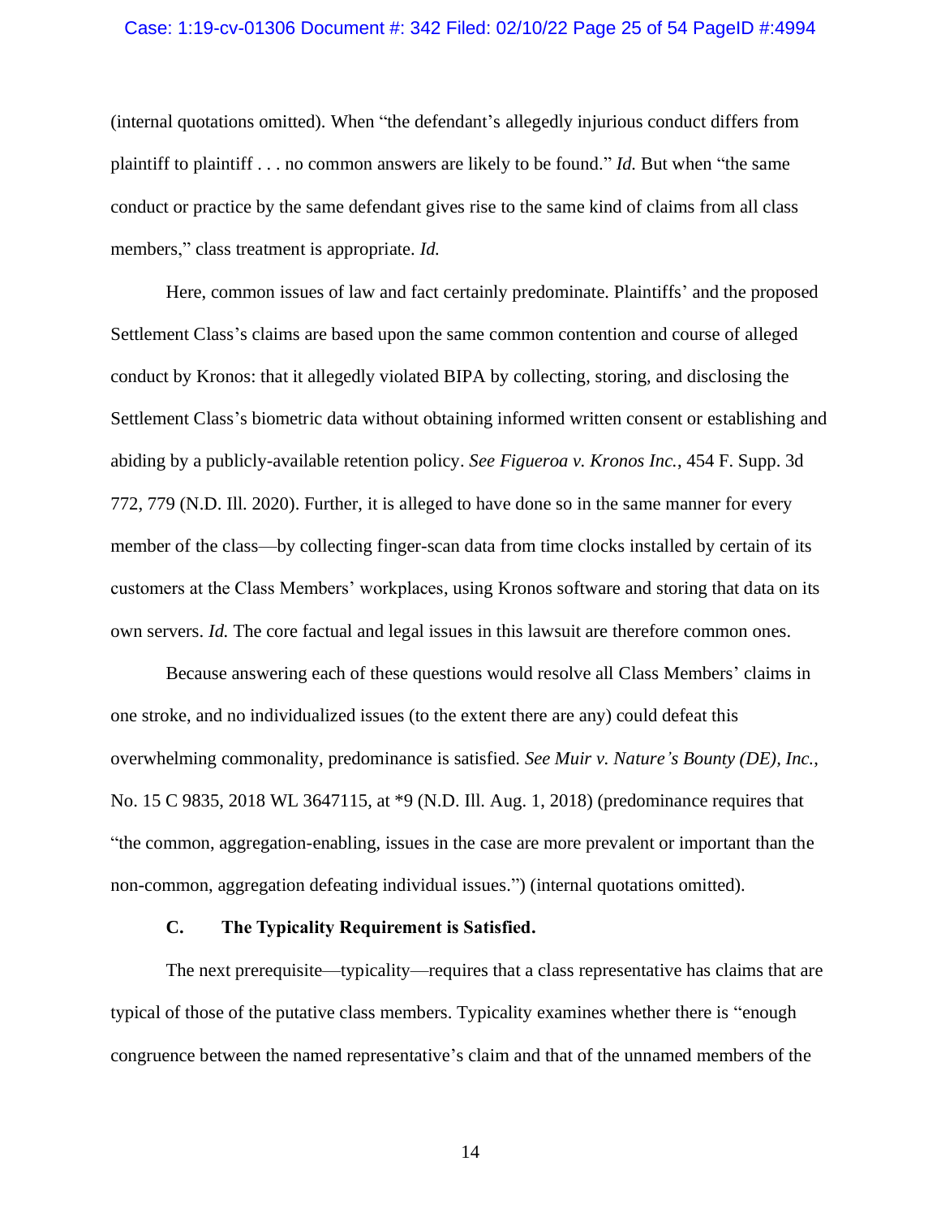(internal quotations omitted). When "the defendant's allegedly injurious conduct differs from plaintiff to plaintiff . . . no common answers are likely to be found." *Id.* But when "the same conduct or practice by the same defendant gives rise to the same kind of claims from all class members," class treatment is appropriate. *Id.*

Here, common issues of law and fact certainly predominate. Plaintiffs' and the proposed Settlement Class's claims are based upon the same common contention and course of alleged conduct by Kronos: that it allegedly violated BIPA by collecting, storing, and disclosing the Settlement Class's biometric data without obtaining informed written consent or establishing and abiding by a publicly-available retention policy. *See Figueroa v. Kronos Inc.*, 454 F. Supp. 3d 772, 779 (N.D. Ill. 2020). Further, it is alleged to have done so in the same manner for every member of the class—by collecting finger-scan data from time clocks installed by certain of its customers at the Class Members' workplaces, using Kronos software and storing that data on its own servers. *Id.* The core factual and legal issues in this lawsuit are therefore common ones.

Because answering each of these questions would resolve all Class Members' claims in one stroke, and no individualized issues (to the extent there are any) could defeat this overwhelming commonality, predominance is satisfied. *See Muir v. Nature's Bounty (DE), Inc.*, No. 15 C 9835, 2018 WL 3647115, at *9 (N.D. Ill. Aug. 1, 2018) (predominance requires that "the common, aggregation-enabling, issues in the case are more prevalent or important than the non-common, aggregation defeating individual issues.") (internal quotations omitted).

### C. The Typicality Requirement is Satisfied.

The next prerequisite—typicality—requires that a class representative has claims that are typical of those of the putative class members. Typicality examines whether there is "enough congruence between the named representative's claim and that of the unnamed members of the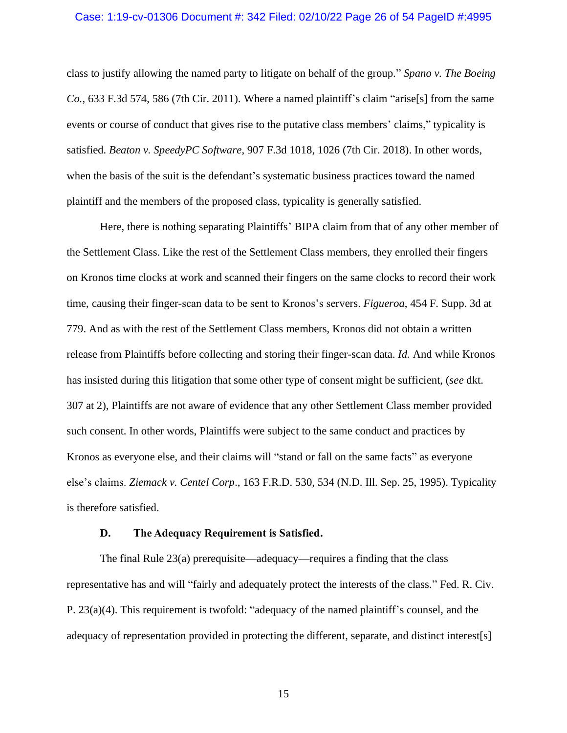class to justify allowing the named party to litigate on behalf of the group." *Spano v. The Boeing Co.*, 633 F.3d 574, 586 (7th Cir. 2011). Where a named plaintiff's claim "arise[s] from the same events or course of conduct that gives rise to the putative class members' claims," typicality is satisfied. *Beaton v. SpeedyPC Software*, 907 F.3d 1018, 1026 (7th Cir. 2018). In other words, when the basis of the suit is the defendant's systematic business practices toward the named plaintiff and the members of the proposed class, typicality is generally satisfied.

Here, there is nothing separating Plaintiffs' BIPA claim from that of any other member of the Settlement Class. Like the rest of the Settlement Class members, they enrolled their fingers on Kronos time clocks at work and scanned their fingers on the same clocks to record their work time, causing their finger-scan data to be sent to Kronos's servers. *Figueroa*, 454 F. Supp. 3d at 779. And as with the rest of the Settlement Class members, Kronos did not obtain a written release from Plaintiffs before collecting and storing their finger-scan data. *Id.* And while Kronos has insisted during this litigation that some other type of consent might be sufficient, (*see* dkt. 307 at 2), Plaintiffs are not aware of evidence that any other Settlement Class member provided such consent. In other words, Plaintiffs were subject to the same conduct and practices by Kronos as everyone else, and their claims will "stand or fall on the same facts" as everyone else's claims. *Ziemack v. Centel Corp*., 163 F.R.D. 530, 534 (N.D. Ill. Sep. 25, 1995). Typicality is therefore satisfied.

### D. The Adequacy Requirement is Satisfied.

The final Rule 23(a) prerequisite—adequacy—requires a finding that the class representative has and will "fairly and adequately protect the interests of the class." Fed. R. Civ. P. 23(a)(4). This requirement is twofold: "adequacy of the named plaintiff's counsel, and the adequacy of representation provided in protecting the different, separate, and distinct interest[s]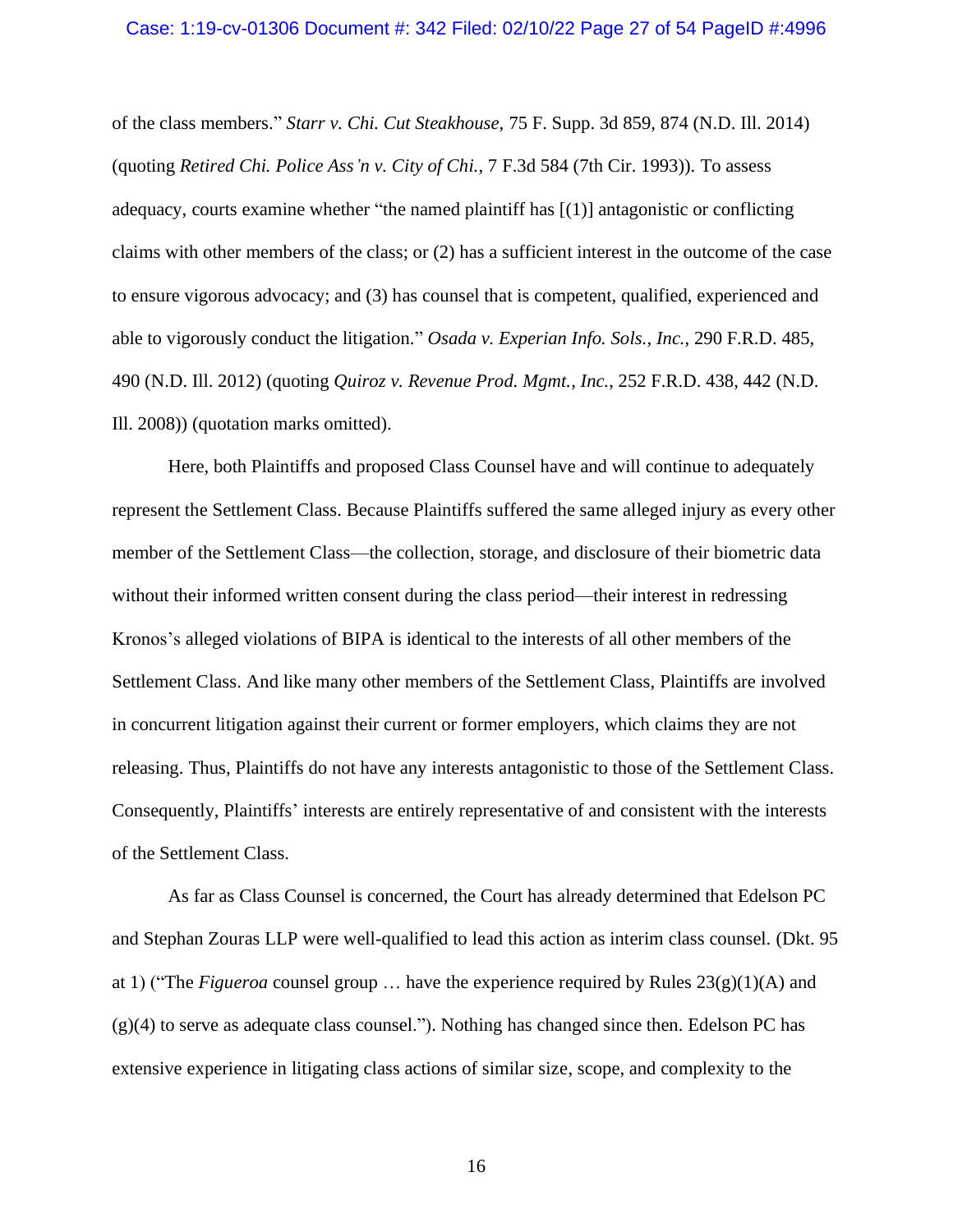of the class members." *Starr v. Chi. Cut Steakhouse*, 75 F. Supp. 3d 859, 874 (N.D. Ill. 2014) (quoting *Retired Chi. Police Ass'n v. City of Chi.*, 7 F.3d 584 (7th Cir. 1993)). To assess adequacy, courts examine whether "the named plaintiff has [(1)] antagonistic or conflicting claims with other members of the class; or (2) has a sufficient interest in the outcome of the case to ensure vigorous advocacy; and (3) has counsel that is competent, qualified, experienced and able to vigorously conduct the litigation." *Osada v. Experian Info. Sols., Inc.*, 290 F.R.D. 485, 490 (N.D. Ill. 2012) (quoting *Quiroz v. Revenue Prod. Mgmt., Inc.*, 252 F.R.D. 438, 442 (N.D. Ill. 2008)) (quotation marks omitted).

Here, both Plaintiffs and proposed Class Counsel have and will continue to adequately represent the Settlement Class. Because Plaintiffs suffered the same alleged injury as every other member of the Settlement Class—the collection, storage, and disclosure of their biometric data without their informed written consent during the class period—their interest in redressing Kronos's alleged violations of BIPA is identical to the interests of all other members of the Settlement Class. And like many other members of the Settlement Class, Plaintiffs are involved in concurrent litigation against their current or former employers, which claims they are not releasing. Thus, Plaintiffs do not have any interests antagonistic to those of the Settlement Class. Consequently, Plaintiffs' interests are entirely representative of and consistent with the interests of the Settlement Class.

As far as Class Counsel is concerned, the Court has already determined that Edelson PC and Stephan Zouras LLP were well-qualified to lead this action as interim class counsel. (Dkt. 95 at 1) ("The *Figueroa* counsel group … have the experience required by Rules 23(g)(1)(A) and (g)(4) to serve as adequate class counsel."). Nothing has changed since then. Edelson PC has extensive experience in litigating class actions of similar size, scope, and complexity to the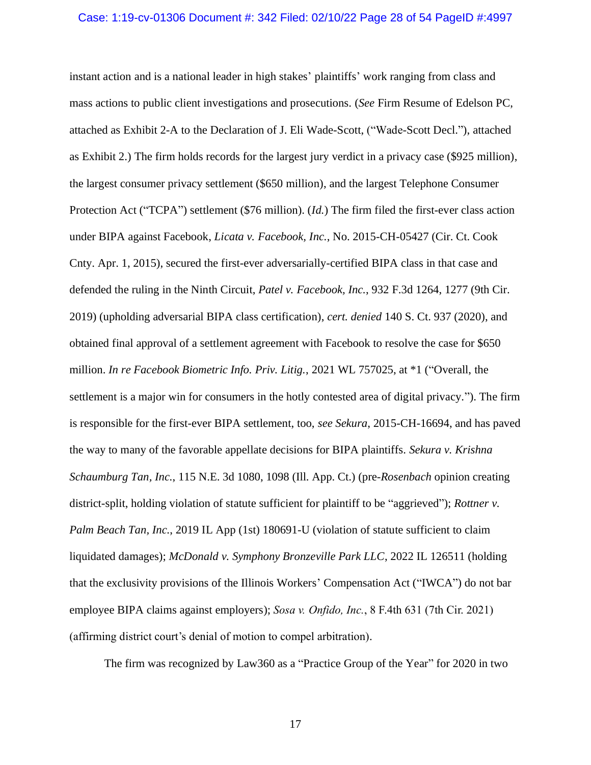instant action and is a national leader in high stakes' plaintiffs' work ranging from class and mass actions to public client investigations and prosecutions. (*See* Firm Resume of Edelson PC, attached as Exhibit 2-A to the Declaration of J. Eli Wade-Scott, ("Wade-Scott Decl."), attached as Exhibit 2.) The firm holds records for the largest jury verdict in a privacy case ($925 million), the largest consumer privacy settlement ($650 million), and the largest Telephone Consumer Protection Act ("TCPA") settlement ($76 million). (*Id.*) The firm filed the first-ever class action under BIPA against Facebook, *Licata v. Facebook, Inc.*, No. 2015-CH-05427 (Cir. Ct. Cook Cnty. Apr. 1, 2015), secured the first-ever adversarially-certified BIPA class in that case and defended the ruling in the Ninth Circuit, *Patel v. Facebook, Inc.*, 932 F.3d 1264, 1277 (9th Cir. 2019) (upholding adversarial BIPA class certification), *cert. denied* 140 S. Ct. 937 (2020), and obtained final approval of a settlement agreement with Facebook to resolve the case for $650 million. *In re Facebook Biometric Info. Priv. Litig.*, 2021 WL 757025, at *1 ("Overall, the settlement is a major win for consumers in the hotly contested area of digital privacy."). The firm is responsible for the first-ever BIPA settlement, too, *see Sekura*, 2015-CH-16694, and has paved the way to many of the favorable appellate decisions for BIPA plaintiffs. *Sekura v. Krishna Schaumburg Tan, Inc.*, 115 N.E. 3d 1080, 1098 (Ill. App. Ct.) (pre-*Rosenbach* opinion creating district-split, holding violation of statute sufficient for plaintiff to be "aggrieved"); *Rottner v. Palm Beach Tan, Inc.*, 2019 IL App (1st) 180691-U (violation of statute sufficient to claim liquidated damages); *McDonald v. Symphony Bronzeville Park LLC*, 2022 IL 126511 (holding that the exclusivity provisions of the Illinois Workers' Compensation Act ("IWCA") do not bar employee BIPA claims against employers); *Sosa v. Onfido, Inc.*, 8 F.4th 631 (7th Cir. 2021) (affirming district court's denial of motion to compel arbitration).

The firm was recognized by Law360 as a "Practice Group of the Year" for 2020 in two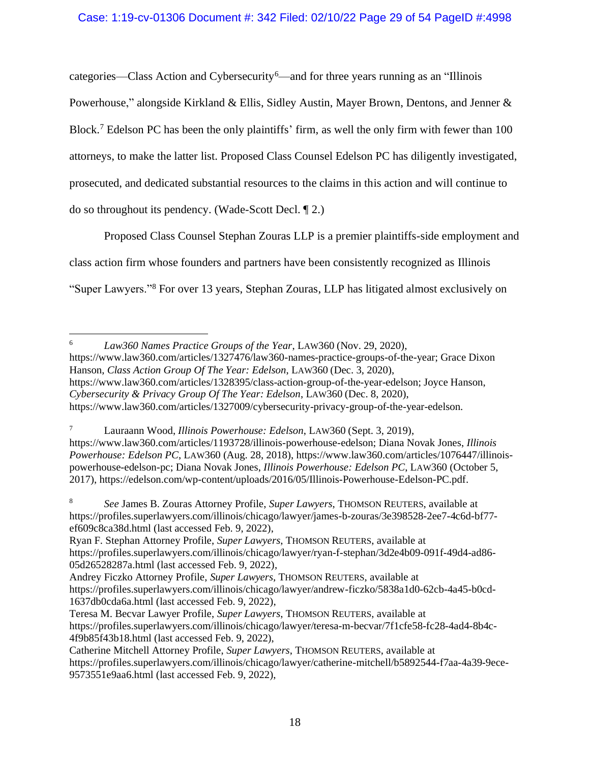categories—Class Action and Cybersecurity[6]—and for three years running as an "Illinois Powerhouse," alongside Kirkland & Ellis, Sidley Austin, Mayer Brown, Dentons, and Jenner & Block.[7] Edelson PC has been the only plaintiffs' firm, as well the only firm with fewer than 100 attorneys, to make the latter list. Proposed Class Counsel Edelson PC has diligently investigated, prosecuted, and dedicated substantial resources to the claims in this action and will continue to do so throughout its pendency. (Wade-Scott Decl. ¶ 2.)

Proposed Class Counsel Stephan Zouras LLP is a premier plaintiffs-side employment and class action firm whose founders and partners have been consistently recognized as Illinois "Super Lawyers."[8] For over 13 years, Stephan Zouras, LLP has litigated almost exclusively on

---

[6] *Law360 Names Practice Groups of the Year*, LAW360 (Nov. 29, 2020), https://www.law360.com/articles/1327476/law360-names-practice-groups-of-the-year; Grace Dixon Hanson, *Class Action Group Of The Year: Edelson*, LAW360 (Dec. 3, 2020), https://www.law360.com/articles/1328395/class-action-group-of-the-year-edelson; Joyce Hanson, *Cybersecurity & Privacy Group Of The Year: Edelson*, LAW360 (Dec. 8, 2020), https://www.law360.com/articles/1327009/cybersecurity-privacy-group-of-the-year-edelson.

[7] Lauraann Wood, *Illinois Powerhouse: Edelson*, LAW360 (Sept. 3, 2019), https://www.law360.com/articles/1193728/illinois-powerhouse-edelson; Diana Novak Jones, *Illinois Powerhouse: Edelson PC*, LAW360 (Aug. 28, 2018), https://www.law360.com/articles/1076447/illinois-powerhouse-edelson-pc; Diana Novak Jones, *Illinois Powerhouse: Edelson PC*, LAW360 (October 5, 2017), https://edelson.com/wp-content/uploads/2016/05/Illinois-Powerhouse-Edelson-PC.pdf.

[8] *See* James B. Zouras Attorney Profile, *Super Lawyers*, THOMSON REUTERS, available at https://profiles.superlawyers.com/illinois/chicago/lawyer/james-b-zouras/3e398528-2ee7-4c6d-bf77-ef609c8ca38d.html (last accessed Feb. 9, 2022),
Ryan F. Stephan Attorney Profile, *Super Lawyers*, THOMSON REUTERS, available at https://profiles.superlawyers.com/illinois/chicago/lawyer/ryan-f-stephan/3d2e4b09-091f-49d4-ad86-05d26528287a.html (last accessed Feb. 9, 2022),
Andrey Ficzko Attorney Profile, *Super Lawyers*, THOMSON REUTERS, available at https://profiles.superlawyers.com/illinois/chicago/lawyer/andrew-ficzko/5838a1d0-62cb-4a45-b0cd-1637db0cda6a.html (last accessed Feb. 9, 2022),
Teresa M. Becvar Lawyer Profile, *Super Lawyers*, THOMSON REUTERS, available at https://profiles.superlawyers.com/illinois/chicago/lawyer/teresa-m-becvar/7f1cfe58-fc28-4ad4-8b4c-4f9b85f43b18.html (last accessed Feb. 9, 2022),
Catherine Mitchell Attorney Profile, *Super Lawyers*, THOMSON REUTERS, available at https://profiles.superlawyers.com/illinois/chicago/lawyer/catherine-mitchell/b5892544-f7aa-4a39-9ece-9573551e9aa6.html (last accessed Feb. 9, 2022),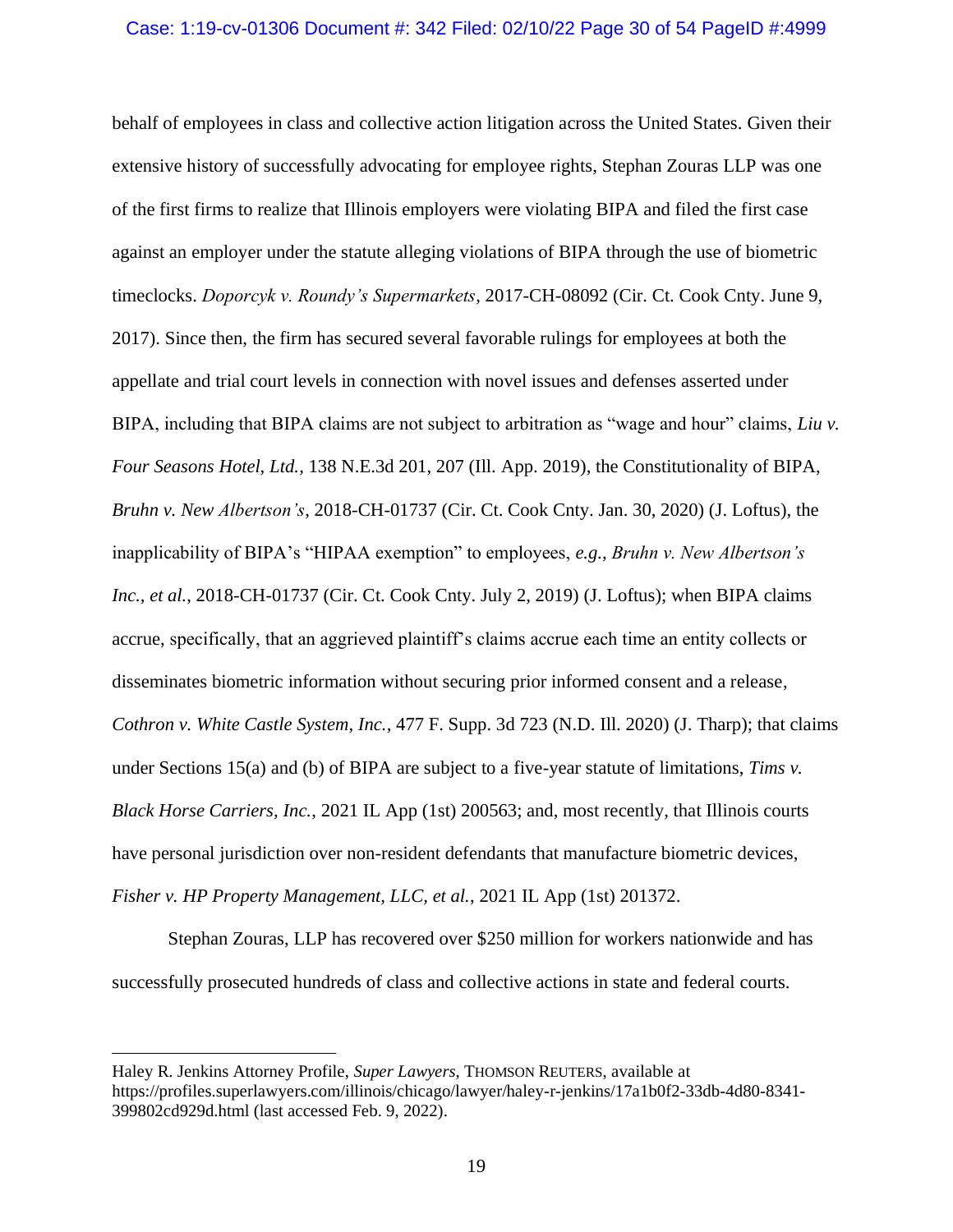behalf of employees in class and collective action litigation across the United States. Given their extensive history of successfully advocating for employee rights, Stephan Zouras LLP was one of the first firms to realize that Illinois employers were violating BIPA and filed the first case against an employer under the statute alleging violations of BIPA through the use of biometric timeclocks. *Doporcyk v. Roundy's Supermarkets*, 2017-CH-08092 (Cir. Ct. Cook Cnty. June 9, 2017). Since then, the firm has secured several favorable rulings for employees at both the appellate and trial court levels in connection with novel issues and defenses asserted under BIPA, including that BIPA claims are not subject to arbitration as "wage and hour" claims, *Liu v. Four Seasons Hotel, Ltd.*, 138 N.E.3d 201, 207 (Ill. App. 2019), the Constitutionality of BIPA, *Bruhn v. New Albertson's*, 2018-CH-01737 (Cir. Ct. Cook Cnty. Jan. 30, 2020) (J. Loftus), the inapplicability of BIPA's "HIPAA exemption" to employees, *e.g.*, *Bruhn v. New Albertson's Inc., et al.*, 2018-CH-01737 (Cir. Ct. Cook Cnty. July 2, 2019) (J. Loftus); when BIPA claims accrue, specifically, that an aggrieved plaintiff's claims accrue each time an entity collects or disseminates biometric information without securing prior informed consent and a release, *Cothron v. White Castle System, Inc.*, 477 F. Supp. 3d 723 (N.D. Ill. 2020) (J. Tharp); that claims under Sections 15(a) and (b) of BIPA are subject to a five-year statute of limitations, *Tims v. Black Horse Carriers, Inc.*, 2021 IL App (1st) 200563; and, most recently, that Illinois courts have personal jurisdiction over non-resident defendants that manufacture biometric devices, *Fisher v. HP Property Management, LLC, et al.*, 2021 IL App (1st) 201372.

Stephan Zouras, LLP has recovered over $250 million for workers nationwide and has successfully prosecuted hundreds of class and collective actions in state and federal courts.

---

Haley R. Jenkins Attorney Profile, *Super Lawyers*, THOMSON REUTERS, available at https://profiles.superlawyers.com/illinois/chicago/lawyer/haley-r-jenkins/17a1b0f2-33db-4d80-8341-399802cd929d.html (last accessed Feb. 9, 2022).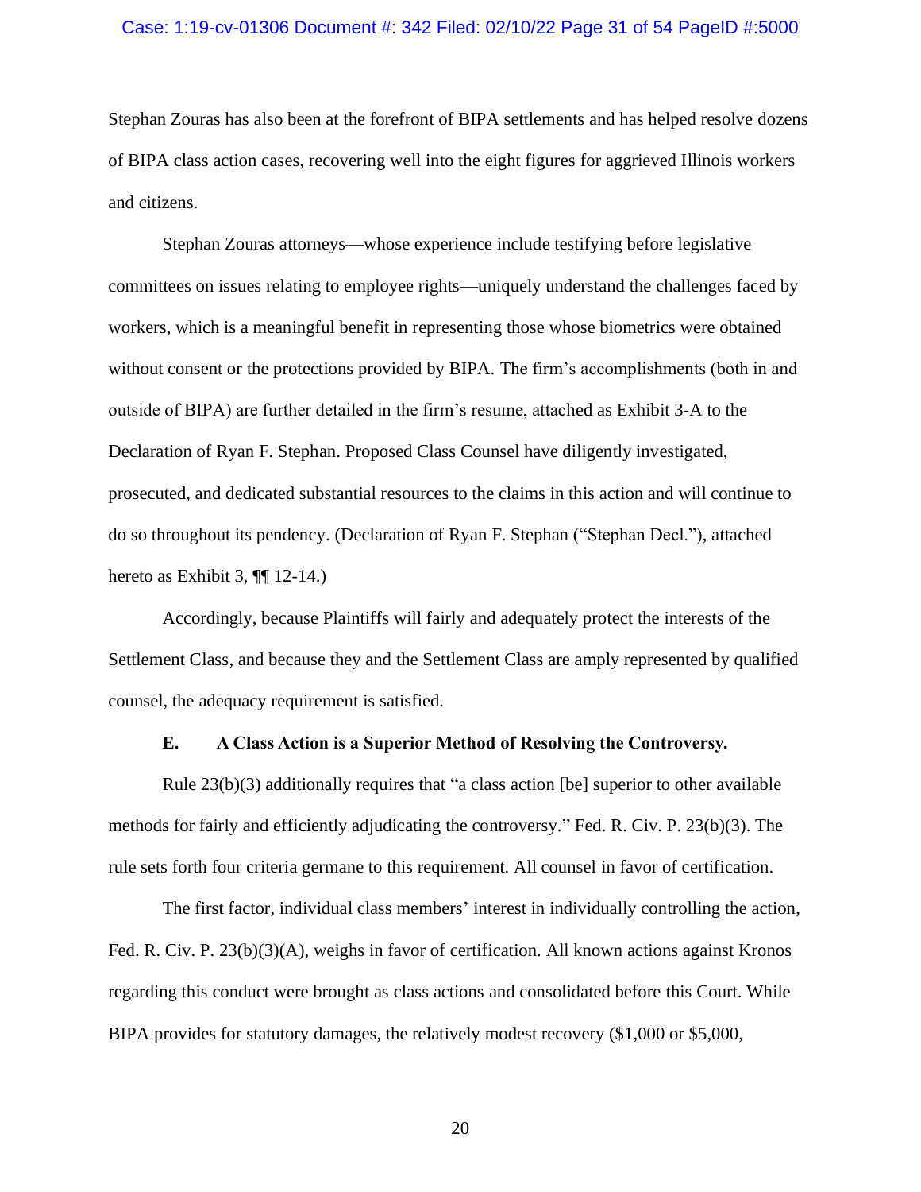Stephan Zouras has also been at the forefront of BIPA settlements and has helped resolve dozens of BIPA class action cases, recovering well into the eight figures for aggrieved Illinois workers and citizens.

Stephan Zouras attorneys—whose experience include testifying before legislative committees on issues relating to employee rights—uniquely understand the challenges faced by workers, which is a meaningful benefit in representing those whose biometrics were obtained without consent or the protections provided by BIPA. The firm's accomplishments (both in and outside of BIPA) are further detailed in the firm's resume, attached as Exhibit 3-A to the Declaration of Ryan F. Stephan. Proposed Class Counsel have diligently investigated, prosecuted, and dedicated substantial resources to the claims in this action and will continue to do so throughout its pendency. (Declaration of Ryan F. Stephan ("Stephan Decl."), attached hereto as Exhibit 3, ¶¶ 12-14.)

Accordingly, because Plaintiffs will fairly and adequately protect the interests of the Settlement Class, and because they and the Settlement Class are amply represented by qualified counsel, the adequacy requirement is satisfied.

### E. A Class Action is a Superior Method of Resolving the Controversy.

Rule 23(b)(3) additionally requires that "a class action [be] superior to other available methods for fairly and efficiently adjudicating the controversy." Fed. R. Civ. P. 23(b)(3). The rule sets forth four criteria germane to this requirement. All counsel in favor of certification.

The first factor, individual class members' interest in individually controlling the action, Fed. R. Civ. P. 23(b)(3)(A), weighs in favor of certification. All known actions against Kronos regarding this conduct were brought as class actions and consolidated before this Court. While BIPA provides for statutory damages, the relatively modest recovery ($1,000 or $5,000,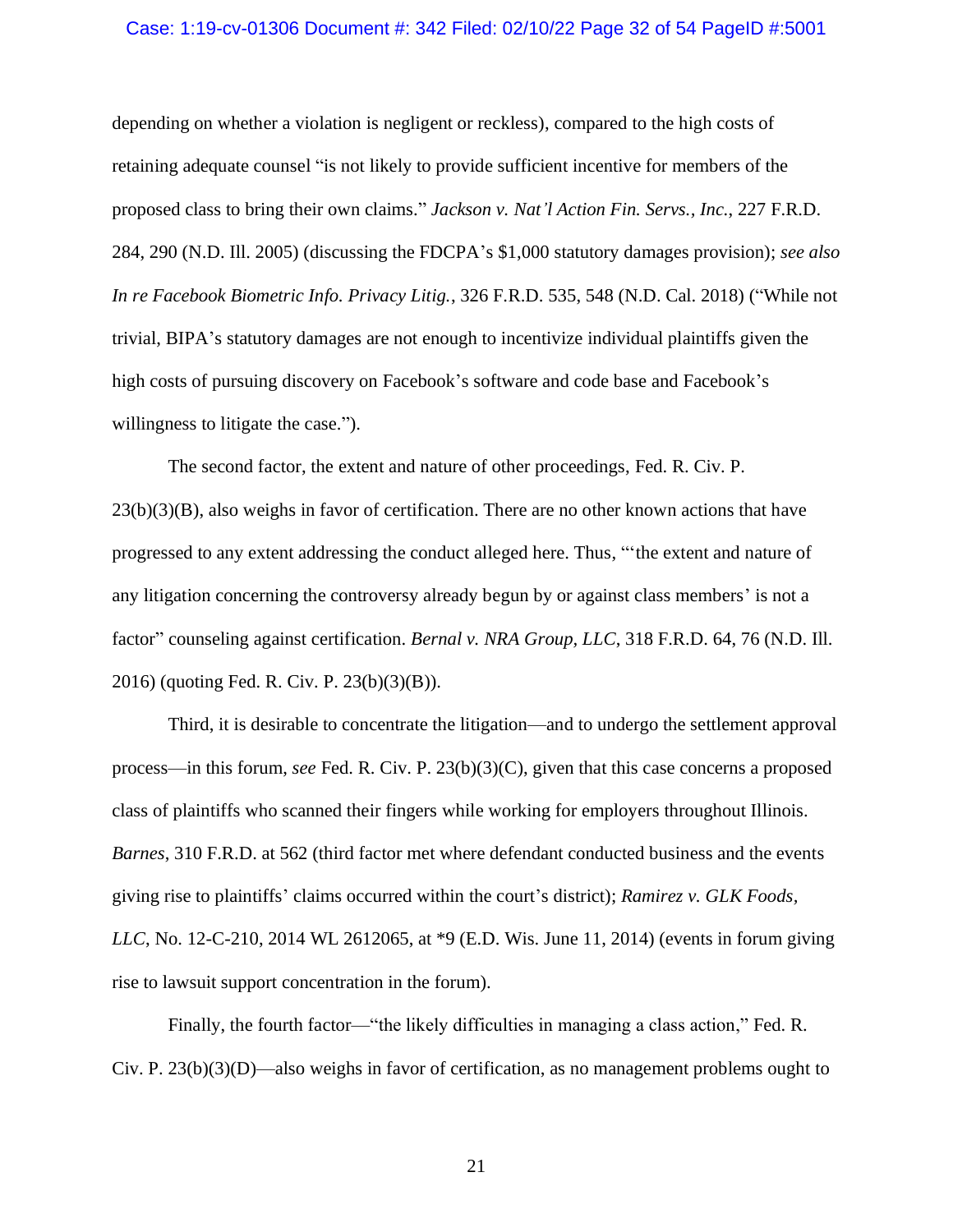depending on whether a violation is negligent or reckless), compared to the high costs of retaining adequate counsel "is not likely to provide sufficient incentive for members of the proposed class to bring their own claims." *Jackson v. Nat'l Action Fin. Servs., Inc.*, 227 F.R.D. 284, 290 (N.D. Ill. 2005) (discussing the FDCPA's $1,000 statutory damages provision); *see also In re Facebook Biometric Info. Privacy Litig.*, 326 F.R.D. 535, 548 (N.D. Cal. 2018) ("While not trivial, BIPA's statutory damages are not enough to incentivize individual plaintiffs given the high costs of pursuing discovery on Facebook's software and code base and Facebook's willingness to litigate the case.").

The second factor, the extent and nature of other proceedings, Fed. R. Civ. P. 23(b)(3)(B), also weighs in favor of certification. There are no other known actions that have progressed to any extent addressing the conduct alleged here. Thus, "'the extent and nature of any litigation concerning the controversy already begun by or against class members' is not a factor" counseling against certification. *Bernal v. NRA Group, LLC*, 318 F.R.D. 64, 76 (N.D. Ill. 2016) (quoting Fed. R. Civ. P. 23(b)(3)(B)).

Third, it is desirable to concentrate the litigation—and to undergo the settlement approval process—in this forum, *see* Fed. R. Civ. P. 23(b)(3)(C), given that this case concerns a proposed class of plaintiffs who scanned their fingers while working for employers throughout Illinois. *Barnes*, 310 F.R.D. at 562 (third factor met where defendant conducted business and the events giving rise to plaintiffs' claims occurred within the court's district); *Ramirez v. GLK Foods, LLC*, No. 12-C-210, 2014 WL 2612065, at *9 (E.D. Wis. June 11, 2014) (events in forum giving rise to lawsuit support concentration in the forum).

Finally, the fourth factor—"the likely difficulties in managing a class action," Fed. R. Civ. P. 23(b)(3)(D)—also weighs in favor of certification, as no management problems ought to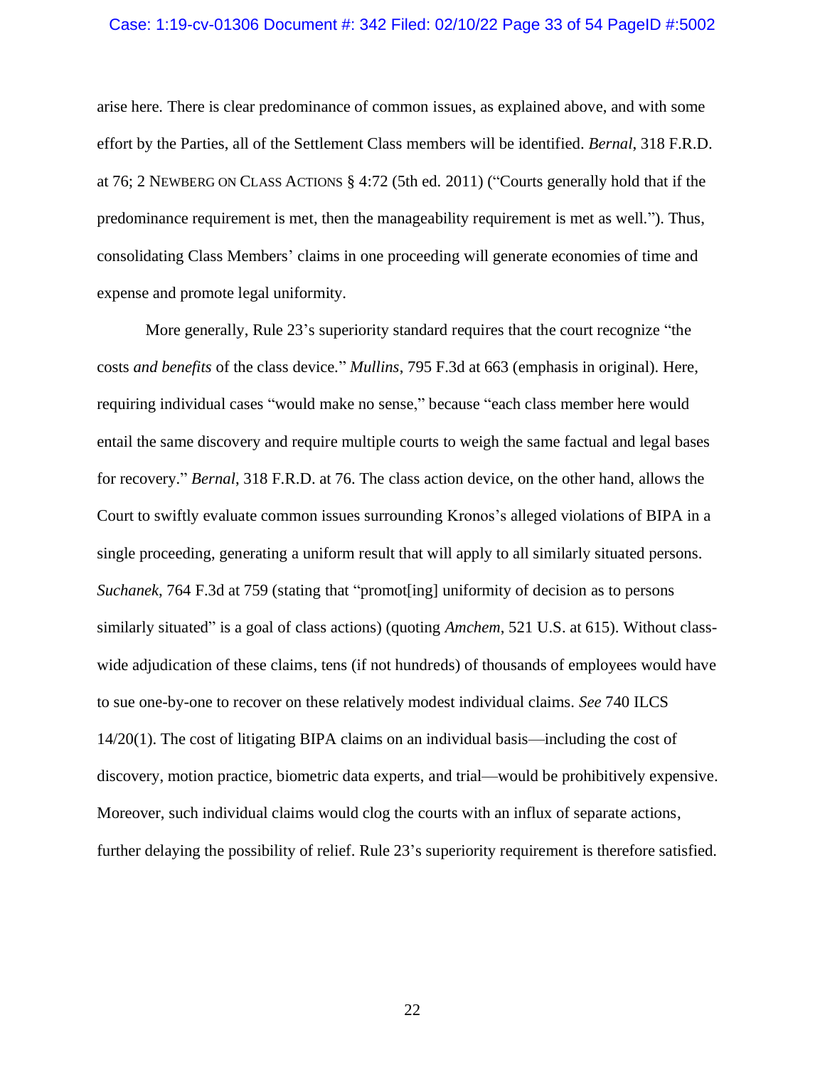arise here. There is clear predominance of common issues, as explained above, and with some effort by the Parties, all of the Settlement Class members will be identified. *Bernal*, 318 F.R.D. at 76; 2 NEWBERG ON CLASS ACTIONS § 4:72 (5th ed. 2011) ("Courts generally hold that if the predominance requirement is met, then the manageability requirement is met as well."). Thus, consolidating Class Members' claims in one proceeding will generate economies of time and expense and promote legal uniformity.

More generally, Rule 23's superiority standard requires that the court recognize "the costs *and benefits* of the class device." *Mullins*, 795 F.3d at 663 (emphasis in original). Here, requiring individual cases "would make no sense," because "each class member here would entail the same discovery and require multiple courts to weigh the same factual and legal bases for recovery." *Bernal*, 318 F.R.D. at 76. The class action device, on the other hand, allows the Court to swiftly evaluate common issues surrounding Kronos's alleged violations of BIPA in a single proceeding, generating a uniform result that will apply to all similarly situated persons. *Suchanek*, 764 F.3d at 759 (stating that "promot[ing] uniformity of decision as to persons similarly situated" is a goal of class actions) (quoting *Amchem*, 521 U.S. at 615). Without class-wide adjudication of these claims, tens (if not hundreds) of thousands of employees would have to sue one-by-one to recover on these relatively modest individual claims. *See* 740 ILCS 14/20(1). The cost of litigating BIPA claims on an individual basis—including the cost of discovery, motion practice, biometric data experts, and trial—would be prohibitively expensive. Moreover, such individual claims would clog the courts with an influx of separate actions, further delaying the possibility of relief. Rule 23's superiority requirement is therefore satisfied.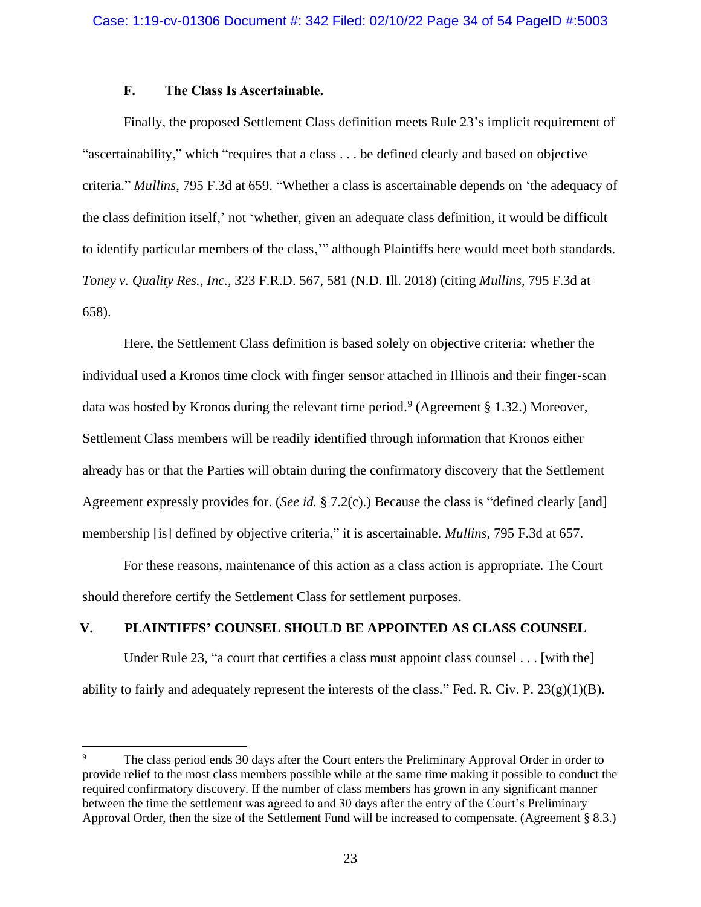### F. The Class Is Ascertainable.

Finally, the proposed Settlement Class definition meets Rule 23's implicit requirement of "ascertainability," which "requires that a class . . . be defined clearly and based on objective criteria." *Mullins*, 795 F.3d at 659. "Whether a class is ascertainable depends on 'the adequacy of the class definition itself,' not 'whether, given an adequate class definition, it would be difficult to identify particular members of the class,'" although Plaintiffs here would meet both standards. *Toney v. Quality Res., Inc.*, 323 F.R.D. 567, 581 (N.D. Ill. 2018) (citing *Mullins*, 795 F.3d at 658).

Here, the Settlement Class definition is based solely on objective criteria: whether the individual used a Kronos time clock with finger sensor attached in Illinois and their finger-scan data was hosted by Kronos during the relevant time period.[9] (Agreement § 1.32.) Moreover, Settlement Class members will be readily identified through information that Kronos either already has or that the Parties will obtain during the confirmatory discovery that the Settlement Agreement expressly provides for. (*See id.* § 7.2(c).) Because the class is "defined clearly [and] membership [is] defined by objective criteria," it is ascertainable. *Mullins*, 795 F.3d at 657.

For these reasons, maintenance of this action as a class action is appropriate. The Court should therefore certify the Settlement Class for settlement purposes.

## V. PLAINTIFFS' COUNSEL SHOULD BE APPOINTED AS CLASS COUNSEL

Under Rule 23, "a court that certifies a class must appoint class counsel . . . [with the] ability to fairly and adequately represent the interests of the class." Fed. R. Civ. P. 23(g)(1)(B).

---

[9] The class period ends 30 days after the Court enters the Preliminary Approval Order in order to provide relief to the most class members possible while at the same time making it possible to conduct the required confirmatory discovery. If the number of class members has grown in any significant manner between the time the settlement was agreed to and 30 days after the entry of the Court's Preliminary Approval Order, then the size of the Settlement Fund will be increased to compensate. (Agreement § 8.3.)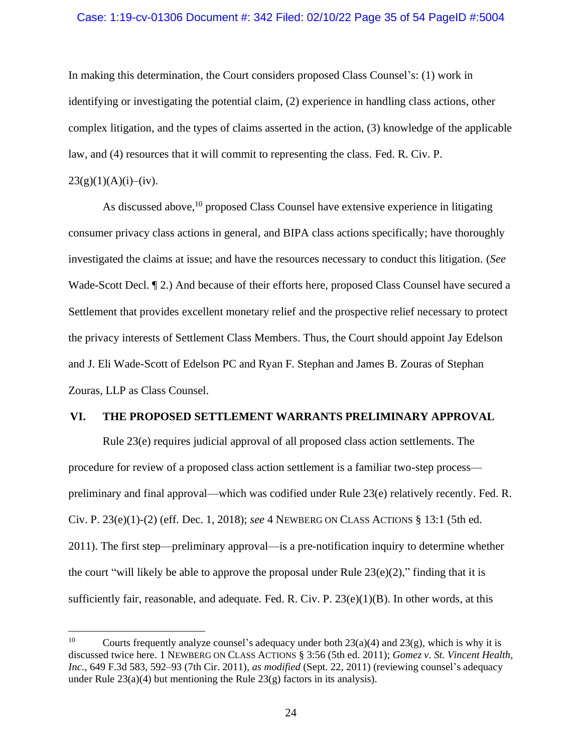In making this determination, the Court considers proposed Class Counsel's: (1) work in identifying or investigating the potential claim, (2) experience in handling class actions, other complex litigation, and the types of claims asserted in the action, (3) knowledge of the applicable law, and (4) resources that it will commit to representing the class. Fed. R. Civ. P. 23(g)(1)(A)(i)–(iv).

As discussed above,[10] proposed Class Counsel have extensive experience in litigating consumer privacy class actions in general, and BIPA class actions specifically; have thoroughly investigated the claims at issue; and have the resources necessary to conduct this litigation. (*See* Wade-Scott Decl. ¶ 2.) And because of their efforts here, proposed Class Counsel have secured a Settlement that provides excellent monetary relief and the prospective relief necessary to protect the privacy interests of Settlement Class Members. Thus, the Court should appoint Jay Edelson and J. Eli Wade-Scott of Edelson PC and Ryan F. Stephan and James B. Zouras of Stephan Zouras, LLP as Class Counsel.

## VI. THE PROPOSED SETTLEMENT WARRANTS PRELIMINARY APPROVAL

Rule 23(e) requires judicial approval of all proposed class action settlements. The procedure for review of a proposed class action settlement is a familiar two-step process—preliminary and final approval—which was codified under Rule 23(e) relatively recently. Fed. R. Civ. P. 23(e)(1)-(2) (eff. Dec. 1, 2018); *see* 4 NEWBERG ON CLASS ACTIONS § 13:1 (5th ed. 2011). The first step—preliminary approval—is a pre-notification inquiry to determine whether the court "will likely be able to approve the proposal under Rule 23(e)(2)," finding that it is sufficiently fair, reasonable, and adequate. Fed. R. Civ. P. 23(e)(1)(B). In other words, at this

---

[10] Courts frequently analyze counsel's adequacy under both 23(a)(4) and 23(g), which is why it is discussed twice here. 1 NEWBERG ON CLASS ACTIONS § 3:56 (5th ed. 2011); *Gomez v. St. Vincent Health, Inc.*, 649 F.3d 583, 592–93 (7th Cir. 2011), *as modified* (Sept. 22, 2011) (reviewing counsel's adequacy under Rule 23(a)(4) but mentioning the Rule 23(g) factors in its analysis).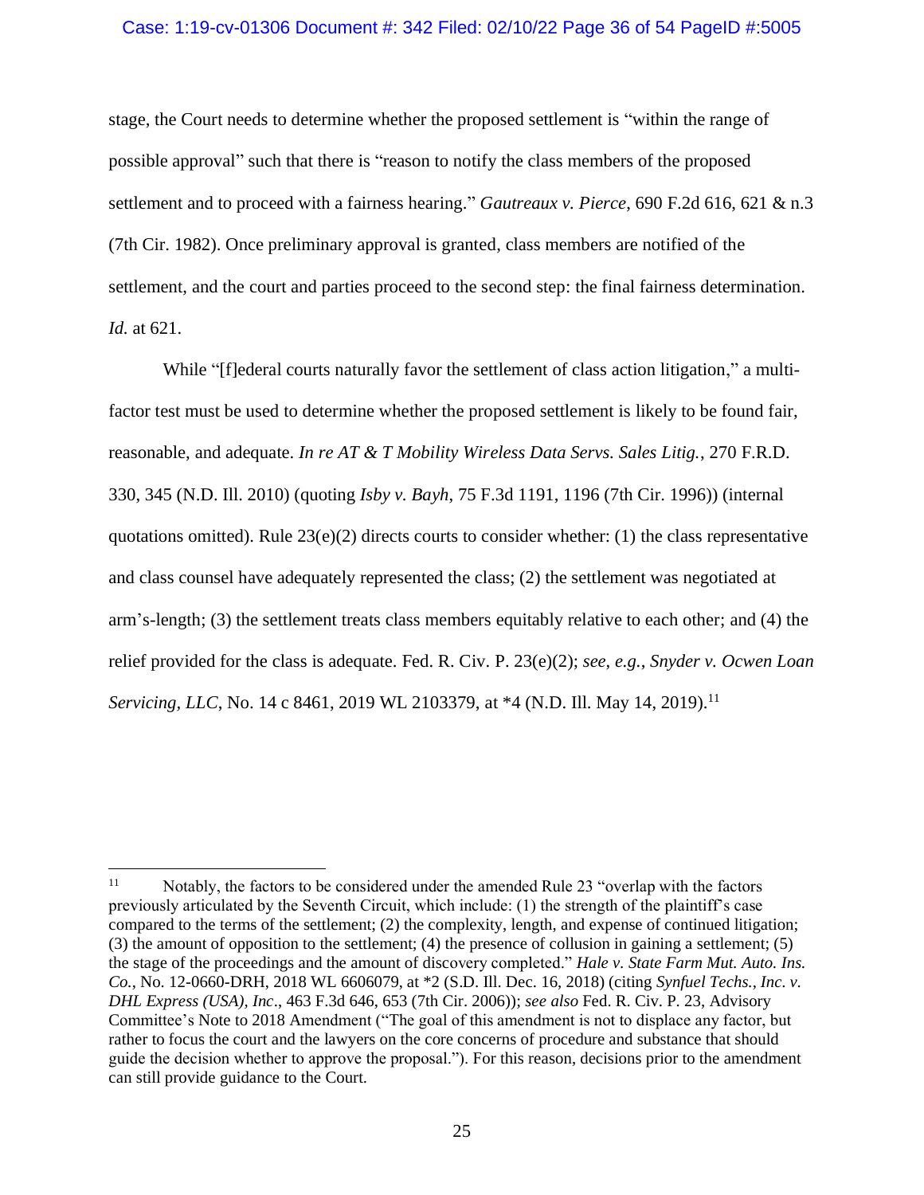stage, the Court needs to determine whether the proposed settlement is "within the range of possible approval" such that there is "reason to notify the class members of the proposed settlement and to proceed with a fairness hearing." *Gautreaux v. Pierce*, 690 F.2d 616, 621 & n.3 (7th Cir. 1982). Once preliminary approval is granted, class members are notified of the settlement, and the court and parties proceed to the second step: the final fairness determination. *Id.* at 621.

While "[f]ederal courts naturally favor the settlement of class action litigation," a multi-factor test must be used to determine whether the proposed settlement is likely to be found fair, reasonable, and adequate. *In re AT & T Mobility Wireless Data Servs. Sales Litig.*, 270 F.R.D. 330, 345 (N.D. Ill. 2010) (quoting *Isby v. Bayh*, 75 F.3d 1191, 1196 (7th Cir. 1996)) (internal quotations omitted). Rule 23(e)(2) directs courts to consider whether: (1) the class representative and class counsel have adequately represented the class; (2) the settlement was negotiated at arm's-length; (3) the settlement treats class members equitably relative to each other; and (4) the relief provided for the class is adequate. Fed. R. Civ. P. 23(e)(2); *see, e.g.*, *Snyder v. Ocwen Loan Servicing, LLC*, No. 14 c 8461, 2019 WL 2103379, at *4 (N.D. Ill. May 14, 2019).[11]

---

[11] Notably, the factors to be considered under the amended Rule 23 "overlap with the factors previously articulated by the Seventh Circuit, which include: (1) the strength of the plaintiff's case compared to the terms of the settlement; (2) the complexity, length, and expense of continued litigation; (3) the amount of opposition to the settlement; (4) the presence of collusion in gaining a settlement; (5) the stage of the proceedings and the amount of discovery completed." *Hale v. State Farm Mut. Auto. Ins. Co.*, No. 12-0660-DRH, 2018 WL 6606079, at *2 (S.D. Ill. Dec. 16, 2018) (citing *Synfuel Techs., Inc. v. DHL Express (USA), Inc*., 463 F.3d 646, 653 (7th Cir. 2006)); *see also* Fed. R. Civ. P. 23, Advisory Committee's Note to 2018 Amendment ("The goal of this amendment is not to displace any factor, but rather to focus the court and the lawyers on the core concerns of procedure and substance that should guide the decision whether to approve the proposal."). For this reason, decisions prior to the amendment can still provide guidance to the Court.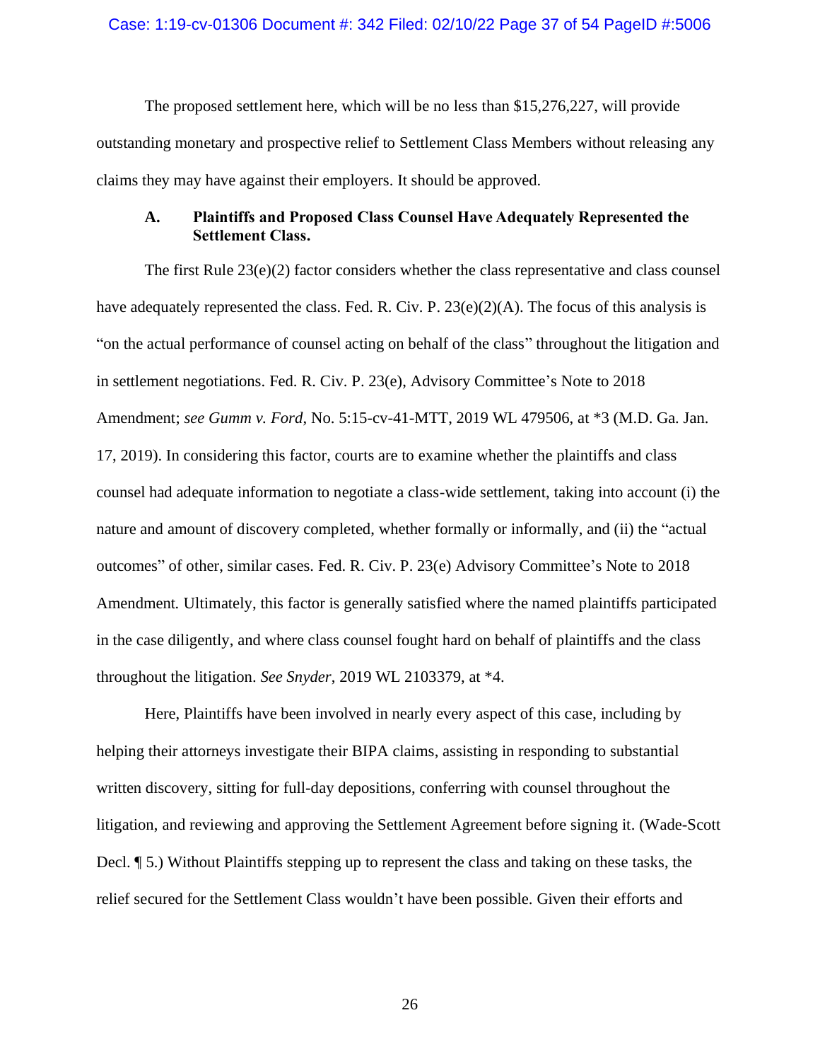The proposed settlement here, which will be no less than $15,276,227, will provide outstanding monetary and prospective relief to Settlement Class Members without releasing any claims they may have against their employers. It should be approved.

### A. Plaintiffs and Proposed Class Counsel Have Adequately Represented the Settlement Class.

The first Rule 23(e)(2) factor considers whether the class representative and class counsel have adequately represented the class. Fed. R. Civ. P. 23(e)(2)(A). The focus of this analysis is "on the actual performance of counsel acting on behalf of the class" throughout the litigation and in settlement negotiations. Fed. R. Civ. P. 23(e), Advisory Committee's Note to 2018 Amendment; *see Gumm v. Ford*, No. 5:15-cv-41-MTT, 2019 WL 479506, at *3 (M.D. Ga. Jan. 17, 2019). In considering this factor, courts are to examine whether the plaintiffs and class counsel had adequate information to negotiate a class-wide settlement, taking into account (i) the nature and amount of discovery completed, whether formally or informally, and (ii) the "actual outcomes" of other, similar cases. Fed. R. Civ. P. 23(e) Advisory Committee's Note to 2018 Amendment*.* Ultimately, this factor is generally satisfied where the named plaintiffs participated in the case diligently, and where class counsel fought hard on behalf of plaintiffs and the class throughout the litigation. *See Snyder*, 2019 WL 2103379, at *4.

Here, Plaintiffs have been involved in nearly every aspect of this case, including by helping their attorneys investigate their BIPA claims, assisting in responding to substantial written discovery, sitting for full-day depositions, conferring with counsel throughout the litigation, and reviewing and approving the Settlement Agreement before signing it. (Wade-Scott Decl. ¶ 5.) Without Plaintiffs stepping up to represent the class and taking on these tasks, the relief secured for the Settlement Class wouldn't have been possible. Given their efforts and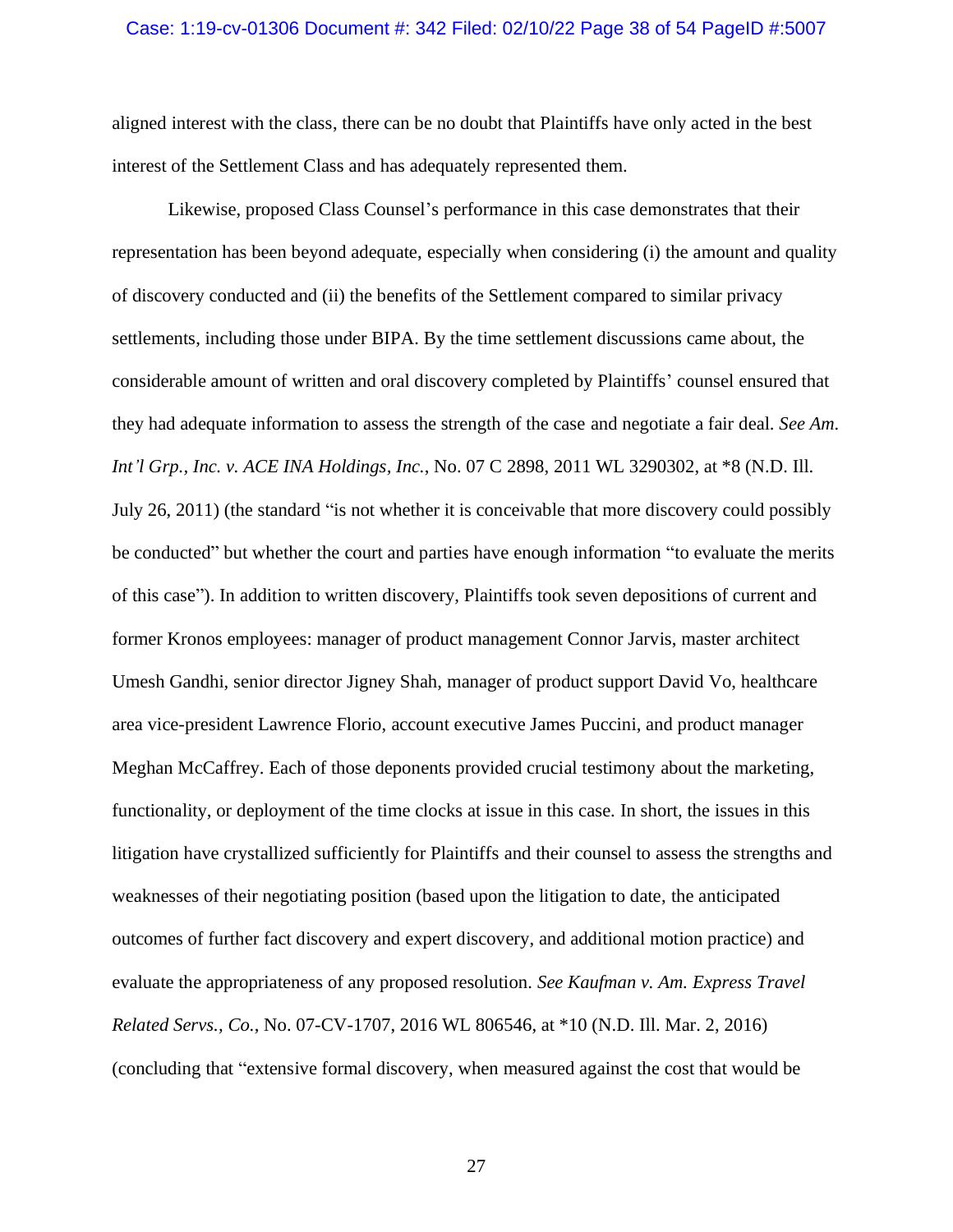aligned interest with the class, there can be no doubt that Plaintiffs have only acted in the best interest of the Settlement Class and has adequately represented them.

Likewise, proposed Class Counsel's performance in this case demonstrates that their representation has been beyond adequate, especially when considering (i) the amount and quality of discovery conducted and (ii) the benefits of the Settlement compared to similar privacy settlements, including those under BIPA. By the time settlement discussions came about, the considerable amount of written and oral discovery completed by Plaintiffs' counsel ensured that they had adequate information to assess the strength of the case and negotiate a fair deal. *See Am. Int'l Grp., Inc. v. ACE INA Holdings, Inc.*, No. 07 C 2898, 2011 WL 3290302, at *8 (N.D. Ill. July 26, 2011) (the standard "is not whether it is conceivable that more discovery could possibly be conducted" but whether the court and parties have enough information "to evaluate the merits of this case"). In addition to written discovery, Plaintiffs took seven depositions of current and former Kronos employees: manager of product management Connor Jarvis, master architect Umesh Gandhi, senior director Jigney Shah, manager of product support David Vo, healthcare area vice-president Lawrence Florio, account executive James Puccini, and product manager Meghan McCaffrey. Each of those deponents provided crucial testimony about the marketing, functionality, or deployment of the time clocks at issue in this case. In short, the issues in this litigation have crystallized sufficiently for Plaintiffs and their counsel to assess the strengths and weaknesses of their negotiating position (based upon the litigation to date, the anticipated outcomes of further fact discovery and expert discovery, and additional motion practice) and evaluate the appropriateness of any proposed resolution. *See Kaufman v. Am. Express Travel Related Servs., Co.*, No. 07-CV-1707, 2016 WL 806546, at *10 (N.D. Ill. Mar. 2, 2016) (concluding that "extensive formal discovery, when measured against the cost that would be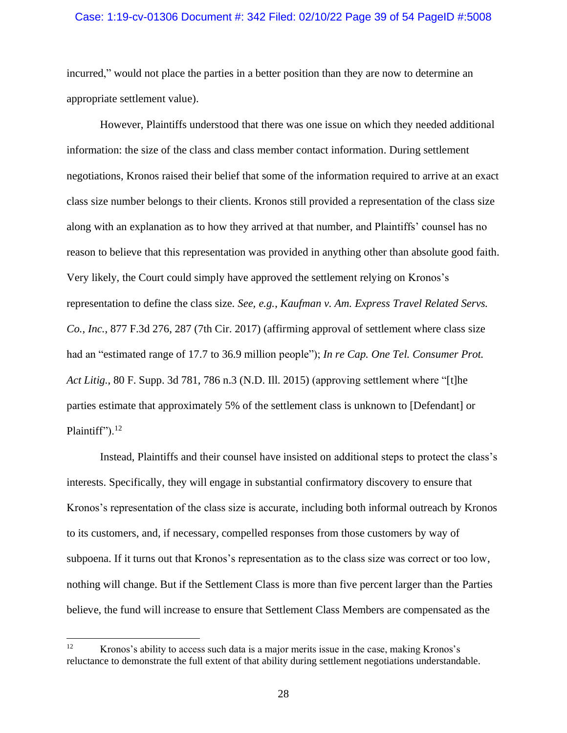incurred," would not place the parties in a better position than they are now to determine an appropriate settlement value).

However, Plaintiffs understood that there was one issue on which they needed additional information: the size of the class and class member contact information. During settlement negotiations, Kronos raised their belief that some of the information required to arrive at an exact class size number belongs to their clients. Kronos still provided a representation of the class size along with an explanation as to how they arrived at that number, and Plaintiffs' counsel has no reason to believe that this representation was provided in anything other than absolute good faith. Very likely, the Court could simply have approved the settlement relying on Kronos's representation to define the class size. *See, e.g.*, *Kaufman v. Am. Express Travel Related Servs. Co., Inc.*, 877 F.3d 276, 287 (7th Cir. 2017) (affirming approval of settlement where class size had an "estimated range of 17.7 to 36.9 million people"); *In re Cap. One Tel. Consumer Prot. Act Litig.*, 80 F. Supp. 3d 781, 786 n.3 (N.D. Ill. 2015) (approving settlement where "[t]he parties estimate that approximately 5% of the settlement class is unknown to [Defendant] or Plaintiff").[12]

Instead, Plaintiffs and their counsel have insisted on additional steps to protect the class's interests. Specifically, they will engage in substantial confirmatory discovery to ensure that Kronos's representation of the class size is accurate, including both informal outreach by Kronos to its customers, and, if necessary, compelled responses from those customers by way of subpoena. If it turns out that Kronos's representation as to the class size was correct or too low, nothing will change. But if the Settlement Class is more than five percent larger than the Parties believe, the fund will increase to ensure that Settlement Class Members are compensated as the

---

[12] Kronos's ability to access such data is a major merits issue in the case, making Kronos's reluctance to demonstrate the full extent of that ability during settlement negotiations understandable.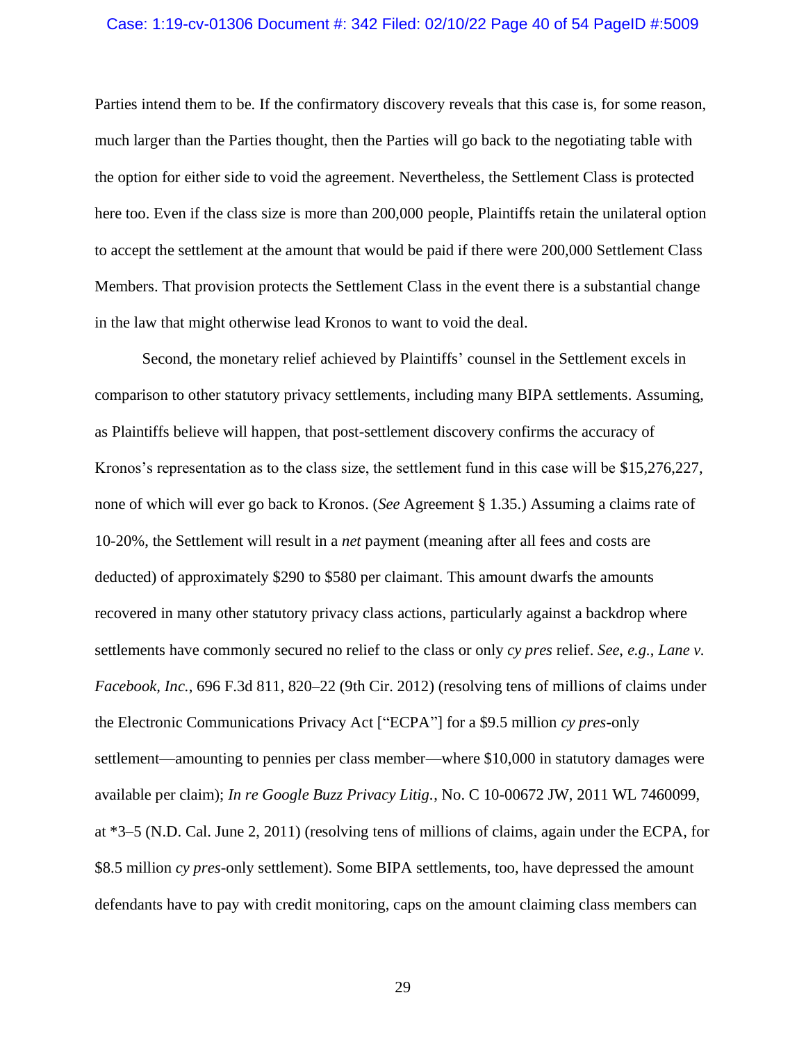Parties intend them to be. If the confirmatory discovery reveals that this case is, for some reason, much larger than the Parties thought, then the Parties will go back to the negotiating table with the option for either side to void the agreement. Nevertheless, the Settlement Class is protected here too. Even if the class size is more than 200,000 people, Plaintiffs retain the unilateral option to accept the settlement at the amount that would be paid if there were 200,000 Settlement Class Members. That provision protects the Settlement Class in the event there is a substantial change in the law that might otherwise lead Kronos to want to void the deal.

Second, the monetary relief achieved by Plaintiffs' counsel in the Settlement excels in comparison to other statutory privacy settlements, including many BIPA settlements. Assuming, as Plaintiffs believe will happen, that post-settlement discovery confirms the accuracy of Kronos's representation as to the class size, the settlement fund in this case will be $15,276,227, none of which will ever go back to Kronos. (*See* Agreement § 1.35.) Assuming a claims rate of 10-20%, the Settlement will result in a *net* payment (meaning after all fees and costs are deducted) of approximately $290 to $580 per claimant. This amount dwarfs the amounts recovered in many other statutory privacy class actions, particularly against a backdrop where settlements have commonly secured no relief to the class or only *cy pres* relief. *See*, *e.g.*, *Lane v. Facebook, Inc.*, 696 F.3d 811, 820–22 (9th Cir. 2012) (resolving tens of millions of claims under the Electronic Communications Privacy Act ["ECPA"] for a $9.5 million *cy pres*-only settlement—amounting to pennies per class member—where $10,000 in statutory damages were available per claim); *In re Google Buzz Privacy Litig.*, No. C 10-00672 JW, 2011 WL 7460099, at *3–5 (N.D. Cal. June 2, 2011) (resolving tens of millions of claims, again under the ECPA, for $8.5 million *cy pres*-only settlement). Some BIPA settlements, too, have depressed the amount defendants have to pay with credit monitoring, caps on the amount claiming class members can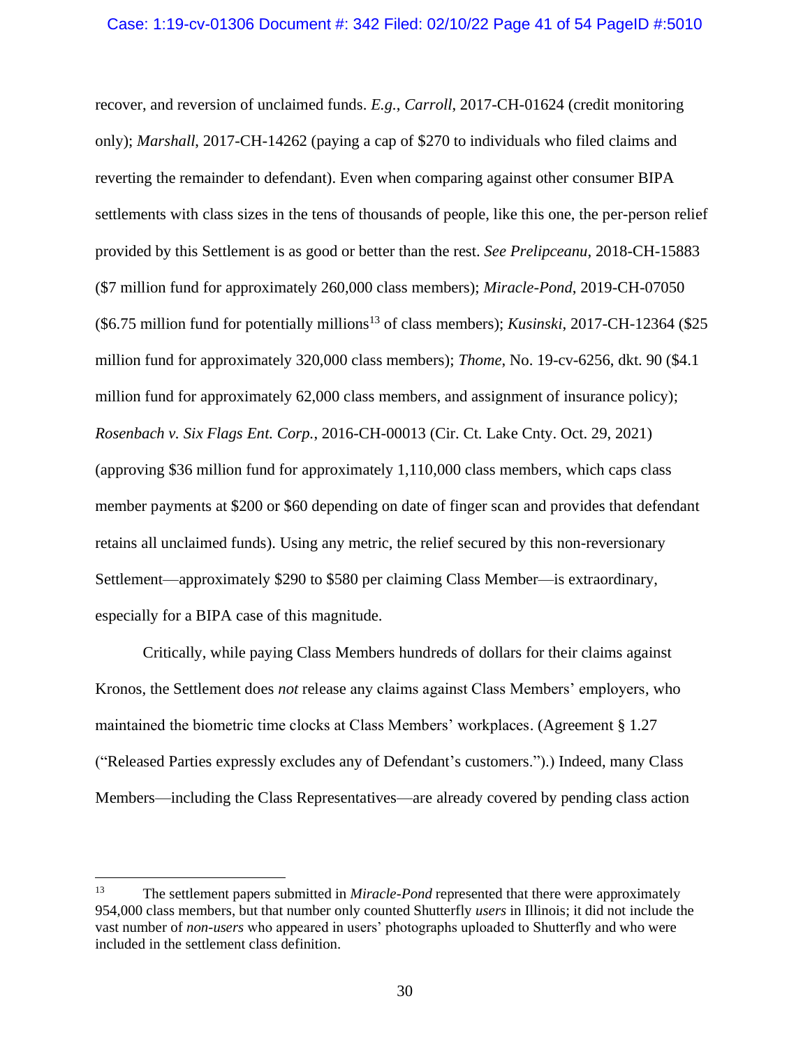recover, and reversion of unclaimed funds. *E.g.*, *Carroll*, 2017-CH-01624 (credit monitoring only); *Marshall*, 2017-CH-14262 (paying a cap of $270 to individuals who filed claims and reverting the remainder to defendant). Even when comparing against other consumer BIPA settlements with class sizes in the tens of thousands of people, like this one, the per-person relief provided by this Settlement is as good or better than the rest. *See Prelipceanu*, 2018-CH-15883 ($7 million fund for approximately 260,000 class members); *Miracle-Pond*, 2019-CH-07050 ($6.75 million fund for potentially millions[13] of class members); *Kusinski*, 2017-CH-12364 ($25 million fund for approximately 320,000 class members); *Thome*, No. 19-cv-6256, dkt. 90 ($4.1 million fund for approximately 62,000 class members, and assignment of insurance policy); *Rosenbach v. Six Flags Ent. Corp.*, 2016-CH-00013 (Cir. Ct. Lake Cnty. Oct. 29, 2021) (approving $36 million fund for approximately 1,110,000 class members, which caps class member payments at $200 or $60 depending on date of finger scan and provides that defendant retains all unclaimed funds). Using any metric, the relief secured by this non-reversionary Settlement—approximately $290 to $580 per claiming Class Member—is extraordinary, especially for a BIPA case of this magnitude.

Critically, while paying Class Members hundreds of dollars for their claims against Kronos, the Settlement does *not* release any claims against Class Members' employers, who maintained the biometric time clocks at Class Members' workplaces. (Agreement § 1.27 ("Released Parties expressly excludes any of Defendant's customers.").) Indeed, many Class Members—including the Class Representatives—are already covered by pending class action

---

[13] The settlement papers submitted in *Miracle-Pond* represented that there were approximately 954,000 class members, but that number only counted Shutterfly *users* in Illinois; it did not include the vast number of *non-users* who appeared in users' photographs uploaded to Shutterfly and who were included in the settlement class definition.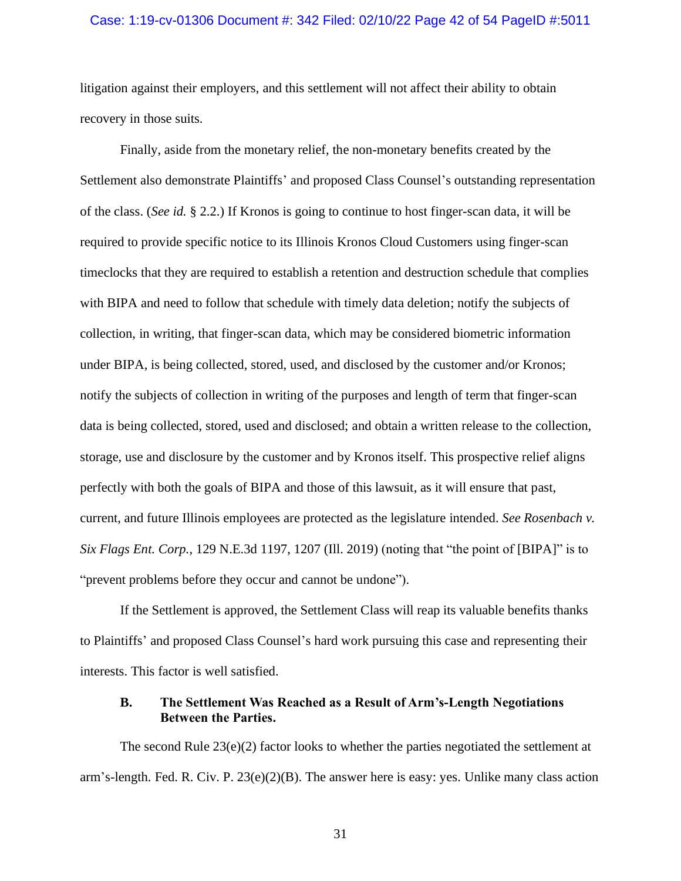litigation against their employers, and this settlement will not affect their ability to obtain recovery in those suits.

Finally, aside from the monetary relief, the non-monetary benefits created by the Settlement also demonstrate Plaintiffs' and proposed Class Counsel's outstanding representation of the class. (*See id.* § 2.2.) If Kronos is going to continue to host finger-scan data, it will be required to provide specific notice to its Illinois Kronos Cloud Customers using finger-scan timeclocks that they are required to establish a retention and destruction schedule that complies with BIPA and need to follow that schedule with timely data deletion; notify the subjects of collection, in writing, that finger-scan data, which may be considered biometric information under BIPA, is being collected, stored, used, and disclosed by the customer and/or Kronos; notify the subjects of collection in writing of the purposes and length of term that finger-scan data is being collected, stored, used and disclosed; and obtain a written release to the collection, storage, use and disclosure by the customer and by Kronos itself. This prospective relief aligns perfectly with both the goals of BIPA and those of this lawsuit, as it will ensure that past, current, and future Illinois employees are protected as the legislature intended. *See Rosenbach v. Six Flags Ent. Corp.*, 129 N.E.3d 1197, 1207 (Ill. 2019) (noting that "the point of [BIPA]" is to "prevent problems before they occur and cannot be undone").

If the Settlement is approved, the Settlement Class will reap its valuable benefits thanks to Plaintiffs' and proposed Class Counsel's hard work pursuing this case and representing their interests. This factor is well satisfied.

### B. The Settlement Was Reached as a Result of Arm's-Length Negotiations Between the Parties.

The second Rule 23(e)(2) factor looks to whether the parties negotiated the settlement at arm's-length. Fed. R. Civ. P. 23(e)(2)(B). The answer here is easy: yes. Unlike many class action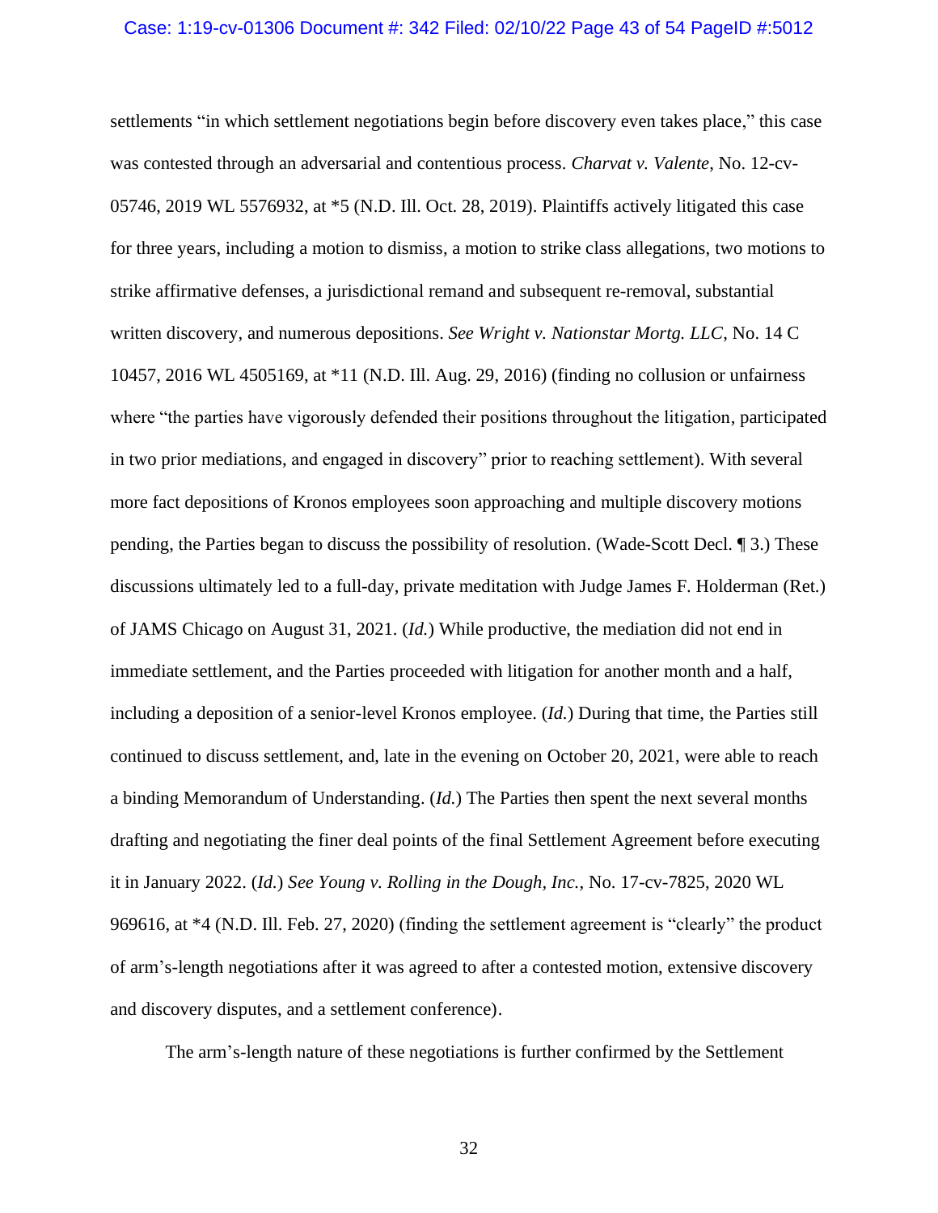settlements "in which settlement negotiations begin before discovery even takes place," this case was contested through an adversarial and contentious process. *Charvat v. Valente*, No. 12-cv-05746, 2019 WL 5576932, at *5 (N.D. Ill. Oct. 28, 2019). Plaintiffs actively litigated this case for three years, including a motion to dismiss, a motion to strike class allegations, two motions to strike affirmative defenses, a jurisdictional remand and subsequent re-removal, substantial written discovery, and numerous depositions. *See Wright v. Nationstar Mortg. LLC*, No. 14 C 10457, 2016 WL 4505169, at *11 (N.D. Ill. Aug. 29, 2016) (finding no collusion or unfairness where "the parties have vigorously defended their positions throughout the litigation, participated in two prior mediations, and engaged in discovery" prior to reaching settlement). With several more fact depositions of Kronos employees soon approaching and multiple discovery motions pending, the Parties began to discuss the possibility of resolution. (Wade-Scott Decl. ¶ 3.) These discussions ultimately led to a full-day, private meditation with Judge James F. Holderman (Ret.) of JAMS Chicago on August 31, 2021. (*Id.*) While productive, the mediation did not end in immediate settlement, and the Parties proceeded with litigation for another month and a half, including a deposition of a senior-level Kronos employee. (*Id.*) During that time, the Parties still continued to discuss settlement, and, late in the evening on October 20, 2021, were able to reach a binding Memorandum of Understanding. (*Id.*) The Parties then spent the next several months drafting and negotiating the finer deal points of the final Settlement Agreement before executing it in January 2022. (*Id.*) *See Young v. Rolling in the Dough, Inc.*, No. 17-cv-7825, 2020 WL 969616, at *4 (N.D. Ill. Feb. 27, 2020) (finding the settlement agreement is "clearly" the product of arm's-length negotiations after it was agreed to after a contested motion, extensive discovery and discovery disputes, and a settlement conference).

The arm's-length nature of these negotiations is further confirmed by the Settlement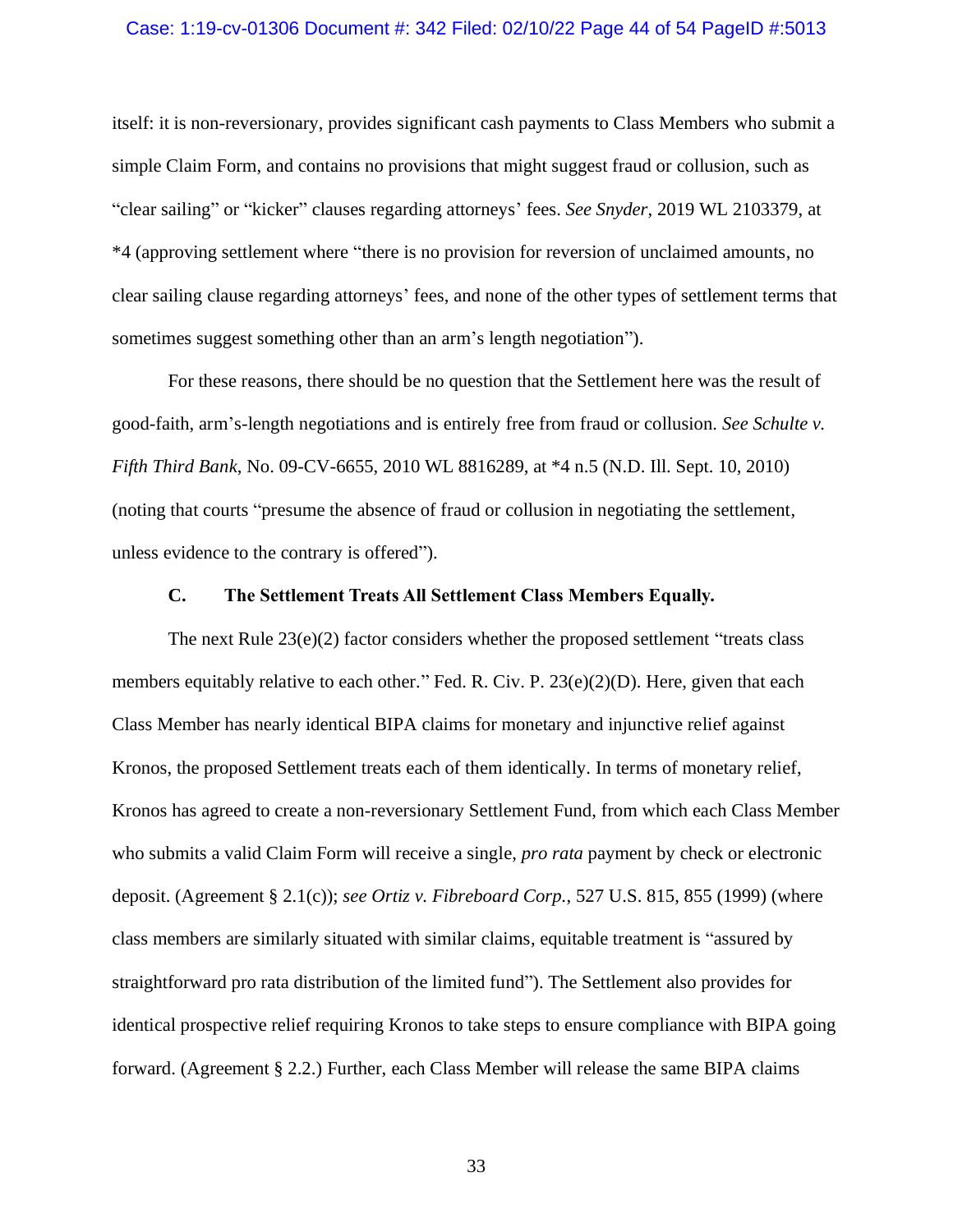itself: it is non-reversionary, provides significant cash payments to Class Members who submit a simple Claim Form, and contains no provisions that might suggest fraud or collusion, such as "clear sailing" or "kicker" clauses regarding attorneys' fees. *See Snyder*, 2019 WL 2103379, at *4 (approving settlement where "there is no provision for reversion of unclaimed amounts, no clear sailing clause regarding attorneys' fees, and none of the other types of settlement terms that sometimes suggest something other than an arm's length negotiation").

For these reasons, there should be no question that the Settlement here was the result of good-faith, arm's-length negotiations and is entirely free from fraud or collusion. *See Schulte v. Fifth Third Bank*, No. 09-CV-6655, 2010 WL 8816289, at *4 n.5 (N.D. Ill. Sept. 10, 2010) (noting that courts "presume the absence of fraud or collusion in negotiating the settlement, unless evidence to the contrary is offered").

### C. The Settlement Treats All Settlement Class Members Equally.

The next Rule 23(e)(2) factor considers whether the proposed settlement "treats class members equitably relative to each other." Fed. R. Civ. P. 23(e)(2)(D). Here, given that each Class Member has nearly identical BIPA claims for monetary and injunctive relief against Kronos, the proposed Settlement treats each of them identically. In terms of monetary relief, Kronos has agreed to create a non-reversionary Settlement Fund, from which each Class Member who submits a valid Claim Form will receive a single, *pro rata* payment by check or electronic deposit. (Agreement § 2.1(c)); *see Ortiz v. Fibreboard Corp.*, 527 U.S. 815, 855 (1999) (where class members are similarly situated with similar claims, equitable treatment is "assured by straightforward pro rata distribution of the limited fund"). The Settlement also provides for identical prospective relief requiring Kronos to take steps to ensure compliance with BIPA going forward. (Agreement § 2.2.) Further, each Class Member will release the same BIPA claims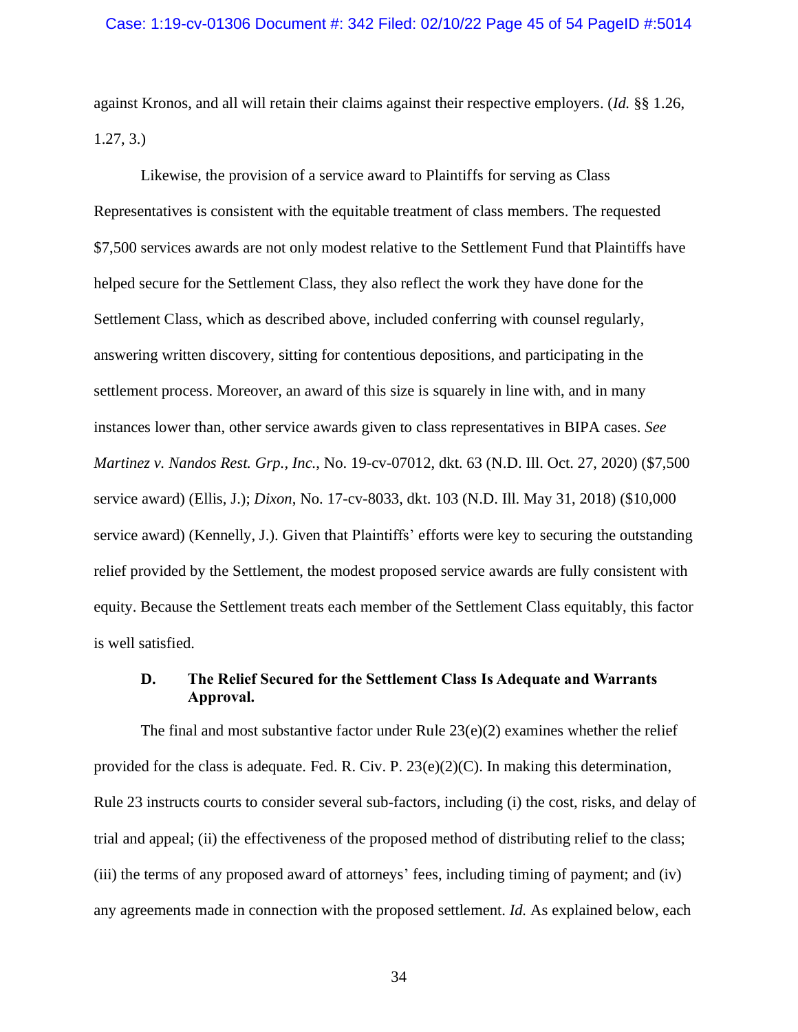against Kronos, and all will retain their claims against their respective employers. (*Id.* §§ 1.26, 1.27, 3.)

Likewise, the provision of a service award to Plaintiffs for serving as Class Representatives is consistent with the equitable treatment of class members. The requested $7,500 services awards are not only modest relative to the Settlement Fund that Plaintiffs have helped secure for the Settlement Class, they also reflect the work they have done for the Settlement Class, which as described above, included conferring with counsel regularly, answering written discovery, sitting for contentious depositions, and participating in the settlement process. Moreover, an award of this size is squarely in line with, and in many instances lower than, other service awards given to class representatives in BIPA cases. *See Martinez v. Nandos Rest. Grp., Inc.*, No. 19-cv-07012, dkt. 63 (N.D. Ill. Oct. 27, 2020) ($7,500 service award) (Ellis, J.); *Dixon*, No. 17-cv-8033, dkt. 103 (N.D. Ill. May 31, 2018) ($10,000 service award) (Kennelly, J.). Given that Plaintiffs' efforts were key to securing the outstanding relief provided by the Settlement, the modest proposed service awards are fully consistent with equity. Because the Settlement treats each member of the Settlement Class equitably, this factor is well satisfied.

### D. The Relief Secured for the Settlement Class Is Adequate and Warrants Approval.

The final and most substantive factor under Rule 23(e)(2) examines whether the relief provided for the class is adequate. Fed. R. Civ. P. 23(e)(2)(C). In making this determination, Rule 23 instructs courts to consider several sub-factors, including (i) the cost, risks, and delay of trial and appeal; (ii) the effectiveness of the proposed method of distributing relief to the class; (iii) the terms of any proposed award of attorneys' fees, including timing of payment; and (iv) any agreements made in connection with the proposed settlement. *Id.* As explained below, each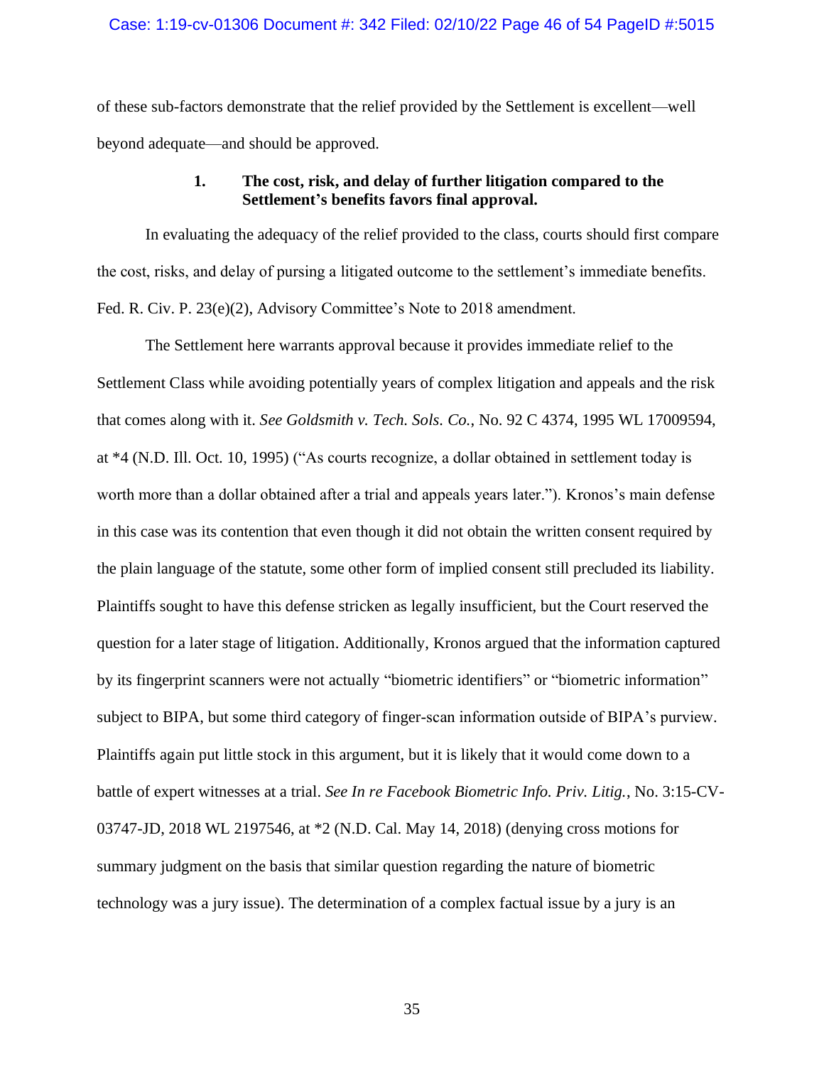of these sub-factors demonstrate that the relief provided by the Settlement is excellent—well beyond adequate—and should be approved.

### 1. The cost, risk, and delay of further litigation compared to the Settlement's benefits favors final approval.

In evaluating the adequacy of the relief provided to the class, courts should first compare the cost, risks, and delay of pursing a litigated outcome to the settlement's immediate benefits. Fed. R. Civ. P. 23(e)(2), Advisory Committee's Note to 2018 amendment.

The Settlement here warrants approval because it provides immediate relief to the Settlement Class while avoiding potentially years of complex litigation and appeals and the risk that comes along with it. *See Goldsmith v. Tech. Sols. Co.*, No. 92 C 4374, 1995 WL 17009594, at *4 (N.D. Ill. Oct. 10, 1995) ("As courts recognize, a dollar obtained in settlement today is worth more than a dollar obtained after a trial and appeals years later."). Kronos's main defense in this case was its contention that even though it did not obtain the written consent required by the plain language of the statute, some other form of implied consent still precluded its liability. Plaintiffs sought to have this defense stricken as legally insufficient, but the Court reserved the question for a later stage of litigation. Additionally, Kronos argued that the information captured by its fingerprint scanners were not actually "biometric identifiers" or "biometric information" subject to BIPA, but some third category of finger-scan information outside of BIPA's purview. Plaintiffs again put little stock in this argument, but it is likely that it would come down to a battle of expert witnesses at a trial. *See In re Facebook Biometric Info. Priv. Litig.*, No. 3:15-CV-03747-JD, 2018 WL 2197546, at *2 (N.D. Cal. May 14, 2018) (denying cross motions for summary judgment on the basis that similar question regarding the nature of biometric technology was a jury issue). The determination of a complex factual issue by a jury is an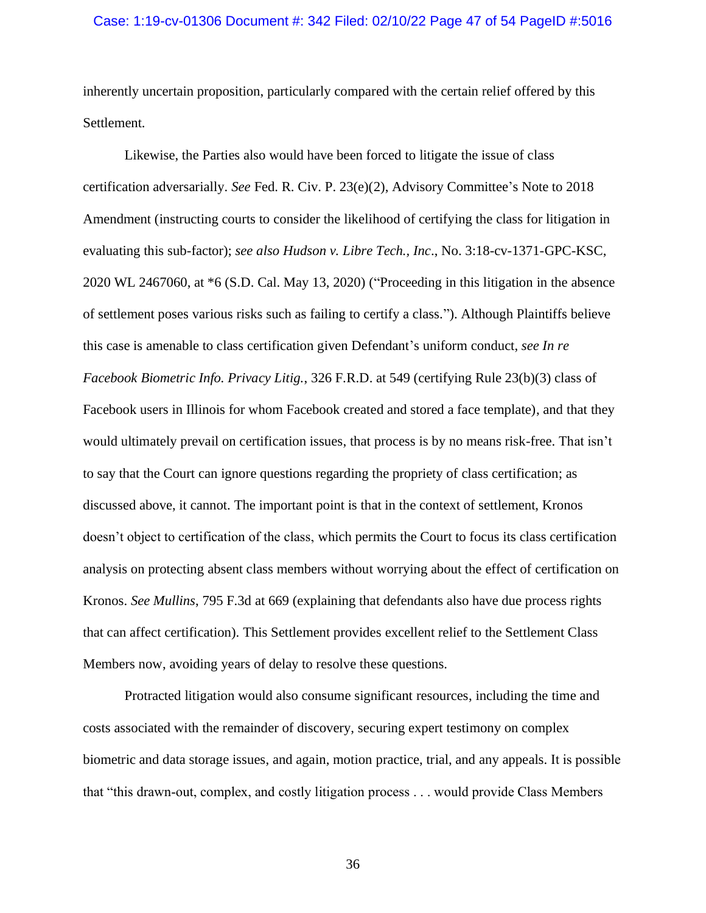inherently uncertain proposition, particularly compared with the certain relief offered by this Settlement.

Likewise, the Parties also would have been forced to litigate the issue of class certification adversarially. *See* Fed. R. Civ. P. 23(e)(2), Advisory Committee's Note to 2018 Amendment (instructing courts to consider the likelihood of certifying the class for litigation in evaluating this sub-factor); *see also Hudson v. Libre Tech., Inc*., No. 3:18-cv-1371-GPC-KSC, 2020 WL 2467060, at *6 (S.D. Cal. May 13, 2020) ("Proceeding in this litigation in the absence of settlement poses various risks such as failing to certify a class."). Although Plaintiffs believe this case is amenable to class certification given Defendant's uniform conduct, *see In re Facebook Biometric Info. Privacy Litig.*, 326 F.R.D. at 549 (certifying Rule 23(b)(3) class of Facebook users in Illinois for whom Facebook created and stored a face template), and that they would ultimately prevail on certification issues, that process is by no means risk-free. That isn't to say that the Court can ignore questions regarding the propriety of class certification; as discussed above, it cannot. The important point is that in the context of settlement, Kronos doesn't object to certification of the class, which permits the Court to focus its class certification analysis on protecting absent class members without worrying about the effect of certification on Kronos. *See Mullins*, 795 F.3d at 669 (explaining that defendants also have due process rights that can affect certification). This Settlement provides excellent relief to the Settlement Class Members now, avoiding years of delay to resolve these questions.

Protracted litigation would also consume significant resources, including the time and costs associated with the remainder of discovery, securing expert testimony on complex biometric and data storage issues, and again, motion practice, trial, and any appeals. It is possible that "this drawn-out, complex, and costly litigation process . . . would provide Class Members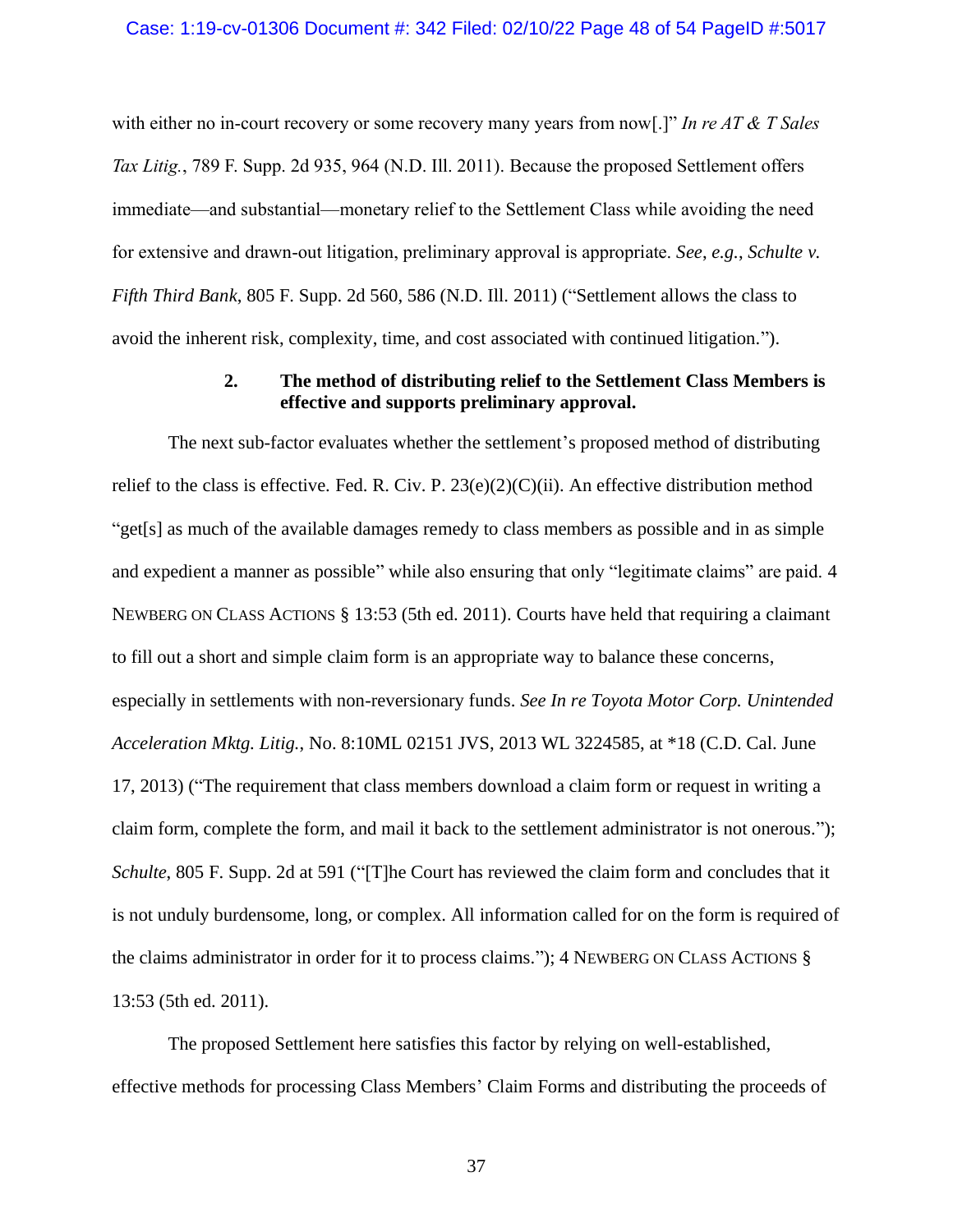with either no in-court recovery or some recovery many years from now[.]" *In re AT & T Sales Tax Litig.*, 789 F. Supp. 2d 935, 964 (N.D. Ill. 2011). Because the proposed Settlement offers immediate—and substantial—monetary relief to the Settlement Class while avoiding the need for extensive and drawn-out litigation, preliminary approval is appropriate. *See*, *e.g.*, *Schulte v. Fifth Third Bank*, 805 F. Supp. 2d 560, 586 (N.D. Ill. 2011) ("Settlement allows the class to avoid the inherent risk, complexity, time, and cost associated with continued litigation.").

**2. The method of distributing relief to the Settlement Class Members is effective and supports preliminary approval.**

The next sub-factor evaluates whether the settlement's proposed method of distributing relief to the class is effective. Fed. R. Civ. P. 23(e)(2)(C)(ii). An effective distribution method "get[s] as much of the available damages remedy to class members as possible and in as simple and expedient a manner as possible" while also ensuring that only "legitimate claims" are paid. 4 NEWBERG ON CLASS ACTIONS § 13:53 (5th ed. 2011). Courts have held that requiring a claimant to fill out a short and simple claim form is an appropriate way to balance these concerns, especially in settlements with non-reversionary funds. *See In re Toyota Motor Corp. Unintended Acceleration Mktg. Litig.*, No. 8:10ML 02151 JVS, 2013 WL 3224585, at *18 (C.D. Cal. June 17, 2013) ("The requirement that class members download a claim form or request in writing a claim form, complete the form, and mail it back to the settlement administrator is not onerous."); *Schulte*, 805 F. Supp. 2d at 591 ("[T]he Court has reviewed the claim form and concludes that it is not unduly burdensome, long, or complex. All information called for on the form is required of the claims administrator in order for it to process claims."); 4 NEWBERG ON CLASS ACTIONS § 13:53 (5th ed. 2011).

The proposed Settlement here satisfies this factor by relying on well-established, effective methods for processing Class Members' Claim Forms and distributing the proceeds of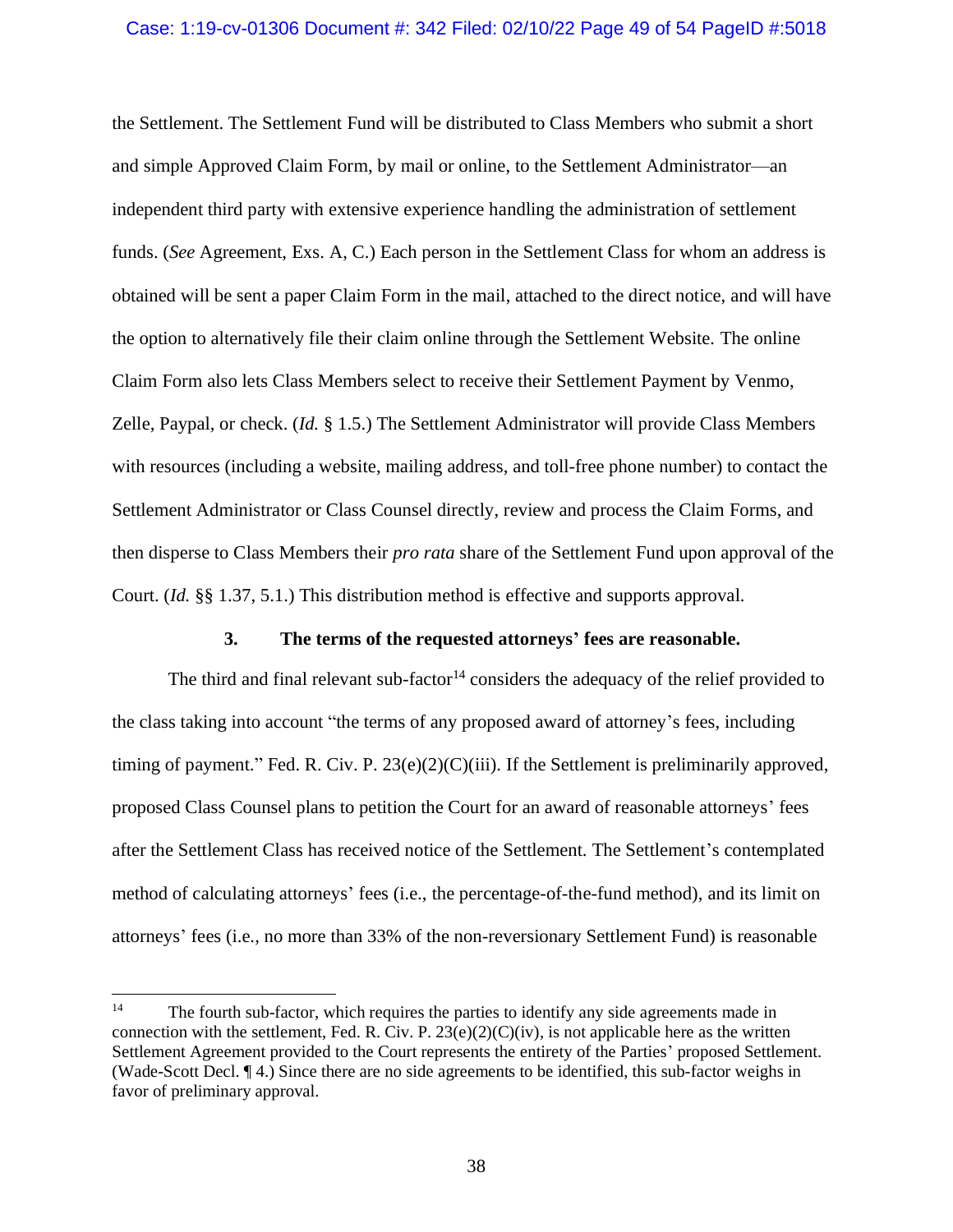the Settlement. The Settlement Fund will be distributed to Class Members who submit a short and simple Approved Claim Form, by mail or online, to the Settlement Administrator—an independent third party with extensive experience handling the administration of settlement funds. (*See* Agreement, Exs. A, C.) Each person in the Settlement Class for whom an address is obtained will be sent a paper Claim Form in the mail, attached to the direct notice, and will have the option to alternatively file their claim online through the Settlement Website. The online Claim Form also lets Class Members select to receive their Settlement Payment by Venmo, Zelle, Paypal, or check. (*Id.* § 1.5.) The Settlement Administrator will provide Class Members with resources (including a website, mailing address, and toll-free phone number) to contact the Settlement Administrator or Class Counsel directly, review and process the Claim Forms, and then disperse to Class Members their *pro rata* share of the Settlement Fund upon approval of the Court. (*Id.* §§ 1.37, 5.1.) This distribution method is effective and supports approval.

### 3. The terms of the requested attorneys' fees are reasonable.

The third and final relevant sub-factor[14] considers the adequacy of the relief provided to the class taking into account "the terms of any proposed award of attorney's fees, including timing of payment." Fed. R. Civ. P. 23(e)(2)(C)(iii). If the Settlement is preliminarily approved, proposed Class Counsel plans to petition the Court for an award of reasonable attorneys' fees after the Settlement Class has received notice of the Settlement. The Settlement's contemplated method of calculating attorneys' fees (i.e., the percentage-of-the-fund method), and its limit on attorneys' fees (i.e., no more than 33% of the non-reversionary Settlement Fund) is reasonable

---

[14] The fourth sub-factor, which requires the parties to identify any side agreements made in connection with the settlement, Fed. R. Civ. P. 23(e)(2)(C)(iv), is not applicable here as the written Settlement Agreement provided to the Court represents the entirety of the Parties' proposed Settlement. (Wade-Scott Decl. ¶ 4.) Since there are no side agreements to be identified, this sub-factor weighs in favor of preliminary approval.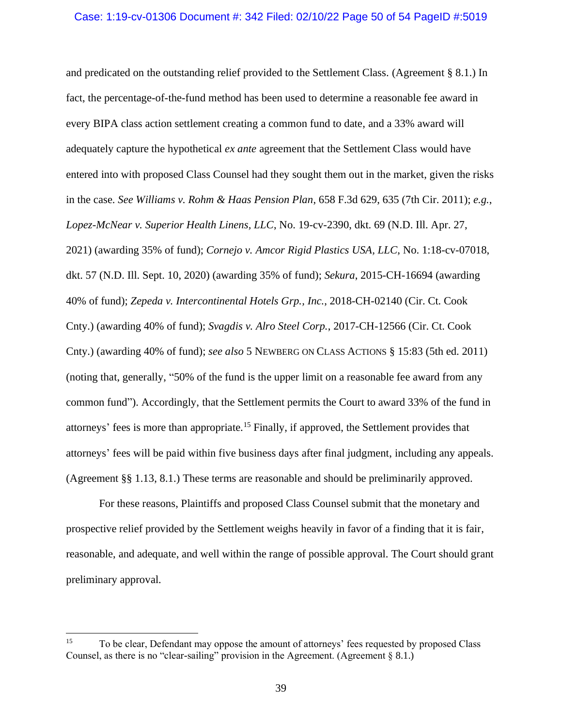and predicated on the outstanding relief provided to the Settlement Class. (Agreement § 8.1.) In fact, the percentage-of-the-fund method has been used to determine a reasonable fee award in every BIPA class action settlement creating a common fund to date, and a 33% award will adequately capture the hypothetical *ex ante* agreement that the Settlement Class would have entered into with proposed Class Counsel had they sought them out in the market, given the risks in the case. *See Williams v. Rohm & Haas Pension Plan*, 658 F.3d 629, 635 (7th Cir. 2011); *e.g.*, *Lopez-McNear v. Superior Health Linens, LLC*, No. 19-cv-2390, dkt. 69 (N.D. Ill. Apr. 27, 2021) (awarding 35% of fund); *Cornejo v. Amcor Rigid Plastics USA, LLC*, No. 1:18-cv-07018, dkt. 57 (N.D. Ill. Sept. 10, 2020) (awarding 35% of fund); *Sekura*, 2015-CH-16694 (awarding 40% of fund); *Zepeda v. Intercontinental Hotels Grp., Inc.*, 2018-CH-02140 (Cir. Ct. Cook Cnty.) (awarding 40% of fund); *Svagdis v. Alro Steel Corp.*, 2017-CH-12566 (Cir. Ct. Cook Cnty.) (awarding 40% of fund); *see also* 5 NEWBERG ON CLASS ACTIONS § 15:83 (5th ed. 2011) (noting that, generally, "50% of the fund is the upper limit on a reasonable fee award from any common fund"). Accordingly, that the Settlement permits the Court to award 33% of the fund in attorneys' fees is more than appropriate.[15] Finally, if approved, the Settlement provides that attorneys' fees will be paid within five business days after final judgment, including any appeals. (Agreement §§ 1.13, 8.1.) These terms are reasonable and should be preliminarily approved.

For these reasons, Plaintiffs and proposed Class Counsel submit that the monetary and prospective relief provided by the Settlement weighs heavily in favor of a finding that it is fair, reasonable, and adequate, and well within the range of possible approval. The Court should grant preliminary approval.

---

[15] To be clear, Defendant may oppose the amount of attorneys' fees requested by proposed Class Counsel, as there is no "clear-sailing" provision in the Agreement. (Agreement § 8.1.)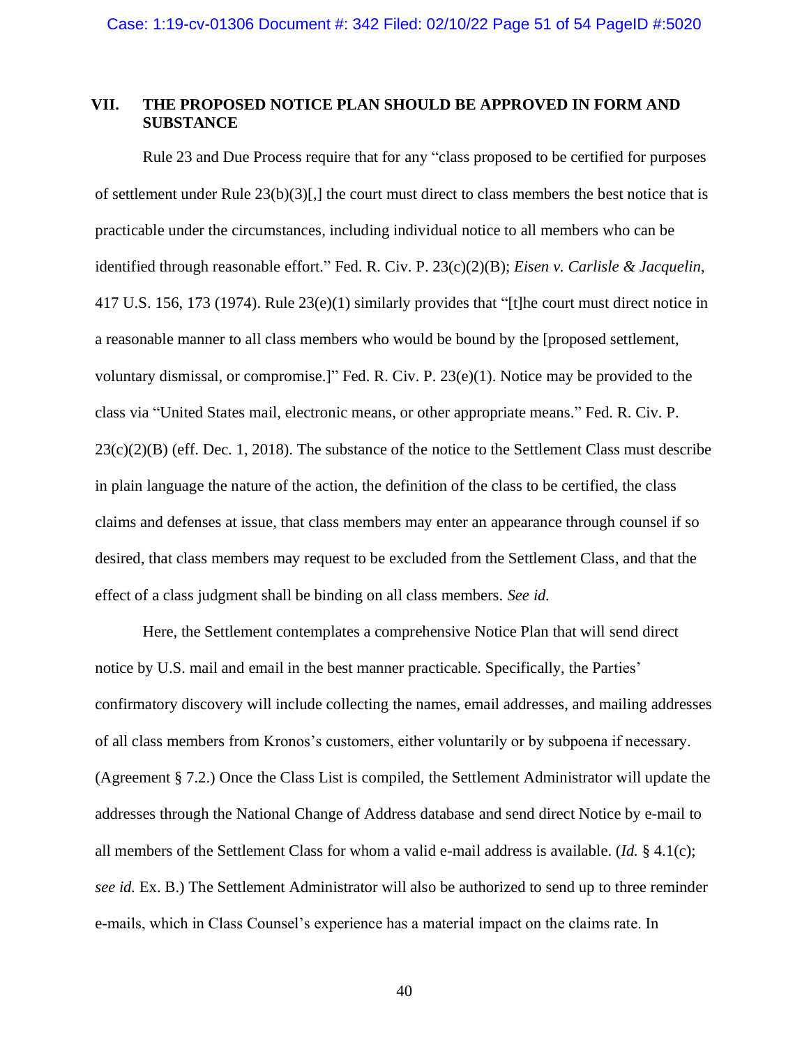## VII. THE PROPOSED NOTICE PLAN SHOULD BE APPROVED IN FORM AND SUBSTANCE

Rule 23 and Due Process require that for any "class proposed to be certified for purposes of settlement under Rule 23(b)(3)[,] the court must direct to class members the best notice that is practicable under the circumstances, including individual notice to all members who can be identified through reasonable effort." Fed. R. Civ. P. 23(c)(2)(B); *Eisen v. Carlisle & Jacquelin*, 417 U.S. 156, 173 (1974). Rule 23(e)(1) similarly provides that "[t]he court must direct notice in a reasonable manner to all class members who would be bound by the [proposed settlement, voluntary dismissal, or compromise.]" Fed. R. Civ. P. 23(e)(1). Notice may be provided to the class via "United States mail, electronic means, or other appropriate means." Fed. R. Civ. P. 23(c)(2)(B) (eff. Dec. 1, 2018). The substance of the notice to the Settlement Class must describe in plain language the nature of the action, the definition of the class to be certified, the class claims and defenses at issue, that class members may enter an appearance through counsel if so desired, that class members may request to be excluded from the Settlement Class, and that the effect of a class judgment shall be binding on all class members. *See id.*

Here, the Settlement contemplates a comprehensive Notice Plan that will send direct notice by U.S. mail and email in the best manner practicable. Specifically, the Parties' confirmatory discovery will include collecting the names, email addresses, and mailing addresses of all class members from Kronos's customers, either voluntarily or by subpoena if necessary. (Agreement § 7.2.) Once the Class List is compiled, the Settlement Administrator will update the addresses through the National Change of Address database and send direct Notice by e-mail to all members of the Settlement Class for whom a valid e-mail address is available. (*Id.* § 4.1(c); *see id.* Ex. B.) The Settlement Administrator will also be authorized to send up to three reminder e-mails, which in Class Counsel's experience has a material impact on the claims rate. In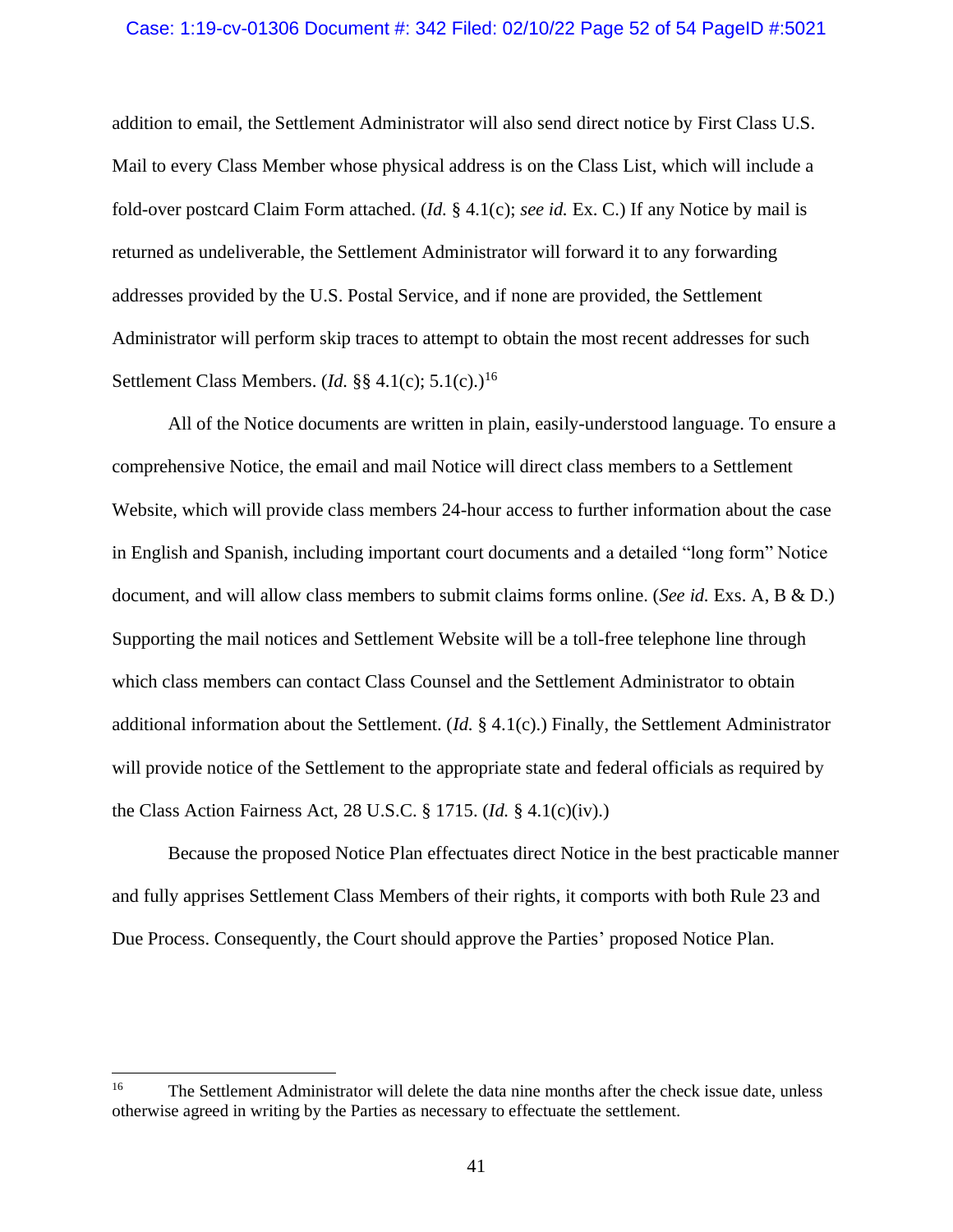addition to email, the Settlement Administrator will also send direct notice by First Class U.S. Mail to every Class Member whose physical address is on the Class List, which will include a fold-over postcard Claim Form attached. (*Id.* § 4.1(c); *see id.* Ex. C.) If any Notice by mail is returned as undeliverable, the Settlement Administrator will forward it to any forwarding addresses provided by the U.S. Postal Service, and if none are provided, the Settlement Administrator will perform skip traces to attempt to obtain the most recent addresses for such Settlement Class Members. (*Id.* §§ 4.1(c); 5.1(c).)[16]

All of the Notice documents are written in plain, easily-understood language. To ensure a comprehensive Notice, the email and mail Notice will direct class members to a Settlement Website, which will provide class members 24-hour access to further information about the case in English and Spanish, including important court documents and a detailed "long form" Notice document, and will allow class members to submit claims forms online. (*See id.* Exs. A, B & D.) Supporting the mail notices and Settlement Website will be a toll-free telephone line through which class members can contact Class Counsel and the Settlement Administrator to obtain additional information about the Settlement. (*Id.* § 4.1(c).) Finally, the Settlement Administrator will provide notice of the Settlement to the appropriate state and federal officials as required by the Class Action Fairness Act, 28 U.S.C. § 1715. (*Id.* § 4.1(c)(iv).)

Because the proposed Notice Plan effectuates direct Notice in the best practicable manner and fully apprises Settlement Class Members of their rights, it comports with both Rule 23 and Due Process. Consequently, the Court should approve the Parties' proposed Notice Plan.

---

[16] The Settlement Administrator will delete the data nine months after the check issue date, unless otherwise agreed in writing by the Parties as necessary to effectuate the settlement.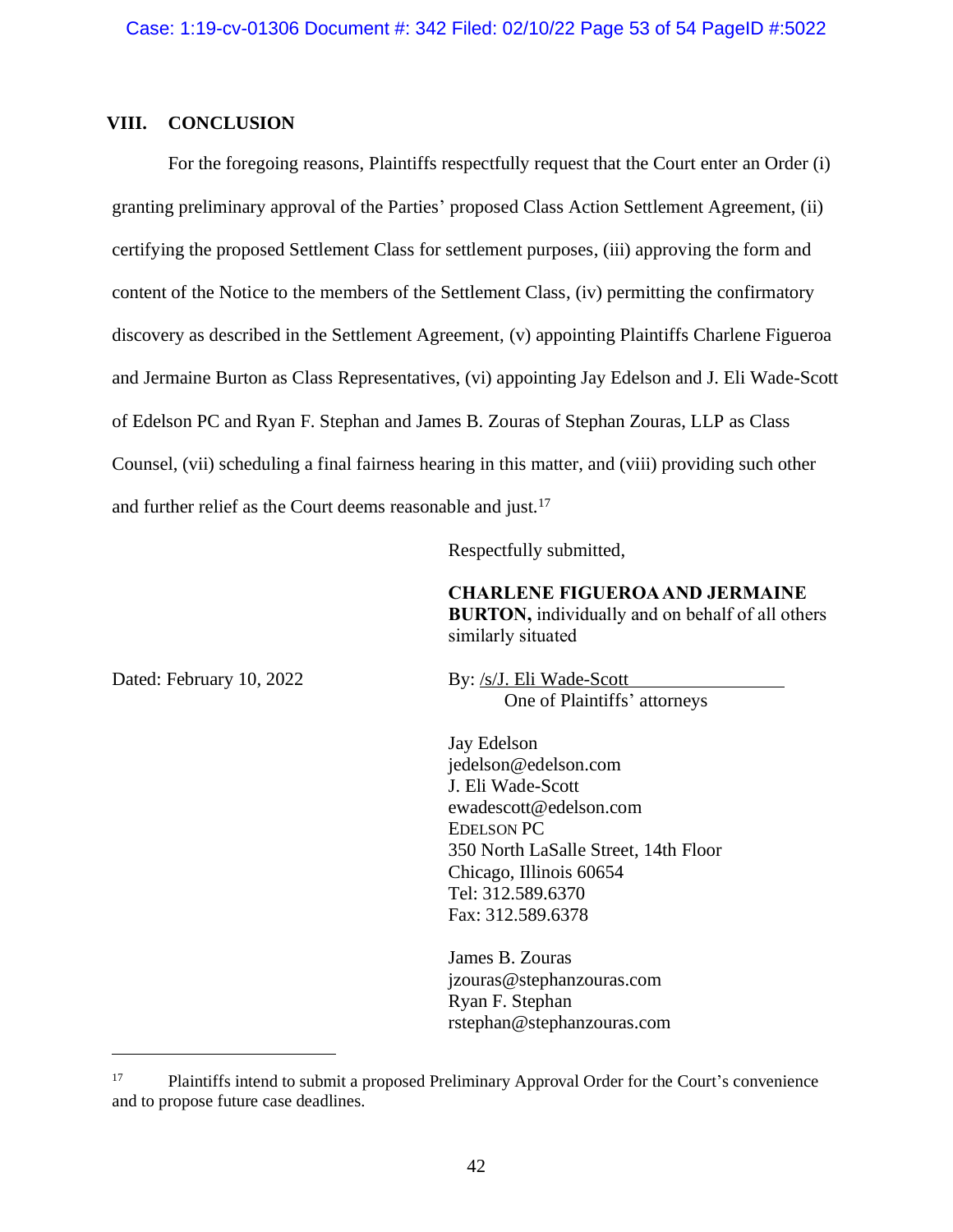## VIII. CONCLUSION

For the foregoing reasons, Plaintiffs respectfully request that the Court enter an Order (i) granting preliminary approval of the Parties' proposed Class Action Settlement Agreement, (ii) certifying the proposed Settlement Class for settlement purposes, (iii) approving the form and content of the Notice to the members of the Settlement Class, (iv) permitting the confirmatory discovery as described in the Settlement Agreement, (v) appointing Plaintiffs Charlene Figueroa and Jermaine Burton as Class Representatives, (vi) appointing Jay Edelson and J. Eli Wade-Scott of Edelson PC and Ryan F. Stephan and James B. Zouras of Stephan Zouras, LLP as Class Counsel, (vii) scheduling a final fairness hearing in this matter, and (viii) providing such other and further relief as the Court deems reasonable and just.[17]

Respectfully submitted,

**CHARLENE FIGUEROA AND JERMAINE BURTON,** individually and on behalf of all others similarly situated

Dated: February 10, 2022

By: /s/J. Eli Wade-Scott
One of Plaintiffs' attorneys

Jay Edelson
jedelson@edelson.com
J. Eli Wade-Scott
ewadescott@edelson.com
EDELSON PC
350 North LaSalle Street, 14th Floor
Chicago, Illinois 60654
Tel: 312.589.6370
Fax: 312.589.6378

James B. Zouras
jzouras@stephanzouras.com
Ryan F. Stephan
rstephan@stephanzouras.com

---

[17] Plaintiffs intend to submit a proposed Preliminary Approval Order for the Court's convenience and to propose future case deadlines.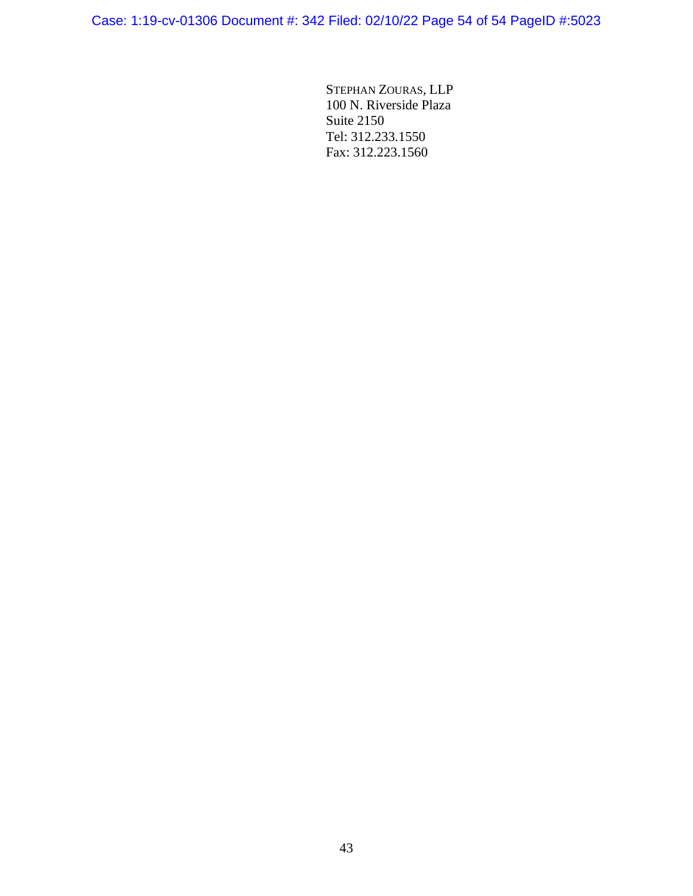STEPHAN ZOURAS, LLP
100 N. Riverside Plaza
Suite 2150
Tel: 312.233.1550
Fax: 312.223.1560